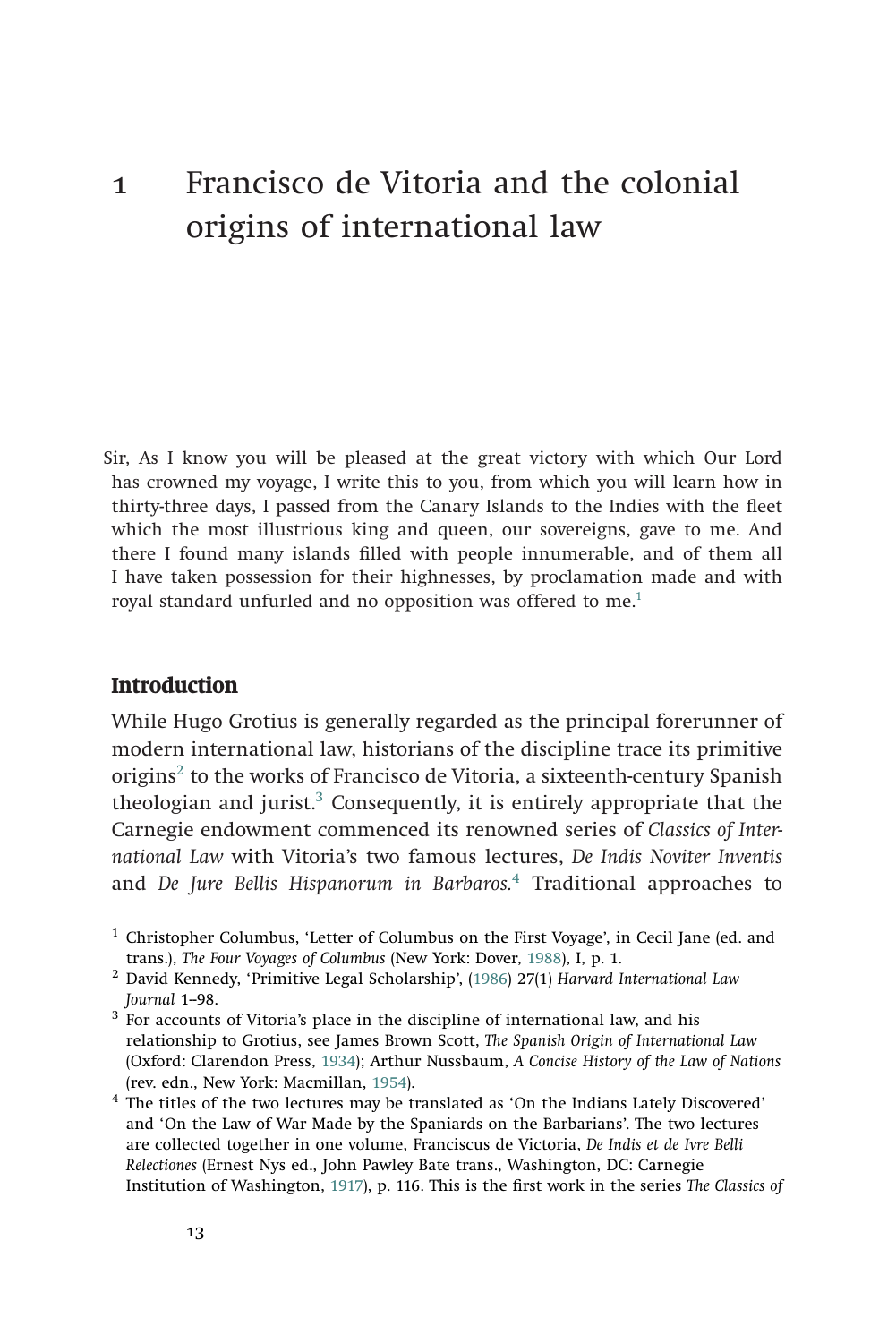# 1 Francisco de Vitoria and the colonial origins of international law

Sir, As I know you will be pleased at the great victory with which Our Lord has crowned my voyage, I write this to you, from which you will learn how in thirty-three days, I passed from the Canary Islands to the Indies with the fleet which the most illustrious king and queen, our sovereigns, gave to me. And there I found many islands filled with people innumerable, and of them all I have taken possession for their highnesses, by proclamation made and with royal standard unfurled and no opposition was offered to me.[1]

## Introduction

While Hugo Grotius is generally regarded as the principal forerunner of modern international law, historians of the discipline trace its primitive origins[2] to the works of Francisco de Vitoria, a sixteenth-century Spanish theologian and jurist.[3] Consequently, it is entirely appropriate that the Carnegie endowment commenced its renowned series of *Classics of International Law* with Vitoria's two famous lectures, *De Indis Noviter Inventis* and *De Jure Bellis Hispanorum in Barbaros.*[4] Traditional approaches to

---

[1] Christopher Columbus, 'Letter of Columbus on the First Voyage', in Cecil Jane (ed. and trans.), *The Four Voyages of Columbus* (New York: Dover, 1988), I, p. 1.

[2] David Kennedy, 'Primitive Legal Scholarship', (1986) 27(1) *Harvard International Law Journal* 1–98.

[3] For accounts of Vitoria's place in the discipline of international law, and his relationship to Grotius, see James Brown Scott, *The Spanish Origin of International Law* (Oxford: Clarendon Press, 1934); Arthur Nussbaum, *A Concise History of the Law of Nations* (rev. edn., New York: Macmillan, 1954).

[4] The titles of the two lectures may be translated as 'On the Indians Lately Discovered' and 'On the Law of War Made by the Spaniards on the Barbarians'. The two lectures are collected together in one volume, Franciscus de Victoria, *De Indis et de Ivre Belli Relectiones* (Ernest Nys ed., John Pawley Bate trans., Washington, DC: Carnegie Institution of Washington, 1917), p. 116. This is the first work in the series *The Classics of*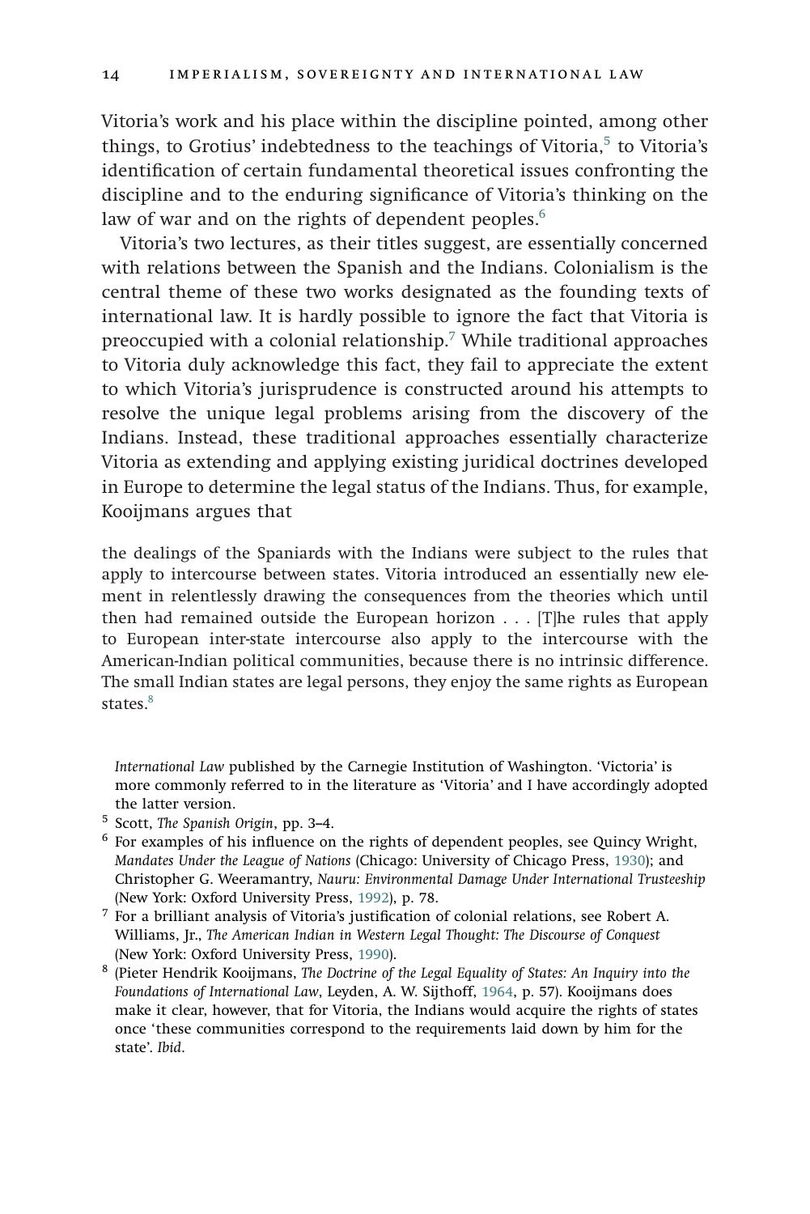Vitoria's work and his place within the discipline pointed, among other things, to Grotius' indebtedness to the teachings of Vitoria,[5] to Vitoria's identification of certain fundamental theoretical issues confronting the discipline and to the enduring significance of Vitoria's thinking on the law of war and on the rights of dependent peoples.[6]

Vitoria's two lectures, as their titles suggest, are essentially concerned with relations between the Spanish and the Indians. Colonialism is the central theme of these two works designated as the founding texts of international law. It is hardly possible to ignore the fact that Vitoria is preoccupied with a colonial relationship.[7] While traditional approaches to Vitoria duly acknowledge this fact, they fail to appreciate the extent to which Vitoria's jurisprudence is constructed around his attempts to resolve the unique legal problems arising from the discovery of the Indians. Instead, these traditional approaches essentially characterize Vitoria as extending and applying existing juridical doctrines developed in Europe to determine the legal status of the Indians. Thus, for example, Kooijmans argues that

> the dealings of the Spaniards with the Indians were subject to the rules that apply to intercourse between states. Vitoria introduced an essentially new element in relentlessly drawing the consequences from the theories which until then had remained outside the European horizon . . . [T]he rules that apply to European inter-state intercourse also apply to the intercourse with the American-Indian political communities, because there is no intrinsic difference. The small Indian states are legal persons, they enjoy the same rights as European states.[8]

*International Law* published by the Carnegie Institution of Washington. 'Victoria' is more commonly referred to in the literature as 'Vitoria' and I have accordingly adopted the latter version.

[5] Scott, *The Spanish Origin*, pp. 3–4.

[6] For examples of his influence on the rights of dependent peoples, see Quincy Wright, *Mandates Under the League of Nations* (Chicago: University of Chicago Press, 1930); and Christopher G. Weeramantry, *Nauru: Environmental Damage Under International Trusteeship* (New York: Oxford University Press, 1992), p. 78.

[7] For a brilliant analysis of Vitoria's justification of colonial relations, see Robert A. Williams, Jr., *The American Indian in Western Legal Thought: The Discourse of Conquest* (New York: Oxford University Press, 1990).

[8] (Pieter Hendrik Kooijmans, *The Doctrine of the Legal Equality of States: An Inquiry into the Foundations of International Law*, Leyden, A. W. Sijthoff, 1964, p. 57). Kooijmans does make it clear, however, that for Vitoria, the Indians would acquire the rights of states once 'these communities correspond to the requirements laid down by him for the state'. *Ibid.*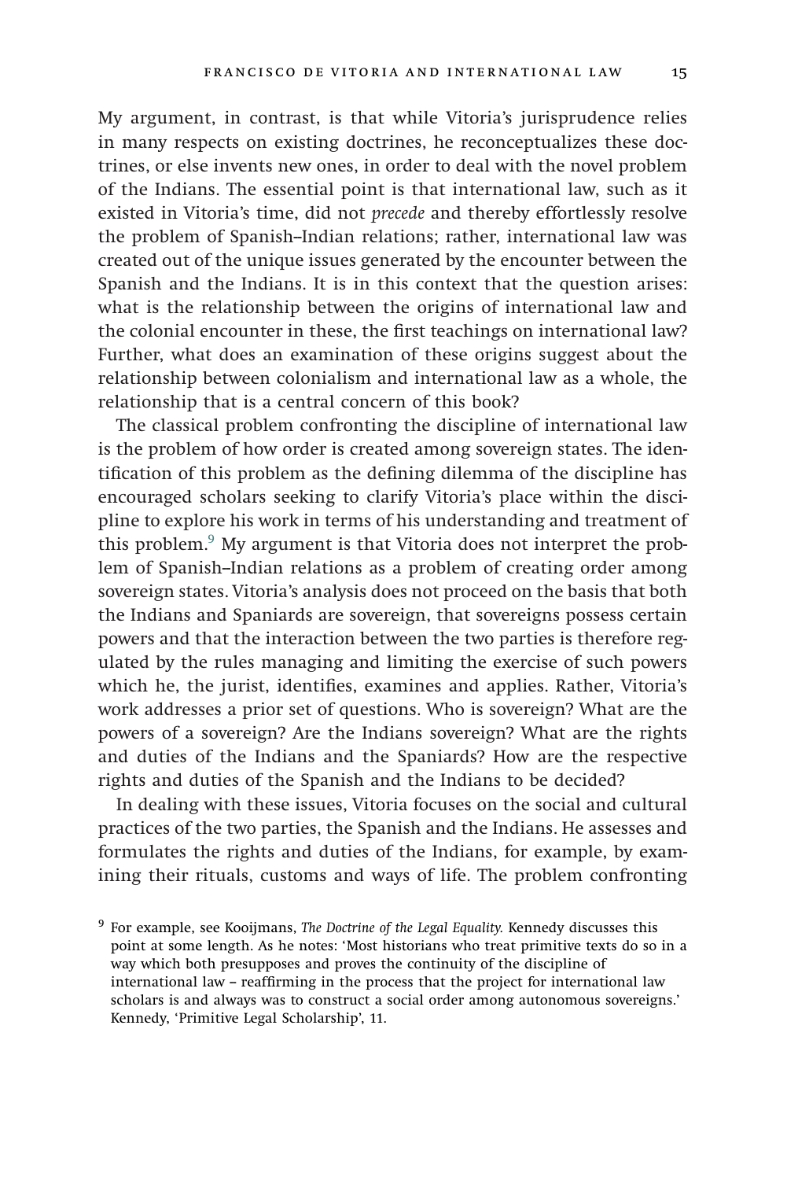My argument, in contrast, is that while Vitoria's jurisprudence relies in many respects on existing doctrines, he reconceptualizes these doctrines, or else invents new ones, in order to deal with the novel problem of the Indians. The essential point is that international law, such as it existed in Vitoria's time, did not *precede* and thereby effortlessly resolve the problem of Spanish–Indian relations; rather, international law was created out of the unique issues generated by the encounter between the Spanish and the Indians. It is in this context that the question arises: what is the relationship between the origins of international law and the colonial encounter in these, the first teachings on international law? Further, what does an examination of these origins suggest about the relationship between colonialism and international law as a whole, the relationship that is a central concern of this book?

The classical problem confronting the discipline of international law is the problem of how order is created among sovereign states. The identification of this problem as the defining dilemma of the discipline has encouraged scholars seeking to clarify Vitoria's place within the discipline to explore his work in terms of his understanding and treatment of this problem.[9] My argument is that Vitoria does not interpret the problem of Spanish–Indian relations as a problem of creating order among sovereign states. Vitoria's analysis does not proceed on the basis that both the Indians and Spaniards are sovereign, that sovereigns possess certain powers and that the interaction between the two parties is therefore regulated by the rules managing and limiting the exercise of such powers which he, the jurist, identifies, examines and applies. Rather, Vitoria's work addresses a prior set of questions. Who is sovereign? What are the powers of a sovereign? Are the Indians sovereign? What are the rights and duties of the Indians and the Spaniards? How are the respective rights and duties of the Spanish and the Indians to be decided?

In dealing with these issues, Vitoria focuses on the social and cultural practices of the two parties, the Spanish and the Indians. He assesses and formulates the rights and duties of the Indians, for example, by examining their rituals, customs and ways of life. The problem confronting

[9] For example, see Kooijmans, *The Doctrine of the Legal Equality.* Kennedy discusses this point at some length. As he notes: 'Most historians who treat primitive texts do so in a way which both presupposes and proves the continuity of the discipline of international law – reaffirming in the process that the project for international law scholars is and always was to construct a social order among autonomous sovereigns.' Kennedy, 'Primitive Legal Scholarship', 11.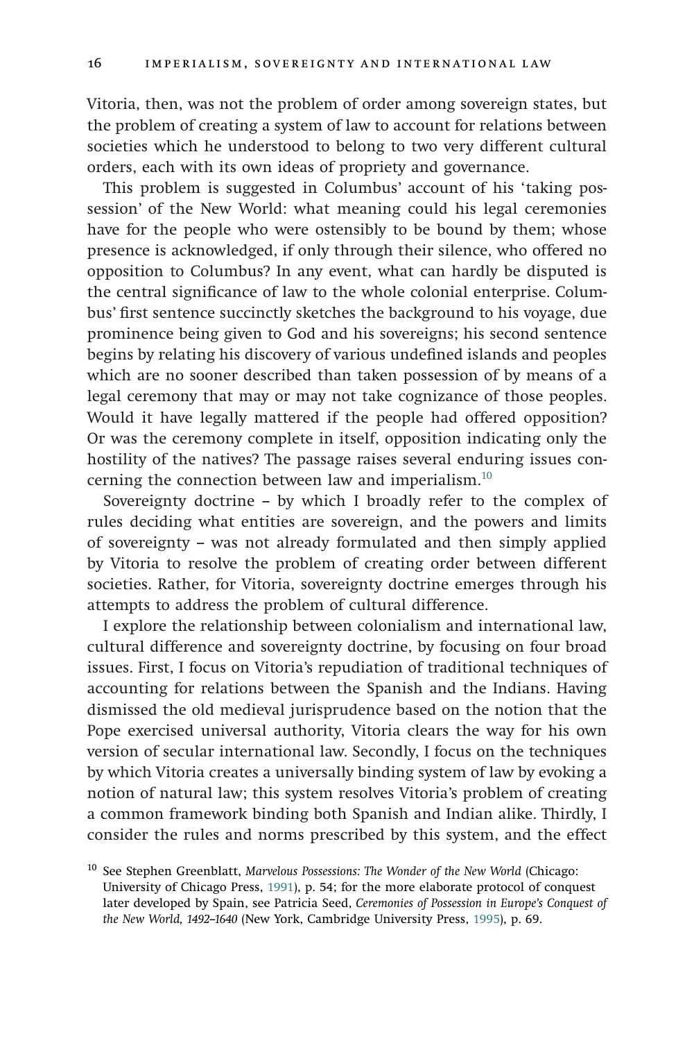Vitoria, then, was not the problem of order among sovereign states, but the problem of creating a system of law to account for relations between societies which he understood to belong to two very different cultural orders, each with its own ideas of propriety and governance.

This problem is suggested in Columbus' account of his 'taking possession' of the New World: what meaning could his legal ceremonies have for the people who were ostensibly to be bound by them; whose presence is acknowledged, if only through their silence, who offered no opposition to Columbus? In any event, what can hardly be disputed is the central significance of law to the whole colonial enterprise. Columbus' first sentence succinctly sketches the background to his voyage, due prominence being given to God and his sovereigns; his second sentence begins by relating his discovery of various undefined islands and peoples which are no sooner described than taken possession of by means of a legal ceremony that may or may not take cognizance of those peoples. Would it have legally mattered if the people had offered opposition? Or was the ceremony complete in itself, opposition indicating only the hostility of the natives? The passage raises several enduring issues concerning the connection between law and imperialism.[10]

Sovereignty doctrine – by which I broadly refer to the complex of rules deciding what entities are sovereign, and the powers and limits of sovereignty – was not already formulated and then simply applied by Vitoria to resolve the problem of creating order between different societies. Rather, for Vitoria, sovereignty doctrine emerges through his attempts to address the problem of cultural difference.

I explore the relationship between colonialism and international law, cultural difference and sovereignty doctrine, by focusing on four broad issues. First, I focus on Vitoria's repudiation of traditional techniques of accounting for relations between the Spanish and the Indians. Having dismissed the old medieval jurisprudence based on the notion that the Pope exercised universal authority, Vitoria clears the way for his own version of secular international law. Secondly, I focus on the techniques by which Vitoria creates a universally binding system of law by evoking a notion of natural law; this system resolves Vitoria's problem of creating a common framework binding both Spanish and Indian alike. Thirdly, I consider the rules and norms prescribed by this system, and the effect

[10] See Stephen Greenblatt, *Marvelous Possessions: The Wonder of the New World* (Chicago: University of Chicago Press, 1991), p. 54; for the more elaborate protocol of conquest later developed by Spain, see Patricia Seed, *Ceremonies of Possession in Europe's Conquest of the New World, 1492–1640* (New York, Cambridge University Press, 1995), p. 69.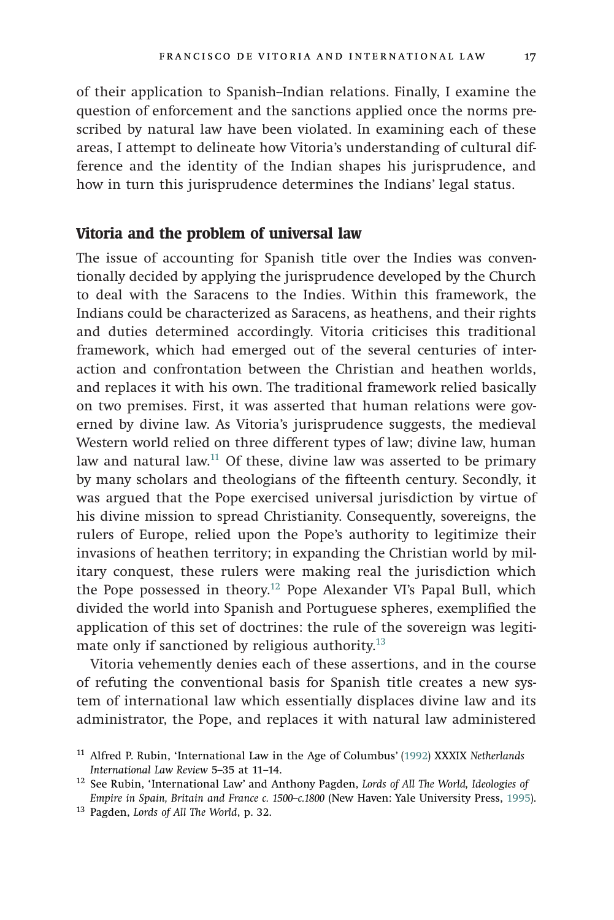of their application to Spanish–Indian relations. Finally, I examine the question of enforcement and the sanctions applied once the norms prescribed by natural law have been violated. In examining each of these areas, I attempt to delineate how Vitoria's understanding of cultural difference and the identity of the Indian shapes his jurisprudence, and how in turn this jurisprudence determines the Indians' legal status.

## Vitoria and the problem of universal law

The issue of accounting for Spanish title over the Indies was conventionally decided by applying the jurisprudence developed by the Church to deal with the Saracens to the Indies. Within this framework, the Indians could be characterized as Saracens, as heathens, and their rights and duties determined accordingly. Vitoria criticises this traditional framework, which had emerged out of the several centuries of interaction and confrontation between the Christian and heathen worlds, and replaces it with his own. The traditional framework relied basically on two premises. First, it was asserted that human relations were governed by divine law. As Vitoria's jurisprudence suggests, the medieval Western world relied on three different types of law; divine law, human law and natural law.[11] Of these, divine law was asserted to be primary by many scholars and theologians of the fifteenth century. Secondly, it was argued that the Pope exercised universal jurisdiction by virtue of his divine mission to spread Christianity. Consequently, sovereigns, the rulers of Europe, relied upon the Pope's authority to legitimize their invasions of heathen territory; in expanding the Christian world by military conquest, these rulers were making real the jurisdiction which the Pope possessed in theory.[12] Pope Alexander VI's Papal Bull, which divided the world into Spanish and Portuguese spheres, exemplified the application of this set of doctrines: the rule of the sovereign was legitimate only if sanctioned by religious authority.[13]

Vitoria vehemently denies each of these assertions, and in the course of refuting the conventional basis for Spanish title creates a new system of international law which essentially displaces divine law and its administrator, the Pope, and replaces it with natural law administered

[11] Alfred P. Rubin, 'International Law in the Age of Columbus' (1992) XXXIX *Netherlands International Law Review* 5–35 at 11–14.

[12] See Rubin, 'International Law' and Anthony Pagden, *Lords of All The World, Ideologies of Empire in Spain, Britain and France c. 1500–c.1800* (New Haven: Yale University Press, 1995).

[13] Pagden, *Lords of All The World*, p. 32.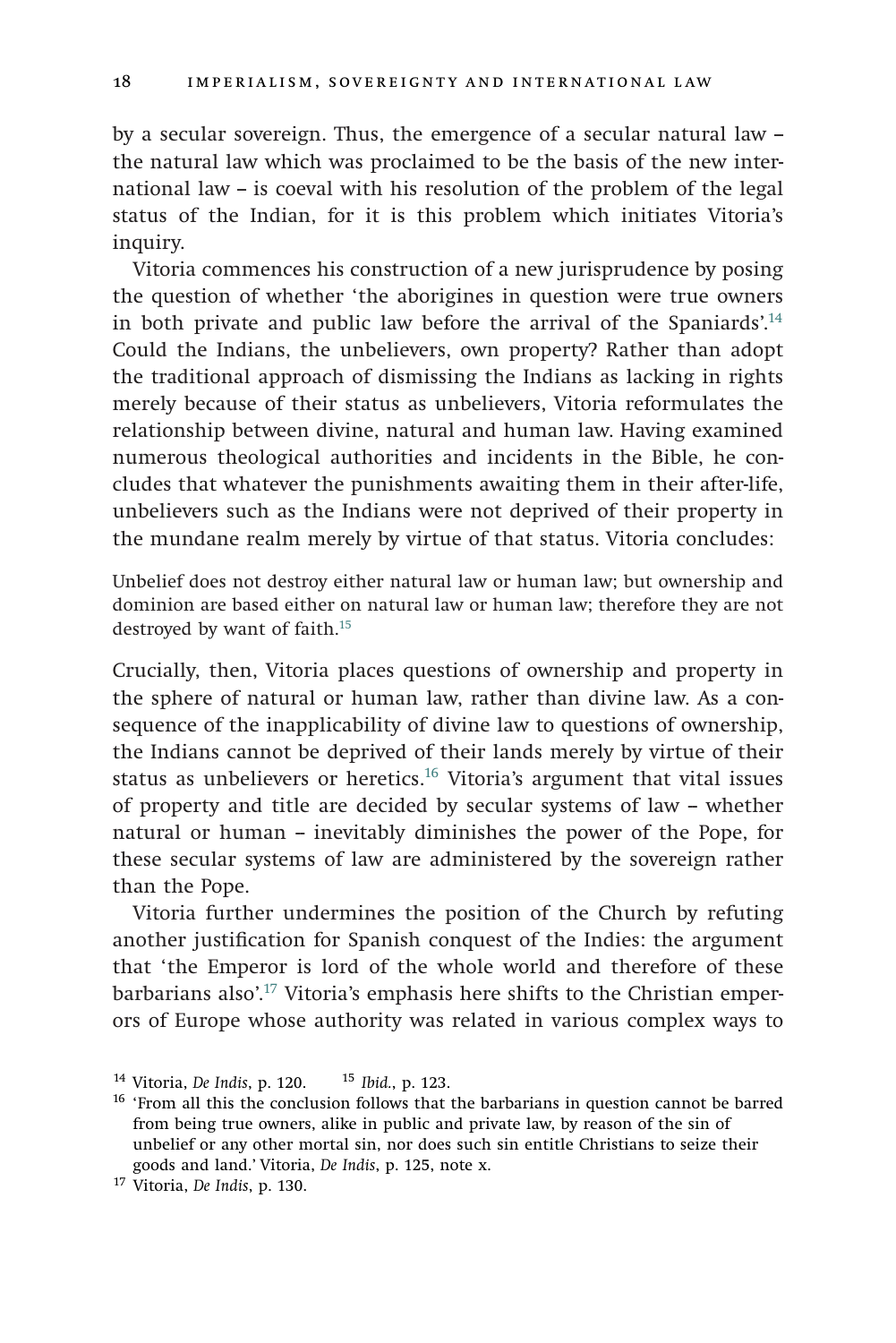by a secular sovereign. Thus, the emergence of a secular natural law – the natural law which was proclaimed to be the basis of the new international law – is coeval with his resolution of the problem of the legal status of the Indian, for it is this problem which initiates Vitoria's inquiry.

Vitoria commences his construction of a new jurisprudence by posing the question of whether 'the aborigines in question were true owners in both private and public law before the arrival of the Spaniards'.[14] Could the Indians, the unbelievers, own property? Rather than adopt the traditional approach of dismissing the Indians as lacking in rights merely because of their status as unbelievers, Vitoria reformulates the relationship between divine, natural and human law. Having examined numerous theological authorities and incidents in the Bible, he concludes that whatever the punishments awaiting them in their after-life, unbelievers such as the Indians were not deprived of their property in the mundane realm merely by virtue of that status. Vitoria concludes:

> Unbelief does not destroy either natural law or human law; but ownership and dominion are based either on natural law or human law; therefore they are not destroyed by want of faith.[15]

Crucially, then, Vitoria places questions of ownership and property in the sphere of natural or human law, rather than divine law. As a consequence of the inapplicability of divine law to questions of ownership, the Indians cannot be deprived of their lands merely by virtue of their status as unbelievers or heretics.[16] Vitoria's argument that vital issues of property and title are decided by secular systems of law – whether natural or human – inevitably diminishes the power of the Pope, for these secular systems of law are administered by the sovereign rather than the Pope.

Vitoria further undermines the position of the Church by refuting another justification for Spanish conquest of the Indies: the argument that 'the Emperor is lord of the whole world and therefore of these barbarians also'.[17] Vitoria's emphasis here shifts to the Christian emperors of Europe whose authority was related in various complex ways to

[14] Vitoria, *De Indis*, p. 120. [15] *Ibid.*, p. 123.

[16] 'From all this the conclusion follows that the barbarians in question cannot be barred from being true owners, alike in public and private law, by reason of the sin of unbelief or any other mortal sin, nor does such sin entitle Christians to seize their goods and land.' Vitoria, *De Indis*, p. 125, note x.

[17] Vitoria, *De Indis*, p. 130.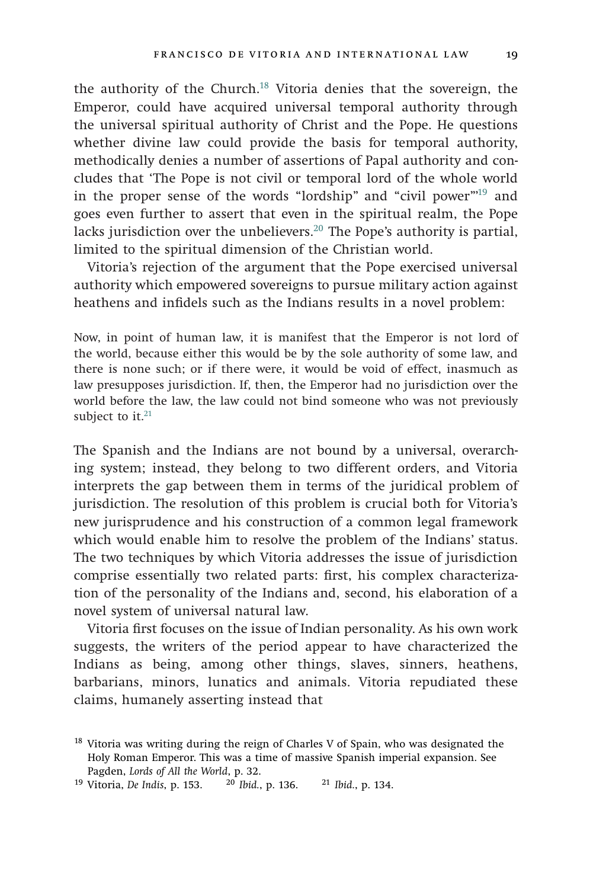the authority of the Church.[18] Vitoria denies that the sovereign, the Emperor, could have acquired universal temporal authority through the universal spiritual authority of Christ and the Pope. He questions whether divine law could provide the basis for temporal authority, methodically denies a number of assertions of Papal authority and concludes that 'The Pope is not civil or temporal lord of the whole world in the proper sense of the words "lordship" and "civil power"'[19] and goes even further to assert that even in the spiritual realm, the Pope lacks jurisdiction over the unbelievers.[20] The Pope's authority is partial, limited to the spiritual dimension of the Christian world.

Vitoria's rejection of the argument that the Pope exercised universal authority which empowered sovereigns to pursue military action against heathens and infidels such as the Indians results in a novel problem:

> Now, in point of human law, it is manifest that the Emperor is not lord of the world, because either this would be by the sole authority of some law, and there is none such; or if there were, it would be void of effect, inasmuch as law presupposes jurisdiction. If, then, the Emperor had no jurisdiction over the world before the law, the law could not bind someone who was not previously subject to it.[21]

The Spanish and the Indians are not bound by a universal, overarching system; instead, they belong to two different orders, and Vitoria interprets the gap between them in terms of the juridical problem of jurisdiction. The resolution of this problem is crucial both for Vitoria's new jurisprudence and his construction of a common legal framework which would enable him to resolve the problem of the Indians' status. The two techniques by which Vitoria addresses the issue of jurisdiction comprise essentially two related parts: first, his complex characterization of the personality of the Indians and, second, his elaboration of a novel system of universal natural law.

Vitoria first focuses on the issue of Indian personality. As his own work suggests, the writers of the period appear to have characterized the Indians as being, among other things, slaves, sinners, heathens, barbarians, minors, lunatics and animals. Vitoria repudiated these claims, humanely asserting instead that

[18] Vitoria was writing during the reign of Charles V of Spain, who was designated the Holy Roman Emperor. This was a time of massive Spanish imperial expansion. See Pagden, *Lords of All the World*, p. 32.

[19] Vitoria, *De Indis*, p. 153.

[20] *Ibid.*, p. 136.

[21] *Ibid.*, p. 134.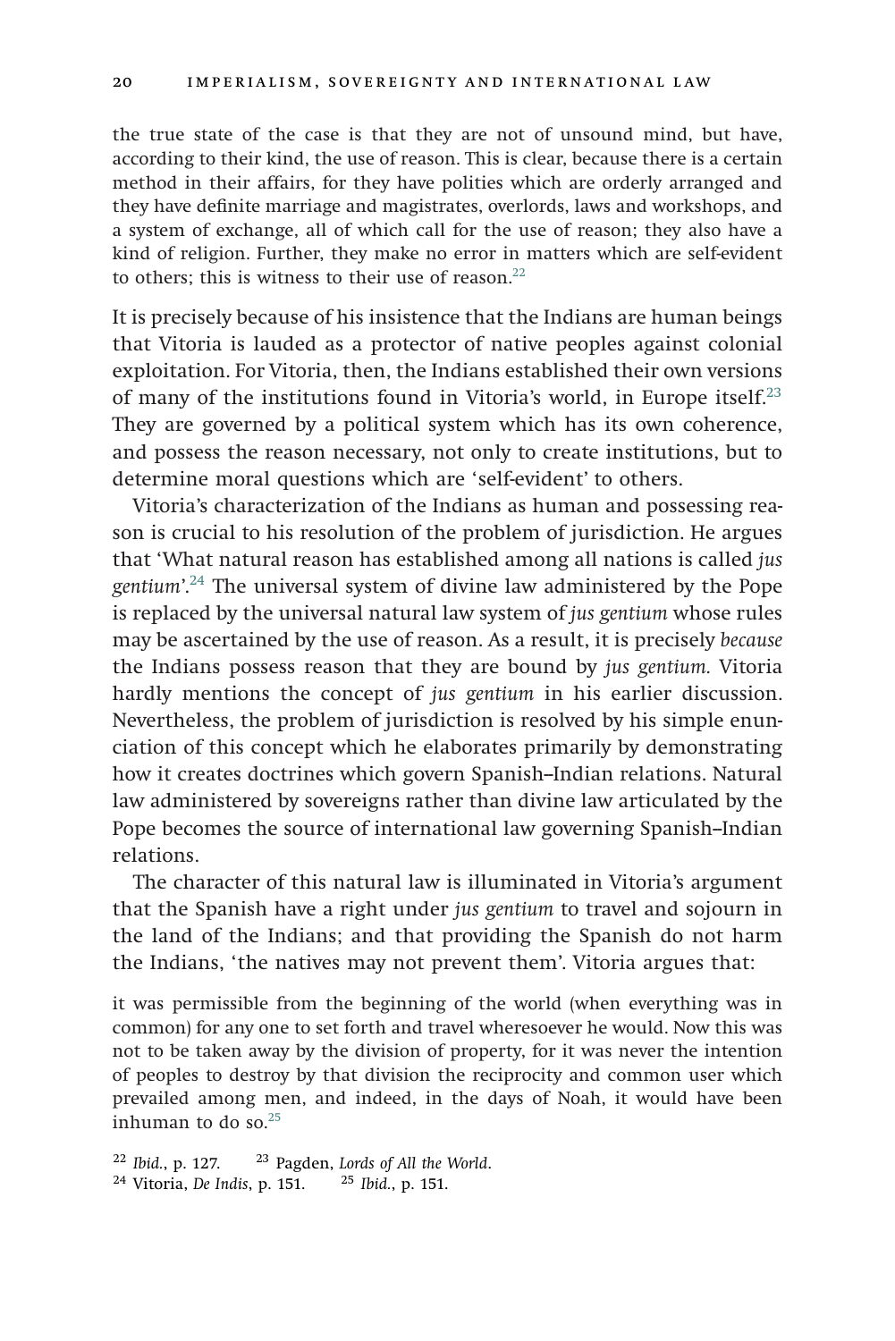the true state of the case is that they are not of unsound mind, but have, according to their kind, the use of reason. This is clear, because there is a certain method in their affairs, for they have polities which are orderly arranged and they have definite marriage and magistrates, overlords, laws and workshops, and a system of exchange, all of which call for the use of reason; they also have a kind of religion. Further, they make no error in matters which are self-evident to others; this is witness to their use of reason.[22]

It is precisely because of his insistence that the Indians are human beings that Vitoria is lauded as a protector of native peoples against colonial exploitation. For Vitoria, then, the Indians established their own versions of many of the institutions found in Vitoria's world, in Europe itself.[23] They are governed by a political system which has its own coherence, and possess the reason necessary, not only to create institutions, but to determine moral questions which are 'self-evident' to others.

Vitoria's characterization of the Indians as human and possessing reason is crucial to his resolution of the problem of jurisdiction. He argues that 'What natural reason has established among all nations is called *jus gentium*'.[24] The universal system of divine law administered by the Pope is replaced by the universal natural law system of *jus gentium* whose rules may be ascertained by the use of reason. As a result, it is precisely *because* the Indians possess reason that they are bound by *jus gentium.* Vitoria hardly mentions the concept of *jus gentium* in his earlier discussion. Nevertheless, the problem of jurisdiction is resolved by his simple enunciation of this concept which he elaborates primarily by demonstrating how it creates doctrines which govern Spanish–Indian relations. Natural law administered by sovereigns rather than divine law articulated by the Pope becomes the source of international law governing Spanish–Indian relations.

The character of this natural law is illuminated in Vitoria's argument that the Spanish have a right under *jus gentium* to travel and sojourn in the land of the Indians; and that providing the Spanish do not harm the Indians, 'the natives may not prevent them'. Vitoria argues that:

it was permissible from the beginning of the world (when everything was in common) for any one to set forth and travel wheresoever he would. Now this was not to be taken away by the division of property, for it was never the intention of peoples to destroy by that division the reciprocity and common user which prevailed among men, and indeed, in the days of Noah, it would have been inhuman to do so.[25]

[22] *Ibid.*, p. 127. [23] Pagden, *Lords of All the World*.
[24] Vitoria, *De Indis*, p. 151. [25] *Ibid.*, p. 151.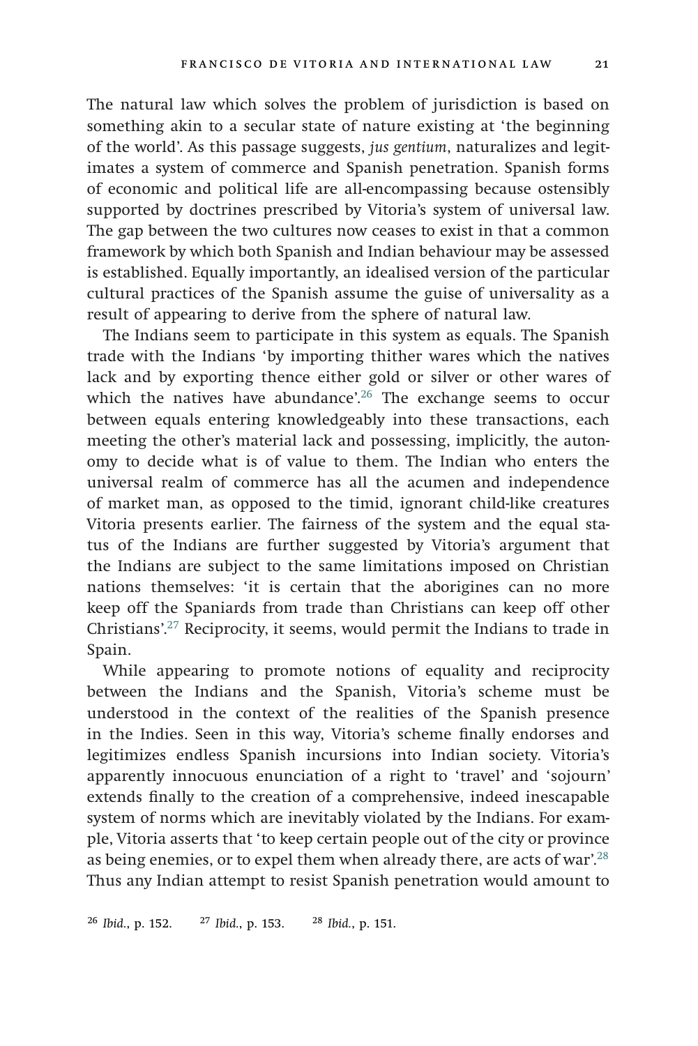The natural law which solves the problem of jurisdiction is based on something akin to a secular state of nature existing at 'the beginning of the world'. As this passage suggests, *jus gentium*, naturalizes and legitimates a system of commerce and Spanish penetration. Spanish forms of economic and political life are all-encompassing because ostensibly supported by doctrines prescribed by Vitoria's system of universal law. The gap between the two cultures now ceases to exist in that a common framework by which both Spanish and Indian behaviour may be assessed is established. Equally importantly, an idealised version of the particular cultural practices of the Spanish assume the guise of universality as a result of appearing to derive from the sphere of natural law.

The Indians seem to participate in this system as equals. The Spanish trade with the Indians 'by importing thither wares which the natives lack and by exporting thence either gold or silver or other wares of which the natives have abundance'.[26] The exchange seems to occur between equals entering knowledgeably into these transactions, each meeting the other's material lack and possessing, implicitly, the autonomy to decide what is of value to them. The Indian who enters the universal realm of commerce has all the acumen and independence of market man, as opposed to the timid, ignorant child-like creatures Vitoria presents earlier. The fairness of the system and the equal status of the Indians are further suggested by Vitoria's argument that the Indians are subject to the same limitations imposed on Christian nations themselves: 'it is certain that the aborigines can no more keep off the Spaniards from trade than Christians can keep off other Christians'.[27] Reciprocity, it seems, would permit the Indians to trade in Spain.

While appearing to promote notions of equality and reciprocity between the Indians and the Spanish, Vitoria's scheme must be understood in the context of the realities of the Spanish presence in the Indies. Seen in this way, Vitoria's scheme finally endorses and legitimizes endless Spanish incursions into Indian society. Vitoria's apparently innocuous enunciation of a right to 'travel' and 'sojourn' extends finally to the creation of a comprehensive, indeed inescapable system of norms which are inevitably violated by the Indians. For example, Vitoria asserts that 'to keep certain people out of the city or province as being enemies, or to expel them when already there, are acts of war'.[28] Thus any Indian attempt to resist Spanish penetration would amount to

[26] *Ibid.*, p. 152. [27] *Ibid.*, p. 153. [28] *Ibid.*, p. 151.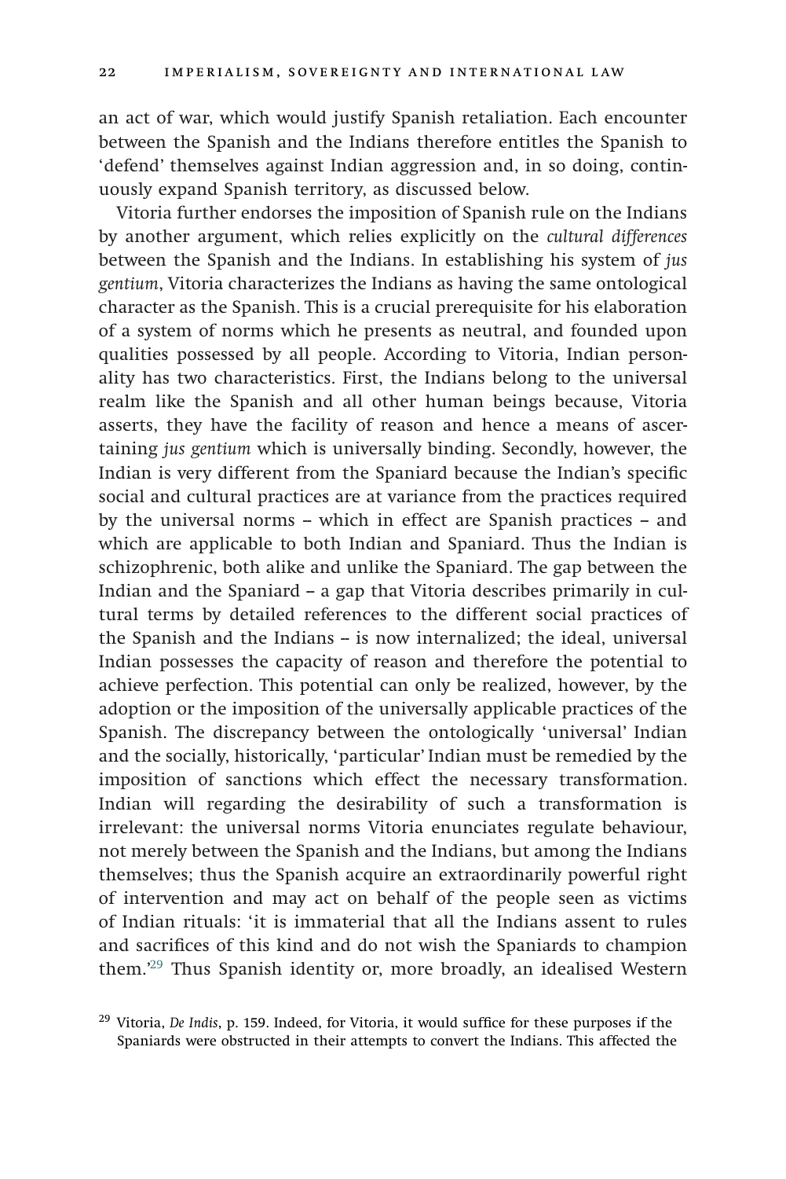an act of war, which would justify Spanish retaliation. Each encounter between the Spanish and the Indians therefore entitles the Spanish to 'defend' themselves against Indian aggression and, in so doing, continuously expand Spanish territory, as discussed below.

Vitoria further endorses the imposition of Spanish rule on the Indians by another argument, which relies explicitly on the *cultural differences* between the Spanish and the Indians. In establishing his system of *jus gentium*, Vitoria characterizes the Indians as having the same ontological character as the Spanish. This is a crucial prerequisite for his elaboration of a system of norms which he presents as neutral, and founded upon qualities possessed by all people. According to Vitoria, Indian personality has two characteristics. First, the Indians belong to the universal realm like the Spanish and all other human beings because, Vitoria asserts, they have the facility of reason and hence a means of ascertaining *jus gentium* which is universally binding. Secondly, however, the Indian is very different from the Spaniard because the Indian's specific social and cultural practices are at variance from the practices required by the universal norms – which in effect are Spanish practices – and which are applicable to both Indian and Spaniard. Thus the Indian is schizophrenic, both alike and unlike the Spaniard. The gap between the Indian and the Spaniard – a gap that Vitoria describes primarily in cultural terms by detailed references to the different social practices of the Spanish and the Indians – is now internalized; the ideal, universal Indian possesses the capacity of reason and therefore the potential to achieve perfection. This potential can only be realized, however, by the adoption or the imposition of the universally applicable practices of the Spanish. The discrepancy between the ontologically 'universal' Indian and the socially, historically, 'particular' Indian must be remedied by the imposition of sanctions which effect the necessary transformation. Indian will regarding the desirability of such a transformation is irrelevant: the universal norms Vitoria enunciates regulate behaviour, not merely between the Spanish and the Indians, but among the Indians themselves; thus the Spanish acquire an extraordinarily powerful right of intervention and may act on behalf of the people seen as victims of Indian rituals: 'it is immaterial that all the Indians assent to rules and sacrifices of this kind and do not wish the Spaniards to champion them.'[29] Thus Spanish identity or, more broadly, an idealised Western

[29] Vitoria, *De Indis*, p. 159. Indeed, for Vitoria, it would suffice for these purposes if the Spaniards were obstructed in their attempts to convert the Indians. This affected the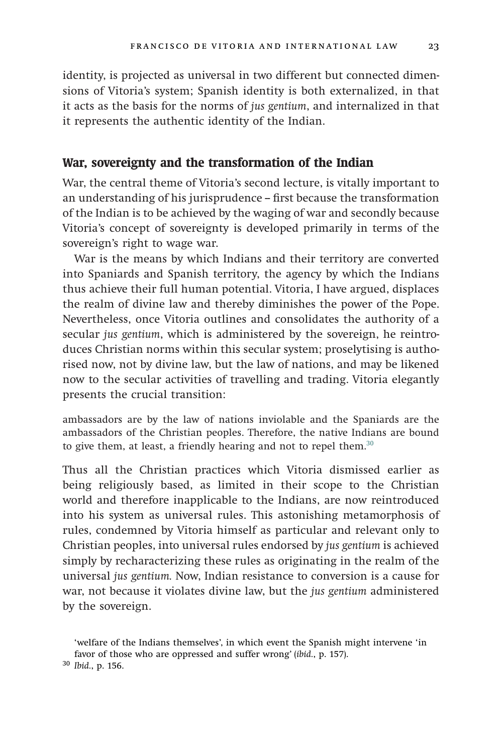identity, is projected as universal in two different but connected dimensions of Vitoria's system; Spanish identity is both externalized, in that it acts as the basis for the norms of *jus gentium*, and internalized in that it represents the authentic identity of the Indian.

## War, sovereignty and the transformation of the Indian

War, the central theme of Vitoria's second lecture, is vitally important to an understanding of his jurisprudence – first because the transformation of the Indian is to be achieved by the waging of war and secondly because Vitoria's concept of sovereignty is developed primarily in terms of the sovereign's right to wage war.

War is the means by which Indians and their territory are converted into Spaniards and Spanish territory, the agency by which the Indians thus achieve their full human potential. Vitoria, I have argued, displaces the realm of divine law and thereby diminishes the power of the Pope. Nevertheless, once Vitoria outlines and consolidates the authority of a secular *jus gentium*, which is administered by the sovereign, he reintroduces Christian norms within this secular system; proselytising is authorised now, not by divine law, but the law of nations, and may be likened now to the secular activities of travelling and trading. Vitoria elegantly presents the crucial transition:

> ambassadors are by the law of nations inviolable and the Spaniards are the ambassadors of the Christian peoples. Therefore, the native Indians are bound to give them, at least, a friendly hearing and not to repel them.[30]

Thus all the Christian practices which Vitoria dismissed earlier as being religiously based, as limited in their scope to the Christian world and therefore inapplicable to the Indians, are now reintroduced into his system as universal rules. This astonishing metamorphosis of rules, condemned by Vitoria himself as particular and relevant only to Christian peoples, into universal rules endorsed by *jus gentium* is achieved simply by recharacterizing these rules as originating in the realm of the universal *jus gentium.* Now, Indian resistance to conversion is a cause for war, not because it violates divine law, but the *jus gentium* administered by the sovereign.

'welfare of the Indians themselves', in which event the Spanish might intervene 'in favor of those who are oppressed and suffer wrong' (*ibid.*, p. 157).

[30] *Ibid.*, p. 156.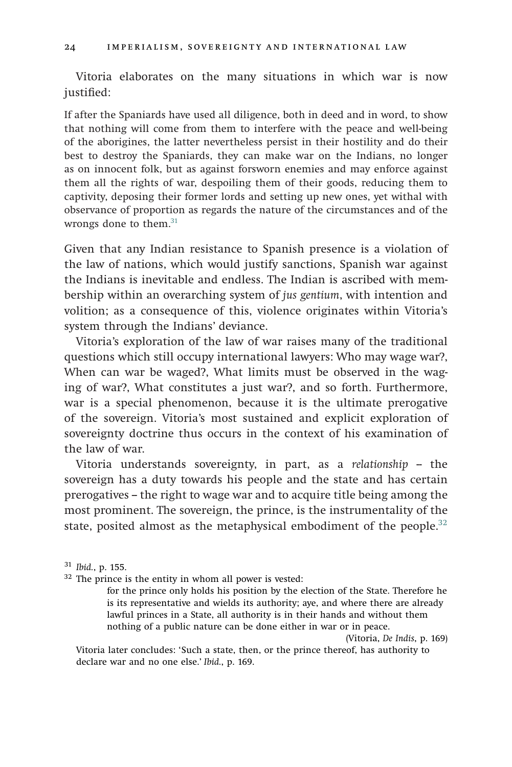Vitoria elaborates on the many situations in which war is now justified:

> If after the Spaniards have used all diligence, both in deed and in word, to show that nothing will come from them to interfere with the peace and well-being of the aborigines, the latter nevertheless persist in their hostility and do their best to destroy the Spaniards, they can make war on the Indians, no longer as on innocent folk, but as against forsworn enemies and may enforce against them all the rights of war, despoiling them of their goods, reducing them to captivity, deposing their former lords and setting up new ones, yet withal with observance of proportion as regards the nature of the circumstances and of the wrongs done to them.[31]

Given that any Indian resistance to Spanish presence is a violation of the law of nations, which would justify sanctions, Spanish war against the Indians is inevitable and endless. The Indian is ascribed with membership within an overarching system of *jus gentium*, with intention and volition; as a consequence of this, violence originates within Vitoria's system through the Indians' deviance.

Vitoria's exploration of the law of war raises many of the traditional questions which still occupy international lawyers: Who may wage war?, When can war be waged?, What limits must be observed in the waging of war?, What constitutes a just war?, and so forth. Furthermore, war is a special phenomenon, because it is the ultimate prerogative of the sovereign. Vitoria's most sustained and explicit exploration of sovereignty doctrine thus occurs in the context of his examination of the law of war.

Vitoria understands sovereignty, in part, as a *relationship* – the sovereign has a duty towards his people and the state and has certain prerogatives – the right to wage war and to acquire title being among the most prominent. The sovereign, the prince, is the instrumentality of the state, posited almost as the metaphysical embodiment of the people.[32]

---

[31] *Ibid.*, p. 155.

[32] The prince is the entity in whom all power is vested:

> for the prince only holds his position by the election of the State. Therefore he is its representative and wields its authority; aye, and where there are already lawful princes in a State, all authority is in their hands and without them nothing of a public nature can be done either in war or in peace.
>
> (Vitoria, *De Indis*, p. 169)

Vitoria later concludes: 'Such a state, then, or the prince thereof, has authority to declare war and no one else.' *Ibid.*, p. 169.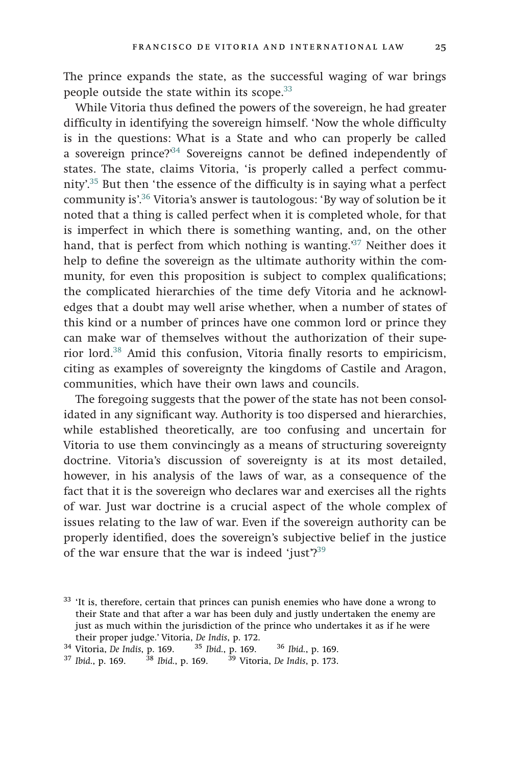The prince expands the state, as the successful waging of war brings people outside the state within its scope.[33]

While Vitoria thus defined the powers of the sovereign, he had greater difficulty in identifying the sovereign himself. 'Now the whole difficulty is in the questions: What is a State and who can properly be called a sovereign prince?'[34] Sovereigns cannot be defined independently of states. The state, claims Vitoria, 'is properly called a perfect community'.[35] But then 'the essence of the difficulty is in saying what a perfect community is'.[36] Vitoria's answer is tautologous: 'By way of solution be it noted that a thing is called perfect when it is completed whole, for that is imperfect in which there is something wanting, and, on the other hand, that is perfect from which nothing is wanting.'[37] Neither does it help to define the sovereign as the ultimate authority within the community, for even this proposition is subject to complex qualifications; the complicated hierarchies of the time defy Vitoria and he acknowledges that a doubt may well arise whether, when a number of states of this kind or a number of princes have one common lord or prince they can make war of themselves without the authorization of their superior lord.[38] Amid this confusion, Vitoria finally resorts to empiricism, citing as examples of sovereignty the kingdoms of Castile and Aragon, communities, which have their own laws and councils.

The foregoing suggests that the power of the state has not been consolidated in any significant way. Authority is too dispersed and hierarchies, while established theoretically, are too confusing and uncertain for Vitoria to use them convincingly as a means of structuring sovereignty doctrine. Vitoria's discussion of sovereignty is at its most detailed, however, in his analysis of the laws of war, as a consequence of the fact that it is the sovereign who declares war and exercises all the rights of war. Just war doctrine is a crucial aspect of the whole complex of issues relating to the law of war. Even if the sovereign authority can be properly identified, does the sovereign's subjective belief in the justice of the war ensure that the war is indeed 'just'?[39]

---

[33] 'It is, therefore, certain that princes can punish enemies who have done a wrong to their State and that after a war has been duly and justly undertaken the enemy are just as much within the jurisdiction of the prince who undertakes it as if he were their proper judge.' Vitoria, *De Indis*, p. 172.

[34] Vitoria, *De Indis*, p. 169. [35] *Ibid.*, p. 169. [36] *Ibid.*, p. 169.

[37] *Ibid.*, p. 169. [38] *Ibid.*, p. 169. [39] Vitoria, *De Indis*, p. 173.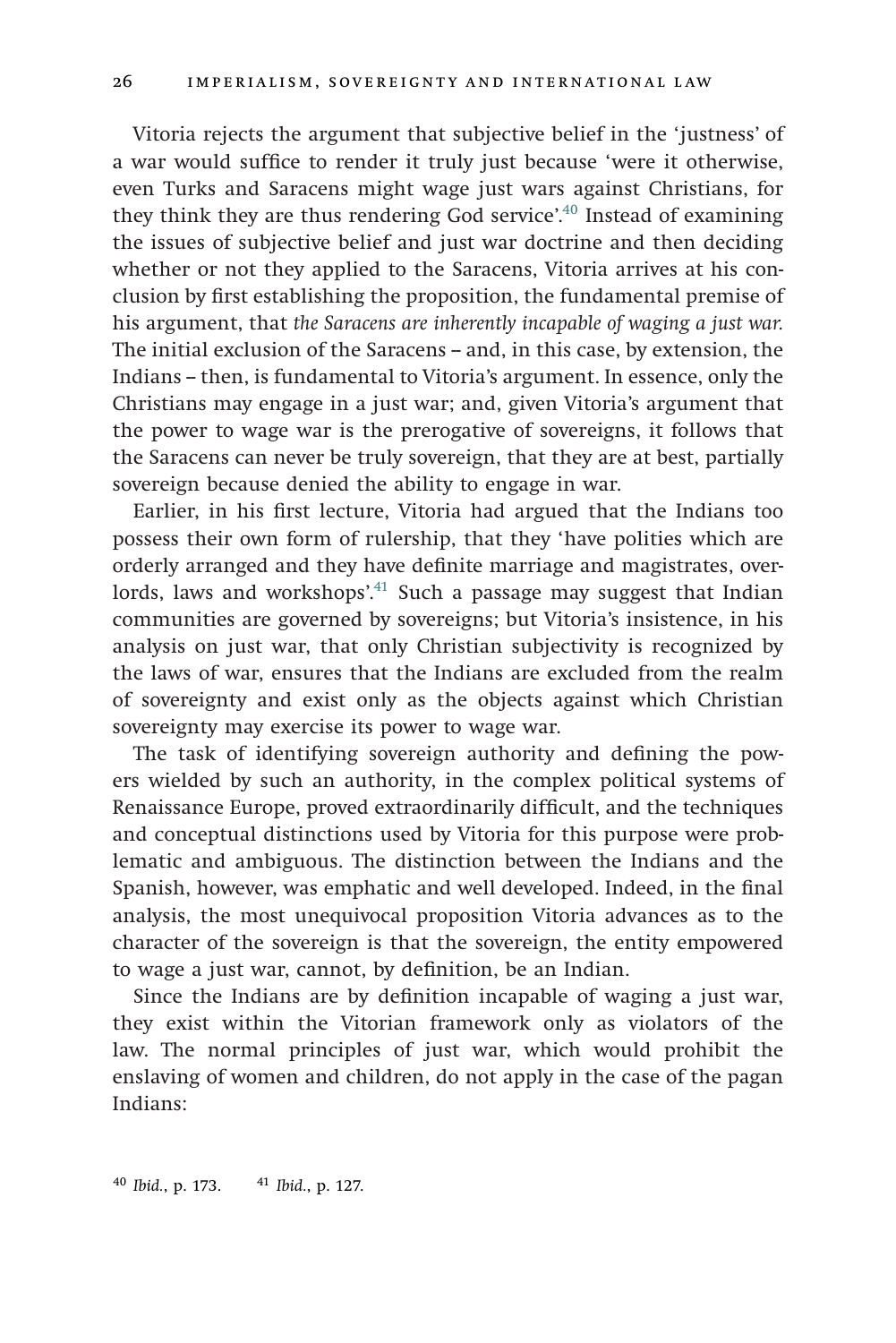Vitoria rejects the argument that subjective belief in the 'justness' of a war would suffice to render it truly just because 'were it otherwise, even Turks and Saracens might wage just wars against Christians, for they think they are thus rendering God service'.[40] Instead of examining the issues of subjective belief and just war doctrine and then deciding whether or not they applied to the Saracens, Vitoria arrives at his conclusion by first establishing the proposition, the fundamental premise of his argument, that *the Saracens are inherently incapable of waging a just war.* The initial exclusion of the Saracens – and, in this case, by extension, the Indians – then, is fundamental to Vitoria's argument. In essence, only the Christians may engage in a just war; and, given Vitoria's argument that the power to wage war is the prerogative of sovereigns, it follows that the Saracens can never be truly sovereign, that they are at best, partially sovereign because denied the ability to engage in war.

Earlier, in his first lecture, Vitoria had argued that the Indians too possess their own form of rulership, that they 'have polities which are orderly arranged and they have definite marriage and magistrates, overlords, laws and workshops'.[41] Such a passage may suggest that Indian communities are governed by sovereigns; but Vitoria's insistence, in his analysis on just war, that only Christian subjectivity is recognized by the laws of war, ensures that the Indians are excluded from the realm of sovereignty and exist only as the objects against which Christian sovereignty may exercise its power to wage war.

The task of identifying sovereign authority and defining the powers wielded by such an authority, in the complex political systems of Renaissance Europe, proved extraordinarily difficult, and the techniques and conceptual distinctions used by Vitoria for this purpose were problematic and ambiguous. The distinction between the Indians and the Spanish, however, was emphatic and well developed. Indeed, in the final analysis, the most unequivocal proposition Vitoria advances as to the character of the sovereign is that the sovereign, the entity empowered to wage a just war, cannot, by definition, be an Indian.

Since the Indians are by definition incapable of waging a just war, they exist within the Vitorian framework only as violators of the law. The normal principles of just war, which would prohibit the enslaving of women and children, do not apply in the case of the pagan Indians:

[40] *Ibid.*, p. 173. [41] *Ibid.*, p. 127.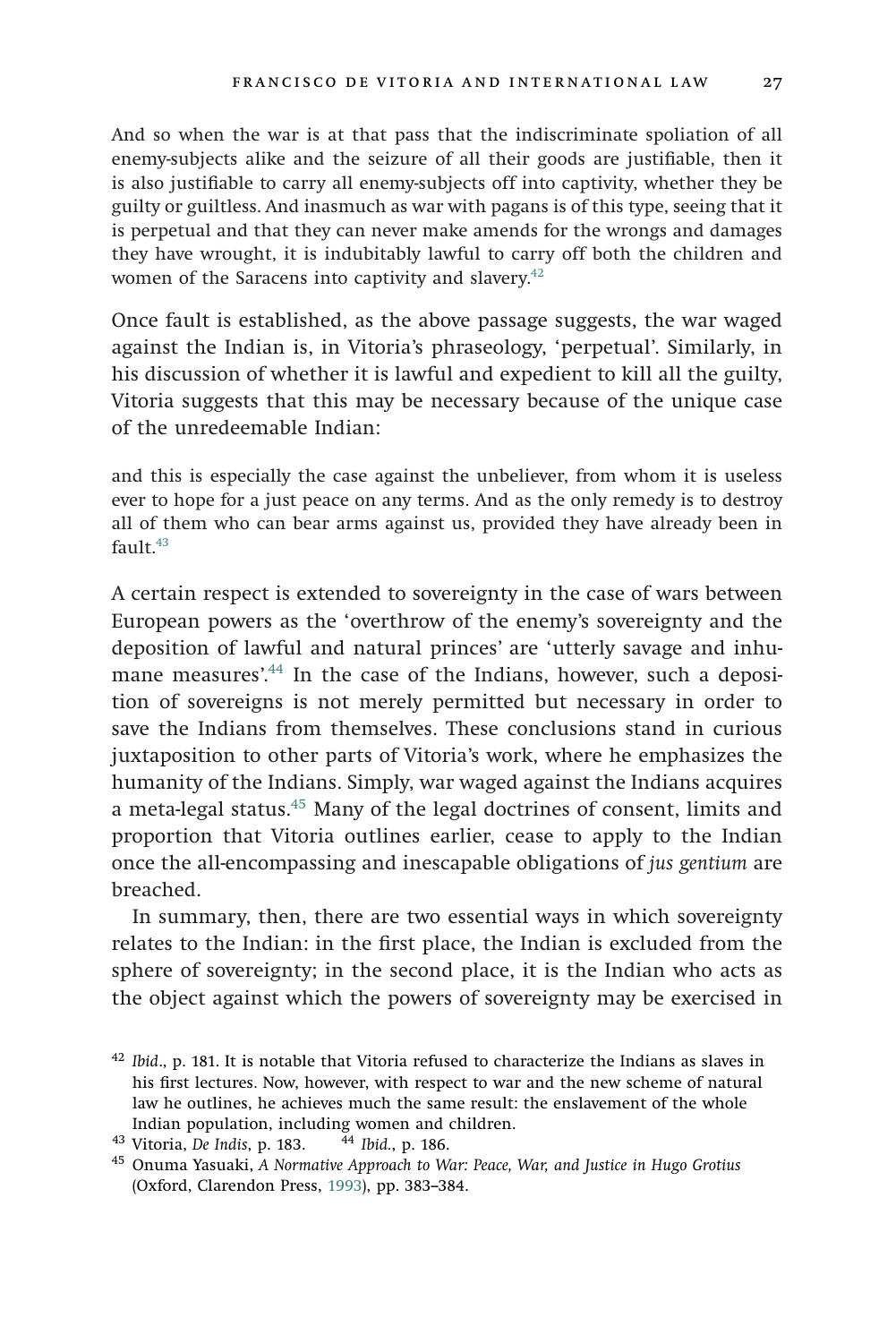And so when the war is at that pass that the indiscriminate spoliation of all enemy-subjects alike and the seizure of all their goods are justifiable, then it is also justifiable to carry all enemy-subjects off into captivity, whether they be guilty or guiltless. And inasmuch as war with pagans is of this type, seeing that it is perpetual and that they can never make amends for the wrongs and damages they have wrought, it is indubitably lawful to carry off both the children and women of the Saracens into captivity and slavery.[42]

Once fault is established, as the above passage suggests, the war waged against the Indian is, in Vitoria's phraseology, 'perpetual'. Similarly, in his discussion of whether it is lawful and expedient to kill all the guilty, Vitoria suggests that this may be necessary because of the unique case of the unredeemable Indian:

and this is especially the case against the unbeliever, from whom it is useless ever to hope for a just peace on any terms. And as the only remedy is to destroy all of them who can bear arms against us, provided they have already been in fault.[43]

A certain respect is extended to sovereignty in the case of wars between European powers as the 'overthrow of the enemy's sovereignty and the deposition of lawful and natural princes' are 'utterly savage and inhumane measures'.[44] In the case of the Indians, however, such a deposition of sovereigns is not merely permitted but necessary in order to save the Indians from themselves. These conclusions stand in curious juxtaposition to other parts of Vitoria's work, where he emphasizes the humanity of the Indians. Simply, war waged against the Indians acquires a meta-legal status.[45] Many of the legal doctrines of consent, limits and proportion that Vitoria outlines earlier, cease to apply to the Indian once the all-encompassing and inescapable obligations of *jus gentium* are breached.

In summary, then, there are two essential ways in which sovereignty relates to the Indian: in the first place, the Indian is excluded from the sphere of sovereignty; in the second place, it is the Indian who acts as the object against which the powers of sovereignty may be exercised in

[42] *Ibid*., p. 181. It is notable that Vitoria refused to characterize the Indians as slaves in his first lectures. Now, however, with respect to war and the new scheme of natural law he outlines, he achieves much the same result: the enslavement of the whole Indian population, including women and children.

[43] Vitoria, *De Indis*, p. 183.

[44] *Ibid.*, p. 186.

[45] Onuma Yasuaki, *A Normative Approach to War: Peace, War, and Justice in Hugo Grotius* (Oxford, Clarendon Press, 1993), pp. 383–384.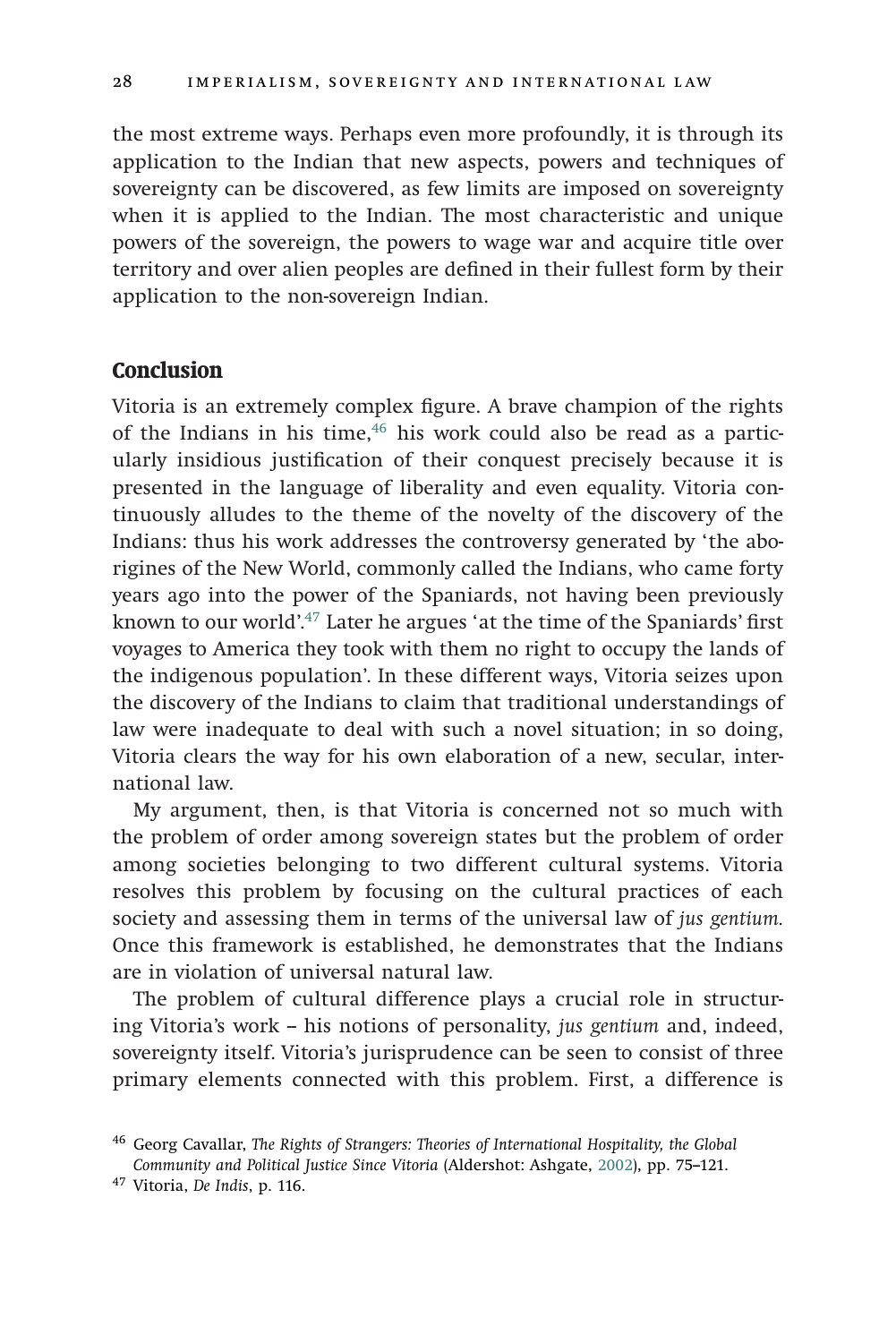the most extreme ways. Perhaps even more profoundly, it is through its application to the Indian that new aspects, powers and techniques of sovereignty can be discovered, as few limits are imposed on sovereignty when it is applied to the Indian. The most characteristic and unique powers of the sovereign, the powers to wage war and acquire title over territory and over alien peoples are defined in their fullest form by their application to the non-sovereign Indian.

## Conclusion

Vitoria is an extremely complex figure. A brave champion of the rights of the Indians in his time,[46] his work could also be read as a particularly insidious justification of their conquest precisely because it is presented in the language of liberality and even equality. Vitoria continuously alludes to the theme of the novelty of the discovery of the Indians: thus his work addresses the controversy generated by 'the aborigines of the New World, commonly called the Indians, who came forty years ago into the power of the Spaniards, not having been previously known to our world'.[47] Later he argues 'at the time of the Spaniards' first voyages to America they took with them no right to occupy the lands of the indigenous population'. In these different ways, Vitoria seizes upon the discovery of the Indians to claim that traditional understandings of law were inadequate to deal with such a novel situation; in so doing, Vitoria clears the way for his own elaboration of a new, secular, international law.

My argument, then, is that Vitoria is concerned not so much with the problem of order among sovereign states but the problem of order among societies belonging to two different cultural systems. Vitoria resolves this problem by focusing on the cultural practices of each society and assessing them in terms of the universal law of *jus gentium.* Once this framework is established, he demonstrates that the Indians are in violation of universal natural law.

The problem of cultural difference plays a crucial role in structuring Vitoria's work – his notions of personality, *jus gentium* and, indeed, sovereignty itself. Vitoria's jurisprudence can be seen to consist of three primary elements connected with this problem. First, a difference is

[46] Georg Cavallar, *The Rights of Strangers: Theories of International Hospitality, the Global Community and Political Justice Since Vitoria* (Aldershot: Ashgate, 2002), pp. 75–121.

[47] Vitoria, *De Indis*, p. 116.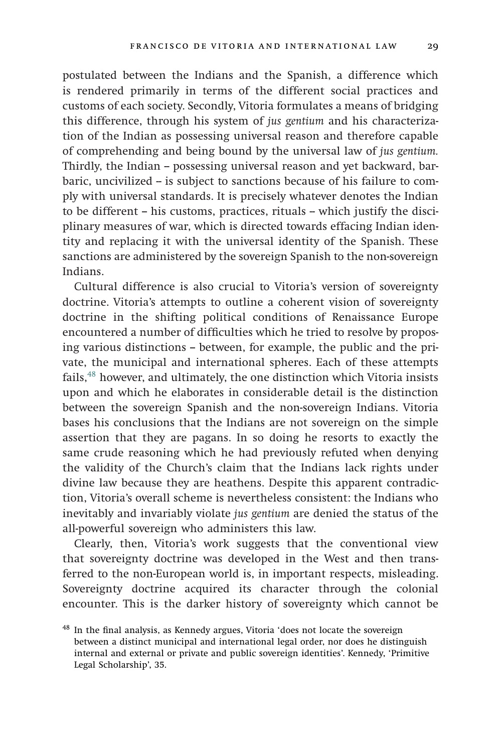postulated between the Indians and the Spanish, a difference which is rendered primarily in terms of the different social practices and customs of each society. Secondly, Vitoria formulates a means of bridging this difference, through his system of *jus gentium* and his characterization of the Indian as possessing universal reason and therefore capable of comprehending and being bound by the universal law of *jus gentium.* Thirdly, the Indian – possessing universal reason and yet backward, barbaric, uncivilized – is subject to sanctions because of his failure to comply with universal standards. It is precisely whatever denotes the Indian to be different – his customs, practices, rituals – which justify the disciplinary measures of war, which is directed towards effacing Indian identity and replacing it with the universal identity of the Spanish. These sanctions are administered by the sovereign Spanish to the non-sovereign Indians.

Cultural difference is also crucial to Vitoria's version of sovereignty doctrine. Vitoria's attempts to outline a coherent vision of sovereignty doctrine in the shifting political conditions of Renaissance Europe encountered a number of difficulties which he tried to resolve by proposing various distinctions – between, for example, the public and the private, the municipal and international spheres. Each of these attempts fails,[48] however, and ultimately, the one distinction which Vitoria insists upon and which he elaborates in considerable detail is the distinction between the sovereign Spanish and the non-sovereign Indians. Vitoria bases his conclusions that the Indians are not sovereign on the simple assertion that they are pagans. In so doing he resorts to exactly the same crude reasoning which he had previously refuted when denying the validity of the Church's claim that the Indians lack rights under divine law because they are heathens. Despite this apparent contradiction, Vitoria's overall scheme is nevertheless consistent: the Indians who inevitably and invariably violate *jus gentium* are denied the status of the all-powerful sovereign who administers this law.

Clearly, then, Vitoria's work suggests that the conventional view that sovereignty doctrine was developed in the West and then transferred to the non-European world is, in important respects, misleading. Sovereignty doctrine acquired its character through the colonial encounter. This is the darker history of sovereignty which cannot be

[48] In the final analysis, as Kennedy argues, Vitoria 'does not locate the sovereign between a distinct municipal and international legal order, nor does he distinguish internal and external or private and public sovereign identities'. Kennedy, 'Primitive Legal Scholarship', 35.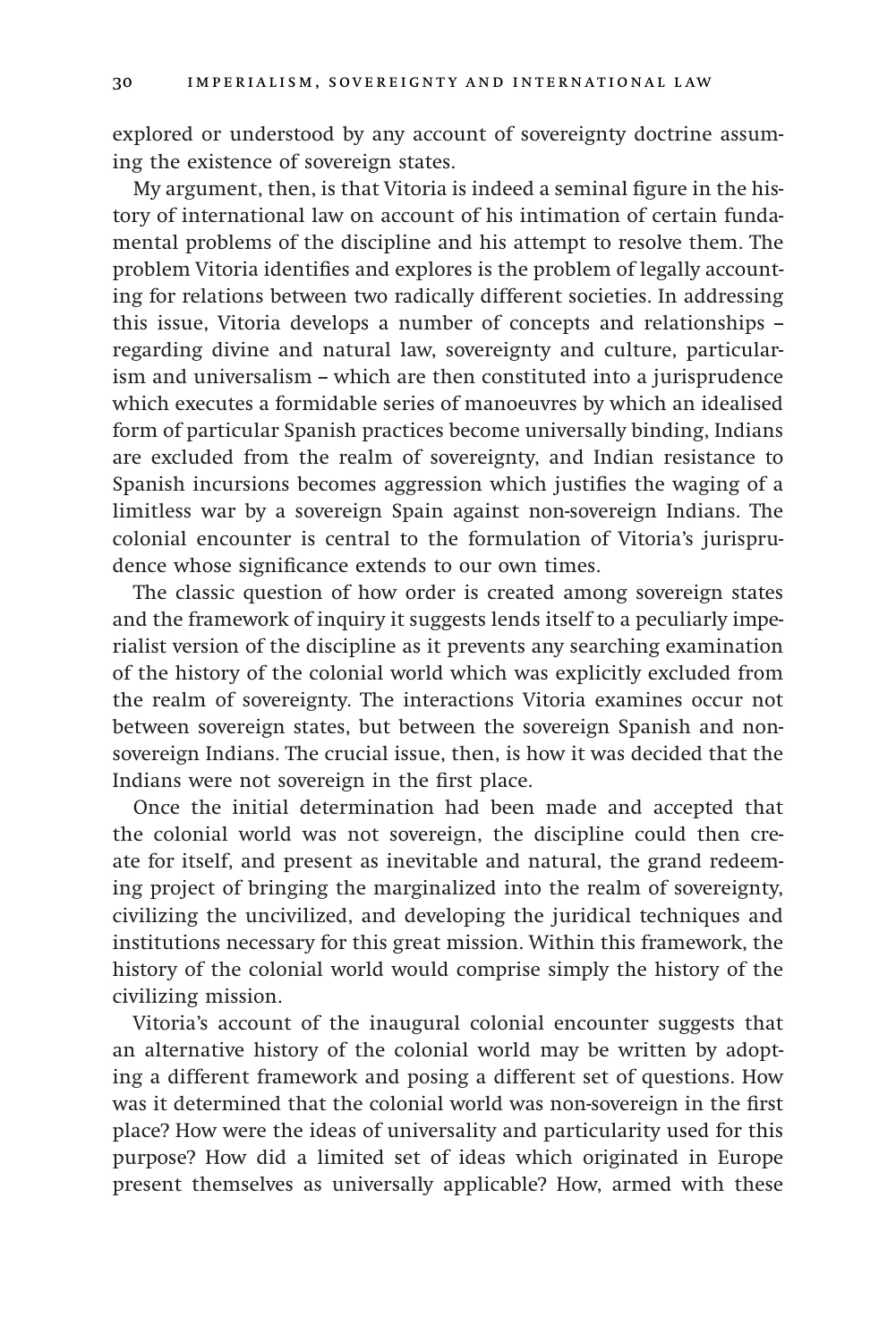explored or understood by any account of sovereignty doctrine assuming the existence of sovereign states.

My argument, then, is that Vitoria is indeed a seminal figure in the history of international law on account of his intimation of certain fundamental problems of the discipline and his attempt to resolve them. The problem Vitoria identifies and explores is the problem of legally accounting for relations between two radically different societies. In addressing this issue, Vitoria develops a number of concepts and relationships – regarding divine and natural law, sovereignty and culture, particularism and universalism – which are then constituted into a jurisprudence which executes a formidable series of manoeuvres by which an idealised form of particular Spanish practices become universally binding, Indians are excluded from the realm of sovereignty, and Indian resistance to Spanish incursions becomes aggression which justifies the waging of a limitless war by a sovereign Spain against non-sovereign Indians. The colonial encounter is central to the formulation of Vitoria's jurisprudence whose significance extends to our own times.

The classic question of how order is created among sovereign states and the framework of inquiry it suggests lends itself to a peculiarly imperialist version of the discipline as it prevents any searching examination of the history of the colonial world which was explicitly excluded from the realm of sovereignty. The interactions Vitoria examines occur not between sovereign states, but between the sovereign Spanish and non-sovereign Indians. The crucial issue, then, is how it was decided that the Indians were not sovereign in the first place.

Once the initial determination had been made and accepted that the colonial world was not sovereign, the discipline could then create for itself, and present as inevitable and natural, the grand redeeming project of bringing the marginalized into the realm of sovereignty, civilizing the uncivilized, and developing the juridical techniques and institutions necessary for this great mission. Within this framework, the history of the colonial world would comprise simply the history of the civilizing mission.

Vitoria's account of the inaugural colonial encounter suggests that an alternative history of the colonial world may be written by adopting a different framework and posing a different set of questions. How was it determined that the colonial world was non-sovereign in the first place? How were the ideas of universality and particularity used for this purpose? How did a limited set of ideas which originated in Europe present themselves as universally applicable? How, armed with these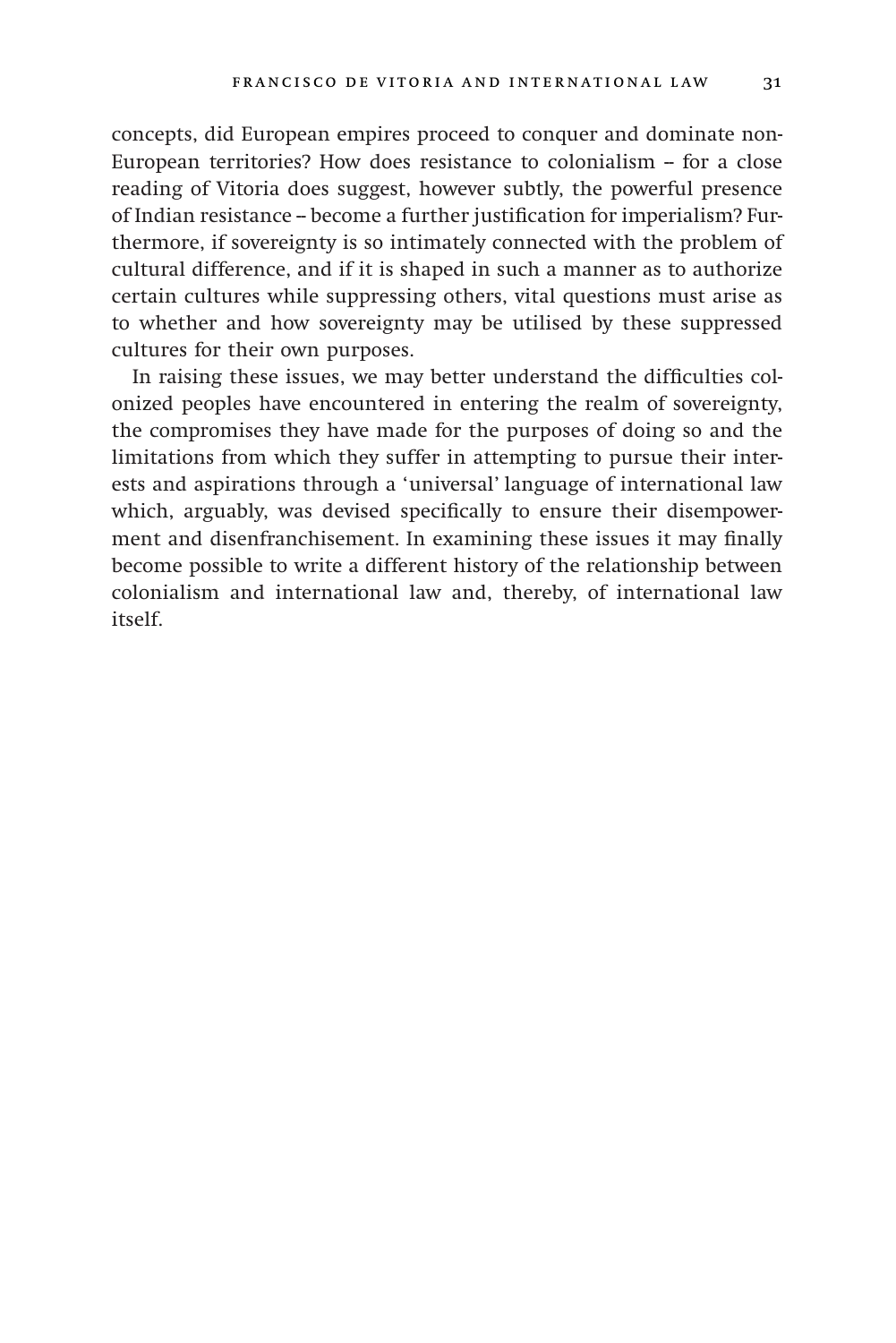concepts, did European empires proceed to conquer and dominate non-European territories? How does resistance to colonialism – for a close reading of Vitoria does suggest, however subtly, the powerful presence of Indian resistance – become a further justification for imperialism? Furthermore, if sovereignty is so intimately connected with the problem of cultural difference, and if it is shaped in such a manner as to authorize certain cultures while suppressing others, vital questions must arise as to whether and how sovereignty may be utilised by these suppressed cultures for their own purposes.

In raising these issues, we may better understand the difficulties colonized peoples have encountered in entering the realm of sovereignty, the compromises they have made for the purposes of doing so and the limitations from which they suffer in attempting to pursue their interests and aspirations through a 'universal' language of international law which, arguably, was devised specifically to ensure their disempowerment and disenfranchisement. In examining these issues it may finally become possible to write a different history of the relationship between colonialism and international law and, thereby, of international law itself.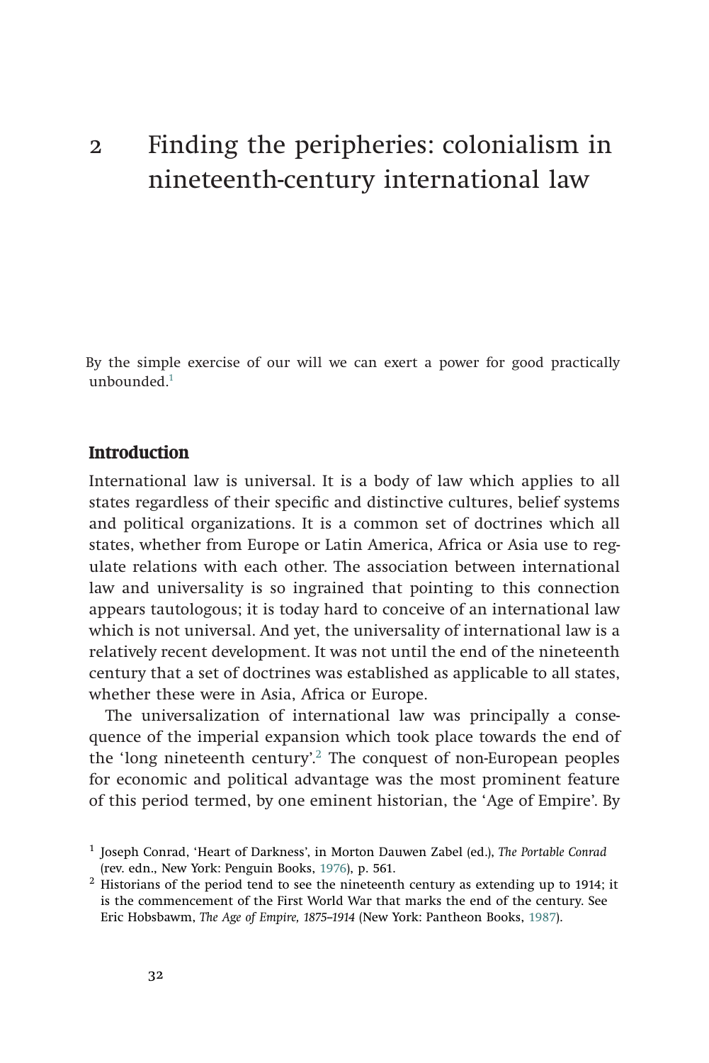# 2 Finding the peripheries: colonialism in nineteenth-century international law

By the simple exercise of our will we can exert a power for good practically unbounded.[1]

## Introduction

International law is universal. It is a body of law which applies to all states regardless of their specific and distinctive cultures, belief systems and political organizations. It is a common set of doctrines which all states, whether from Europe or Latin America, Africa or Asia use to regulate relations with each other. The association between international law and universality is so ingrained that pointing to this connection appears tautologous; it is today hard to conceive of an international law which is not universal. And yet, the universality of international law is a relatively recent development. It was not until the end of the nineteenth century that a set of doctrines was established as applicable to all states, whether these were in Asia, Africa or Europe.

The universalization of international law was principally a consequence of the imperial expansion which took place towards the end of the 'long nineteenth century'.[2] The conquest of non-European peoples for economic and political advantage was the most prominent feature of this period termed, by one eminent historian, the 'Age of Empire'. By

---

[1] Joseph Conrad, 'Heart of Darkness', in Morton Dauwen Zabel (ed.), *The Portable Conrad* (rev. edn., New York: Penguin Books, 1976), p. 561.

[2] Historians of the period tend to see the nineteenth century as extending up to 1914; it is the commencement of the First World War that marks the end of the century. See Eric Hobsbawm, *The Age of Empire, 1875–1914* (New York: Pantheon Books, 1987).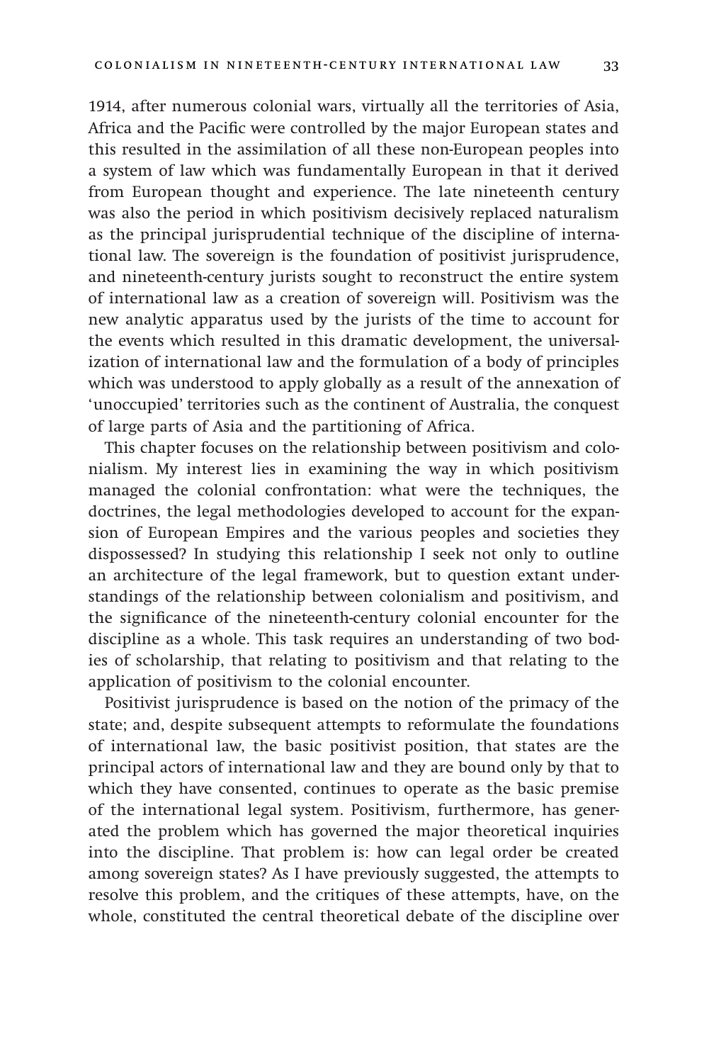1914, after numerous colonial wars, virtually all the territories of Asia, Africa and the Pacific were controlled by the major European states and this resulted in the assimilation of all these non-European peoples into a system of law which was fundamentally European in that it derived from European thought and experience. The late nineteenth century was also the period in which positivism decisively replaced naturalism as the principal jurisprudential technique of the discipline of international law. The sovereign is the foundation of positivist jurisprudence, and nineteenth-century jurists sought to reconstruct the entire system of international law as a creation of sovereign will. Positivism was the new analytic apparatus used by the jurists of the time to account for the events which resulted in this dramatic development, the universalization of international law and the formulation of a body of principles which was understood to apply globally as a result of the annexation of 'unoccupied' territories such as the continent of Australia, the conquest of large parts of Asia and the partitioning of Africa.

This chapter focuses on the relationship between positivism and colonialism. My interest lies in examining the way in which positivism managed the colonial confrontation: what were the techniques, the doctrines, the legal methodologies developed to account for the expansion of European Empires and the various peoples and societies they dispossessed? In studying this relationship I seek not only to outline an architecture of the legal framework, but to question extant understandings of the relationship between colonialism and positivism, and the significance of the nineteenth-century colonial encounter for the discipline as a whole. This task requires an understanding of two bodies of scholarship, that relating to positivism and that relating to the application of positivism to the colonial encounter.

Positivist jurisprudence is based on the notion of the primacy of the state; and, despite subsequent attempts to reformulate the foundations of international law, the basic positivist position, that states are the principal actors of international law and they are bound only by that to which they have consented, continues to operate as the basic premise of the international legal system. Positivism, furthermore, has generated the problem which has governed the major theoretical inquiries into the discipline. That problem is: how can legal order be created among sovereign states? As I have previously suggested, the attempts to resolve this problem, and the critiques of these attempts, have, on the whole, constituted the central theoretical debate of the discipline over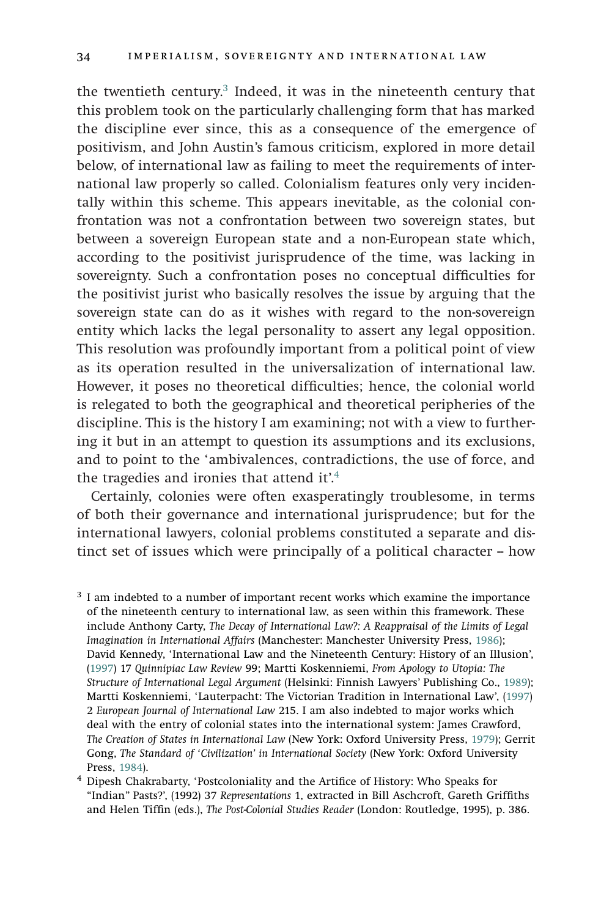the twentieth century.[3] Indeed, it was in the nineteenth century that this problem took on the particularly challenging form that has marked the discipline ever since, this as a consequence of the emergence of positivism, and John Austin's famous criticism, explored in more detail below, of international law as failing to meet the requirements of international law properly so called. Colonialism features only very incidentally within this scheme. This appears inevitable, as the colonial confrontation was not a confrontation between two sovereign states, but between a sovereign European state and a non-European state which, according to the positivist jurisprudence of the time, was lacking in sovereignty. Such a confrontation poses no conceptual difficulties for the positivist jurist who basically resolves the issue by arguing that the sovereign state can do as it wishes with regard to the non-sovereign entity which lacks the legal personality to assert any legal opposition. This resolution was profoundly important from a political point of view as its operation resulted in the universalization of international law. However, it poses no theoretical difficulties; hence, the colonial world is relegated to both the geographical and theoretical peripheries of the discipline. This is the history I am examining; not with a view to furthering it but in an attempt to question its assumptions and its exclusions, and to point to the 'ambivalences, contradictions, the use of force, and the tragedies and ironies that attend it'.[4]

Certainly, colonies were often exasperatingly troublesome, in terms of both their governance and international jurisprudence; but for the international lawyers, colonial problems constituted a separate and distinct set of issues which were principally of a political character – how

[3] I am indebted to a number of important recent works which examine the importance of the nineteenth century to international law, as seen within this framework. These include Anthony Carty, *The Decay of International Law?: A Reappraisal of the Limits of Legal Imagination in International Affairs* (Manchester: Manchester University Press, 1986); David Kennedy, 'International Law and the Nineteenth Century: History of an Illusion', (1997) 17 *Quinnipiac Law Review* 99; Martti Koskenniemi, *From Apology to Utopia: The Structure of International Legal Argument* (Helsinki: Finnish Lawyers' Publishing Co., 1989); Martti Koskenniemi, 'Lauterpacht: The Victorian Tradition in International Law', (1997) 2 *European Journal of International Law* 215. I am also indebted to major works which deal with the entry of colonial states into the international system: James Crawford, *The Creation of States in International Law* (New York: Oxford University Press, 1979); Gerrit Gong, *The Standard of 'Civilization' in International Society* (New York: Oxford University Press, 1984).

[4] Dipesh Chakrabarty, 'Postcoloniality and the Artifice of History: Who Speaks for "Indian" Pasts?', (1992) 37 *Representations* 1, extracted in Bill Aschcroft, Gareth Griffiths and Helen Tiffin (eds.), *The Post-Colonial Studies Reader* (London: Routledge, 1995), p. 386.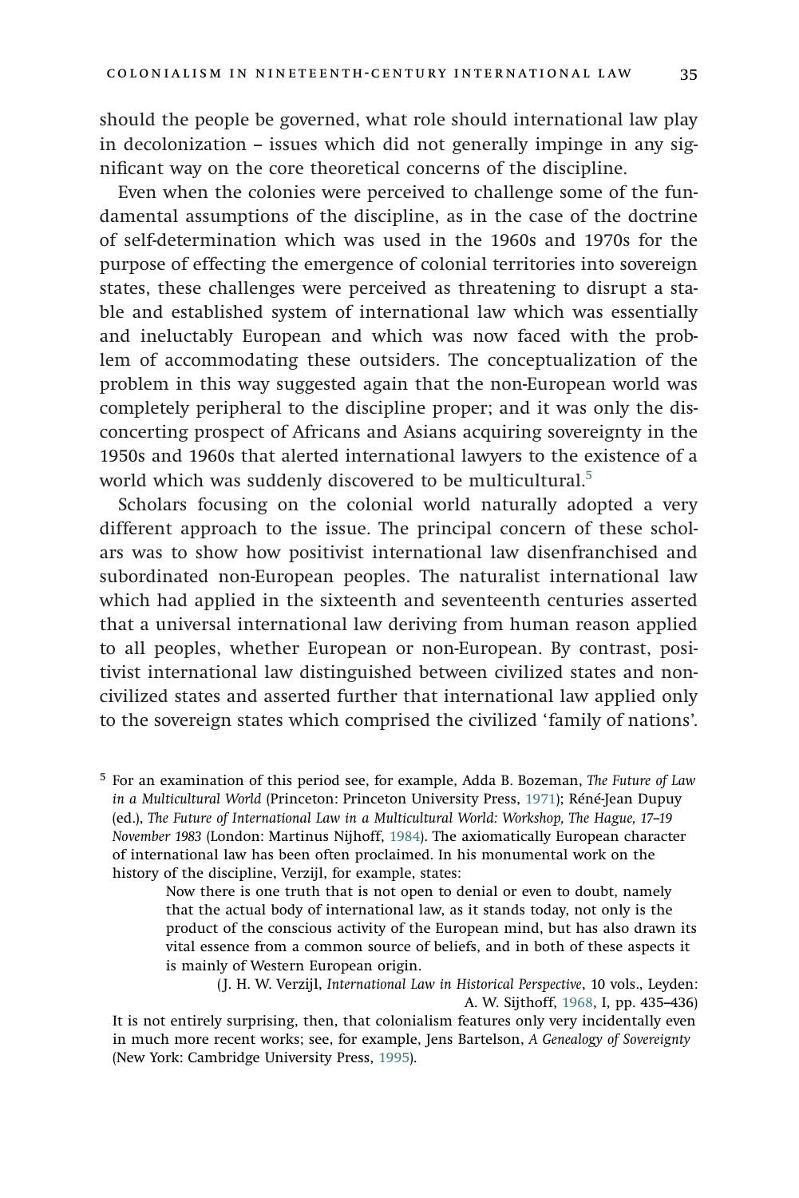should the people be governed, what role should international law play in decolonization – issues which did not generally impinge in any significant way on the core theoretical concerns of the discipline.

Even when the colonies were perceived to challenge some of the fundamental assumptions of the discipline, as in the case of the doctrine of self-determination which was used in the 1960s and 1970s for the purpose of effecting the emergence of colonial territories into sovereign states, these challenges were perceived as threatening to disrupt a stable and established system of international law which was essentially and ineluctably European and which was now faced with the problem of accommodating these outsiders. The conceptualization of the problem in this way suggested again that the non-European world was completely peripheral to the discipline proper; and it was only the disconcerting prospect of Africans and Asians acquiring sovereignty in the 1950s and 1960s that alerted international lawyers to the existence of a world which was suddenly discovered to be multicultural.[5]

Scholars focusing on the colonial world naturally adopted a very different approach to the issue. The principal concern of these scholars was to show how positivist international law disenfranchised and subordinated non-European peoples. The naturalist international law which had applied in the sixteenth and seventeenth centuries asserted that a universal international law deriving from human reason applied to all peoples, whether European or non-European. By contrast, positivist international law distinguished between civilized states and non-civilized states and asserted further that international law applied only to the sovereign states which comprised the civilized 'family of nations'.

[5] For an examination of this period see, for example, Adda B. Bozeman, *The Future of Law in a Multicultural World* (Princeton: Princeton University Press, 1971); Réné-Jean Dupuy (ed.), *The Future of International Law in a Multicultural World: Workshop, The Hague, 17–19 November 1983* (London: Martinus Nijhoff, 1984). The axiomatically European character of international law has been often proclaimed. In his monumental work on the history of the discipline, Verzijl, for example, states:

> Now there is one truth that is not open to denial or even to doubt, namely that the actual body of international law, as it stands today, not only is the product of the conscious activity of the European mind, but has also drawn its vital essence from a common source of beliefs, and in both of these aspects it is mainly of Western European origin.
>
> (J. H. W. Verzijl, *International Law in Historical Perspective*, 10 vols., Leyden: A. W. Sijthoff, 1968, I, pp. 435–436)

It is not entirely surprising, then, that colonialism features only very incidentally even in much more recent works; see, for example, Jens Bartelson, *A Genealogy of Sovereignty* (New York: Cambridge University Press, 1995).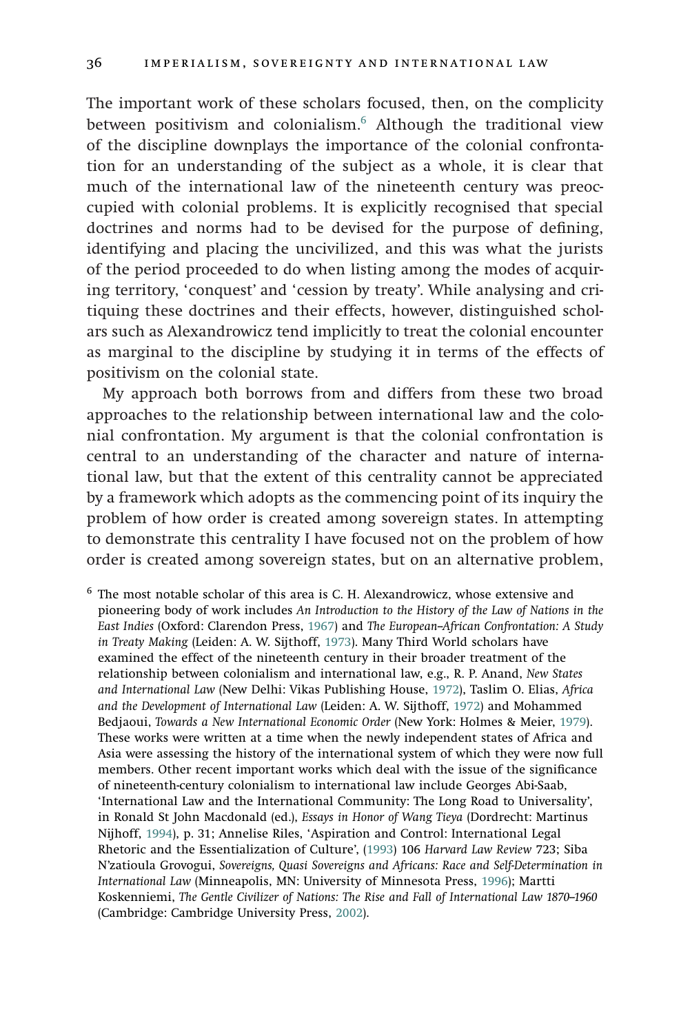The important work of these scholars focused, then, on the complicity between positivism and colonialism.[6] Although the traditional view of the discipline downplays the importance of the colonial confrontation for an understanding of the subject as a whole, it is clear that much of the international law of the nineteenth century was preoccupied with colonial problems. It is explicitly recognised that special doctrines and norms had to be devised for the purpose of defining, identifying and placing the uncivilized, and this was what the jurists of the period proceeded to do when listing among the modes of acquiring territory, 'conquest' and 'cession by treaty'. While analysing and critiquing these doctrines and their effects, however, distinguished scholars such as Alexandrowicz tend implicitly to treat the colonial encounter as marginal to the discipline by studying it in terms of the effects of positivism on the colonial state.

My approach both borrows from and differs from these two broad approaches to the relationship between international law and the colonial confrontation. My argument is that the colonial confrontation is central to an understanding of the character and nature of international law, but that the extent of this centrality cannot be appreciated by a framework which adopts as the commencing point of its inquiry the problem of how order is created among sovereign states. In attempting to demonstrate this centrality I have focused not on the problem of how order is created among sovereign states, but on an alternative problem,

[6] The most notable scholar of this area is C. H. Alexandrowicz, whose extensive and pioneering body of work includes *An Introduction to the History of the Law of Nations in the East Indies* (Oxford: Clarendon Press, 1967) and *The European–African Confrontation: A Study in Treaty Making* (Leiden: A. W. Sijthoff, 1973). Many Third World scholars have examined the effect of the nineteenth century in their broader treatment of the relationship between colonialism and international law, e.g., R. P. Anand, *New States and International Law* (New Delhi: Vikas Publishing House, 1972), Taslim O. Elias, *Africa and the Development of International Law* (Leiden: A. W. Sijthoff, 1972) and Mohammed Bedjaoui, *Towards a New International Economic Order* (New York: Holmes & Meier, 1979). These works were written at a time when the newly independent states of Africa and Asia were assessing the history of the international system of which they were now full members. Other recent important works which deal with the issue of the significance of nineteenth-century colonialism to international law include Georges Abi-Saab, 'International Law and the International Community: The Long Road to Universality', in Ronald St John Macdonald (ed.), *Essays in Honor of Wang Tieya* (Dordrecht: Martinus Nijhoff, 1994), p. 31; Annelise Riles, 'Aspiration and Control: International Legal Rhetoric and the Essentialization of Culture', (1993) 106 *Harvard Law Review* 723; Siba N'zatioula Grovogui, *Sovereigns, Quasi Sovereigns and Africans: Race and Self-Determination in International Law* (Minneapolis, MN: University of Minnesota Press, 1996); Martti Koskenniemi, *The Gentle Civilizer of Nations: The Rise and Fall of International Law 1870–1960* (Cambridge: Cambridge University Press, 2002).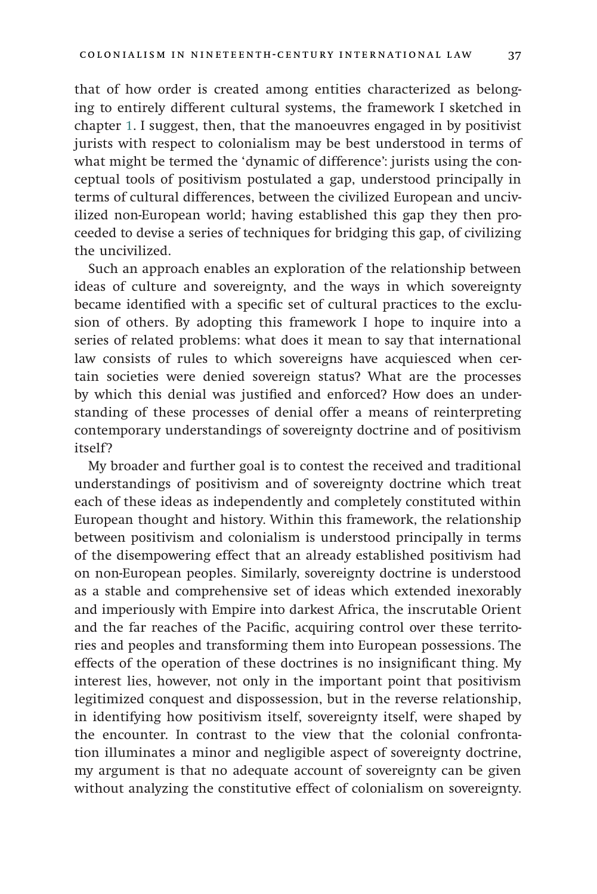that of how order is created among entities characterized as belonging to entirely different cultural systems, the framework I sketched in chapter 1. I suggest, then, that the manoeuvres engaged in by positivist jurists with respect to colonialism may be best understood in terms of what might be termed the 'dynamic of difference': jurists using the conceptual tools of positivism postulated a gap, understood principally in terms of cultural differences, between the civilized European and uncivilized non-European world; having established this gap they then proceeded to devise a series of techniques for bridging this gap, of civilizing the uncivilized.

Such an approach enables an exploration of the relationship between ideas of culture and sovereignty, and the ways in which sovereignty became identified with a specific set of cultural practices to the exclusion of others. By adopting this framework I hope to inquire into a series of related problems: what does it mean to say that international law consists of rules to which sovereigns have acquiesced when certain societies were denied sovereign status? What are the processes by which this denial was justified and enforced? How does an understanding of these processes of denial offer a means of reinterpreting contemporary understandings of sovereignty doctrine and of positivism itself?

My broader and further goal is to contest the received and traditional understandings of positivism and of sovereignty doctrine which treat each of these ideas as independently and completely constituted within European thought and history. Within this framework, the relationship between positivism and colonialism is understood principally in terms of the disempowering effect that an already established positivism had on non-European peoples. Similarly, sovereignty doctrine is understood as a stable and comprehensive set of ideas which extended inexorably and imperiously with Empire into darkest Africa, the inscrutable Orient and the far reaches of the Pacific, acquiring control over these territories and peoples and transforming them into European possessions. The effects of the operation of these doctrines is no insignificant thing. My interest lies, however, not only in the important point that positivism legitimized conquest and dispossession, but in the reverse relationship, in identifying how positivism itself, sovereignty itself, were shaped by the encounter. In contrast to the view that the colonial confrontation illuminates a minor and negligible aspect of sovereignty doctrine, my argument is that no adequate account of sovereignty can be given without analyzing the constitutive effect of colonialism on sovereignty.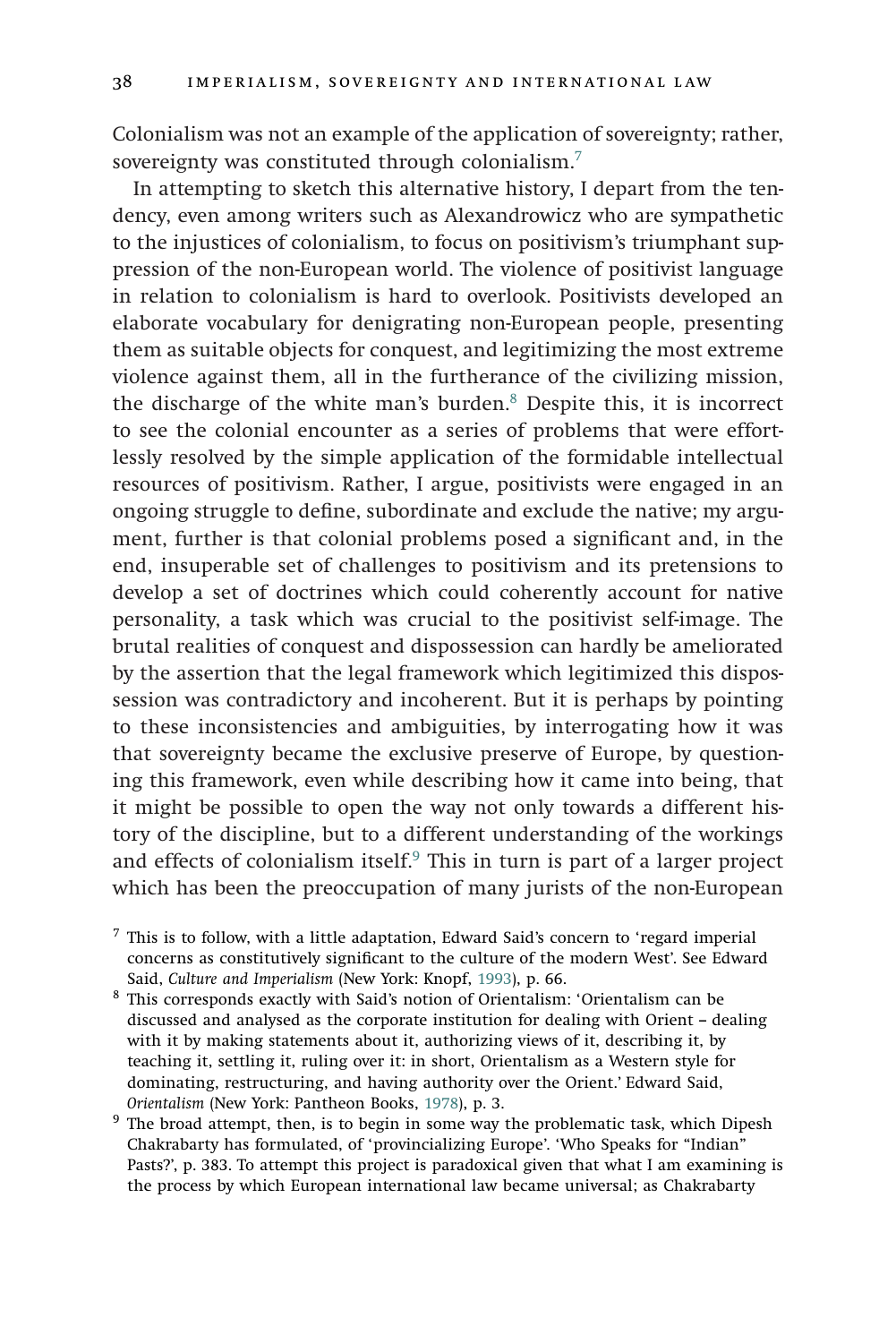Colonialism was not an example of the application of sovereignty; rather, sovereignty was constituted through colonialism.[7]

In attempting to sketch this alternative history, I depart from the tendency, even among writers such as Alexandrowicz who are sympathetic to the injustices of colonialism, to focus on positivism's triumphant suppression of the non-European world. The violence of positivist language in relation to colonialism is hard to overlook. Positivists developed an elaborate vocabulary for denigrating non-European people, presenting them as suitable objects for conquest, and legitimizing the most extreme violence against them, all in the furtherance of the civilizing mission, the discharge of the white man's burden.[8] Despite this, it is incorrect to see the colonial encounter as a series of problems that were effortlessly resolved by the simple application of the formidable intellectual resources of positivism. Rather, I argue, positivists were engaged in an ongoing struggle to define, subordinate and exclude the native; my argument, further is that colonial problems posed a significant and, in the end, insuperable set of challenges to positivism and its pretensions to develop a set of doctrines which could coherently account for native personality, a task which was crucial to the positivist self-image. The brutal realities of conquest and dispossession can hardly be ameliorated by the assertion that the legal framework which legitimized this dispossession was contradictory and incoherent. But it is perhaps by pointing to these inconsistencies and ambiguities, by interrogating how it was that sovereignty became the exclusive preserve of Europe, by questioning this framework, even while describing how it came into being, that it might be possible to open the way not only towards a different history of the discipline, but to a different understanding of the workings and effects of colonialism itself.[9] This in turn is part of a larger project which has been the preoccupation of many jurists of the non-European

[7] This is to follow, with a little adaptation, Edward Said's concern to 'regard imperial concerns as constitutively significant to the culture of the modern West'. See Edward Said, *Culture and Imperialism* (New York: Knopf, 1993), p. 66.

[8] This corresponds exactly with Said's notion of Orientalism: 'Orientalism can be discussed and analysed as the corporate institution for dealing with Orient – dealing with it by making statements about it, authorizing views of it, describing it, by teaching it, settling it, ruling over it: in short, Orientalism as a Western style for dominating, restructuring, and having authority over the Orient.' Edward Said, *Orientalism* (New York: Pantheon Books, 1978), p. 3.

[9] The broad attempt, then, is to begin in some way the problematic task, which Dipesh Chakrabarty has formulated, of 'provincializing Europe'. 'Who Speaks for "Indian" Pasts?', p. 383. To attempt this project is paradoxical given that what I am examining is the process by which European international law became universal; as Chakrabarty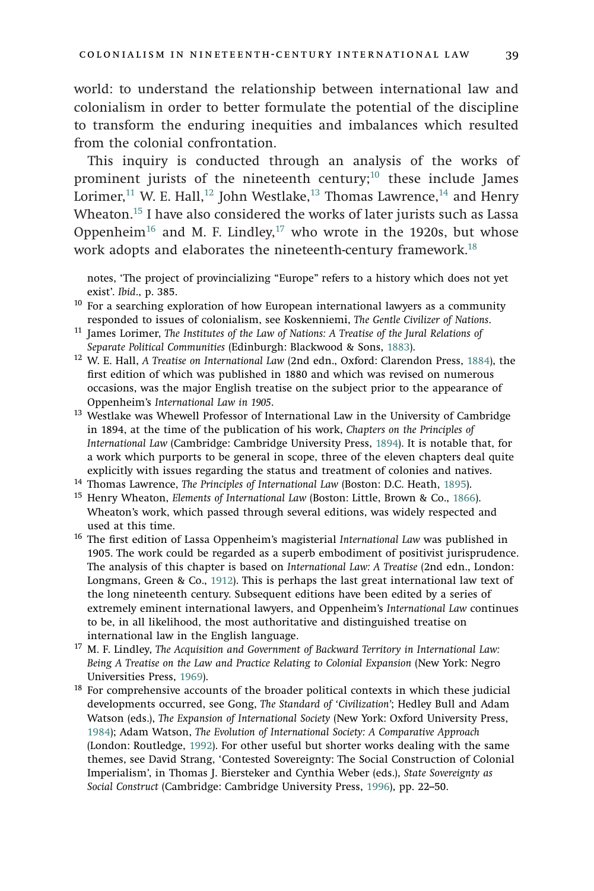world: to understand the relationship between international law and colonialism in order to better formulate the potential of the discipline to transform the enduring inequities and imbalances which resulted from the colonial confrontation.

This inquiry is conducted through an analysis of the works of prominent jurists of the nineteenth century;[10] these include James Lorimer,[11] W. E. Hall,[12] John Westlake,[13] Thomas Lawrence,[14] and Henry Wheaton.[15] I have also considered the works of later jurists such as Lassa Oppenheim[16] and M. F. Lindley,[17] who wrote in the 1920s, but whose work adopts and elaborates the nineteenth-century framework.[18]

notes, 'The project of provincializing "Europe" refers to a history which does not yet exist'. *Ibid*., p. 385.

[10] For a searching exploration of how European international lawyers as a community responded to issues of colonialism, see Koskenniemi, *The Gentle Civilizer of Nations*.

[11] James Lorimer, *The Institutes of the Law of Nations: A Treatise of the Jural Relations of Separate Political Communities* (Edinburgh: Blackwood & Sons, 1883).

[12] W. E. Hall, *A Treatise on International Law* (2nd edn., Oxford: Clarendon Press, 1884), the first edition of which was published in 1880 and which was revised on numerous occasions, was the major English treatise on the subject prior to the appearance of Oppenheim's *International Law in 1905*.

[13] Westlake was Whewell Professor of International Law in the University of Cambridge in 1894, at the time of the publication of his work, *Chapters on the Principles of International Law* (Cambridge: Cambridge University Press, 1894). It is notable that, for a work which purports to be general in scope, three of the eleven chapters deal quite explicitly with issues regarding the status and treatment of colonies and natives.

[14] Thomas Lawrence, *The Principles of International Law* (Boston: D.C. Heath, 1895).

[15] Henry Wheaton, *Elements of International Law* (Boston: Little, Brown & Co., 1866). Wheaton's work, which passed through several editions, was widely respected and used at this time.

[16] The first edition of Lassa Oppenheim's magisterial *International Law* was published in 1905. The work could be regarded as a superb embodiment of positivist jurisprudence. The analysis of this chapter is based on *International Law: A Treatise* (2nd edn., London: Longmans, Green & Co., 1912). This is perhaps the last great international law text of the long nineteenth century. Subsequent editions have been edited by a series of extremely eminent international lawyers, and Oppenheim's *International Law* continues to be, in all likelihood, the most authoritative and distinguished treatise on international law in the English language.

[17] M. F. Lindley, *The Acquisition and Government of Backward Territory in International Law: Being A Treatise on the Law and Practice Relating to Colonial Expansion* (New York: Negro Universities Press, 1969).

[18] For comprehensive accounts of the broader political contexts in which these judicial developments occurred, see Gong, *The Standard of 'Civilization'*; Hedley Bull and Adam Watson (eds.), *The Expansion of International Society* (New York: Oxford University Press, 1984); Adam Watson, *The Evolution of International Society: A Comparative Approach* (London: Routledge, 1992). For other useful but shorter works dealing with the same themes, see David Strang, 'Contested Sovereignty: The Social Construction of Colonial Imperialism', in Thomas J. Biersteker and Cynthia Weber (eds.), *State Sovereignty as Social Construct* (Cambridge: Cambridge University Press, 1996), pp. 22–50.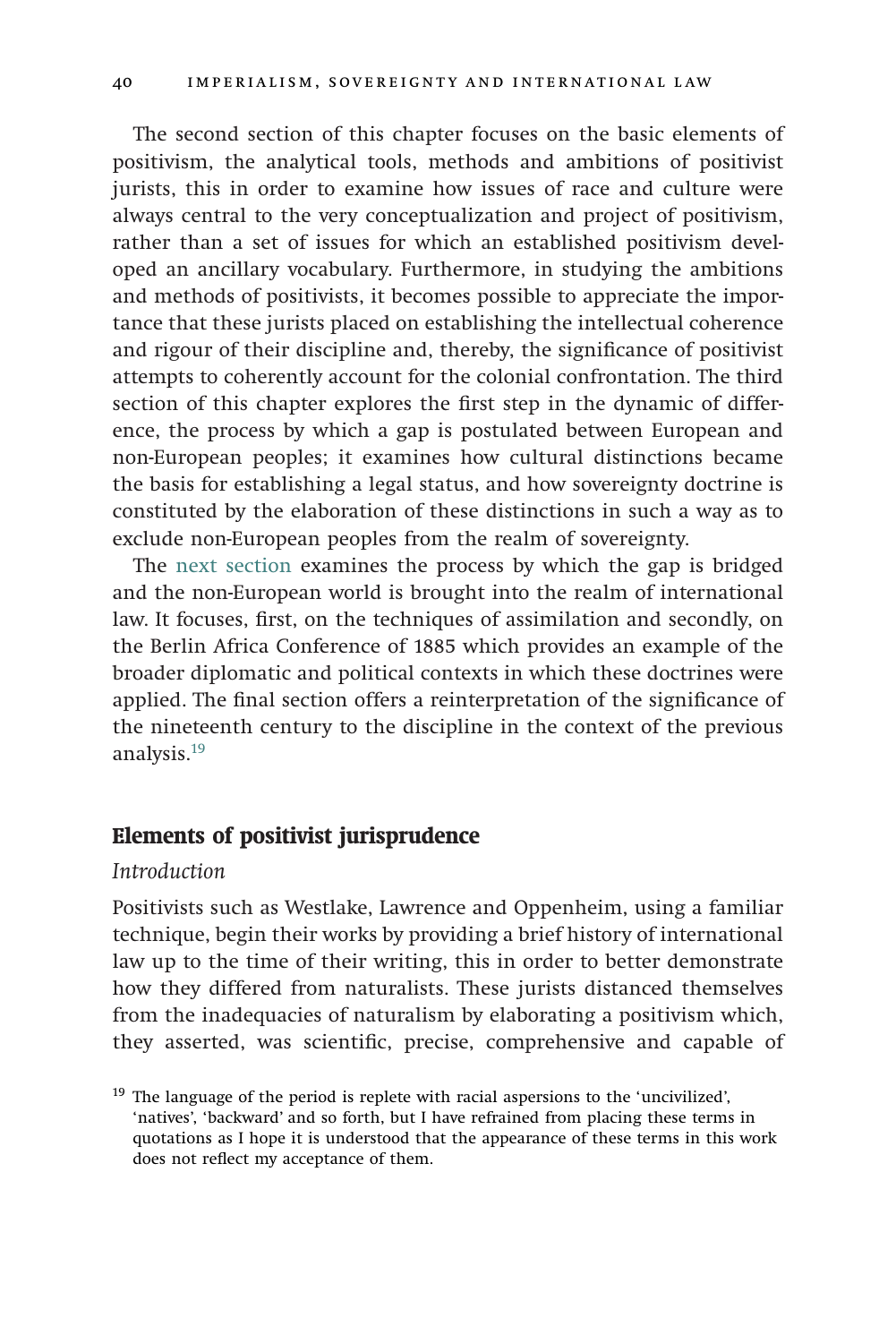The second section of this chapter focuses on the basic elements of positivism, the analytical tools, methods and ambitions of positivist jurists, this in order to examine how issues of race and culture were always central to the very conceptualization and project of positivism, rather than a set of issues for which an established positivism developed an ancillary vocabulary. Furthermore, in studying the ambitions and methods of positivists, it becomes possible to appreciate the importance that these jurists placed on establishing the intellectual coherence and rigour of their discipline and, thereby, the significance of positivist attempts to coherently account for the colonial confrontation. The third section of this chapter explores the first step in the dynamic of difference, the process by which a gap is postulated between European and non-European peoples; it examines how cultural distinctions became the basis for establishing a legal status, and how sovereignty doctrine is constituted by the elaboration of these distinctions in such a way as to exclude non-European peoples from the realm of sovereignty.

The next section examines the process by which the gap is bridged and the non-European world is brought into the realm of international law. It focuses, first, on the techniques of assimilation and secondly, on the Berlin Africa Conference of 1885 which provides an example of the broader diplomatic and political contexts in which these doctrines were applied. The final section offers a reinterpretation of the significance of the nineteenth century to the discipline in the context of the previous analysis.[19]

## Elements of positivist jurisprudence

### *Introduction*

Positivists such as Westlake, Lawrence and Oppenheim, using a familiar technique, begin their works by providing a brief history of international law up to the time of their writing, this in order to better demonstrate how they differed from naturalists. These jurists distanced themselves from the inadequacies of naturalism by elaborating a positivism which, they asserted, was scientific, precise, comprehensive and capable of

[19] The language of the period is replete with racial aspersions to the 'uncivilized', 'natives', 'backward' and so forth, but I have refrained from placing these terms in quotations as I hope it is understood that the appearance of these terms in this work does not reflect my acceptance of them.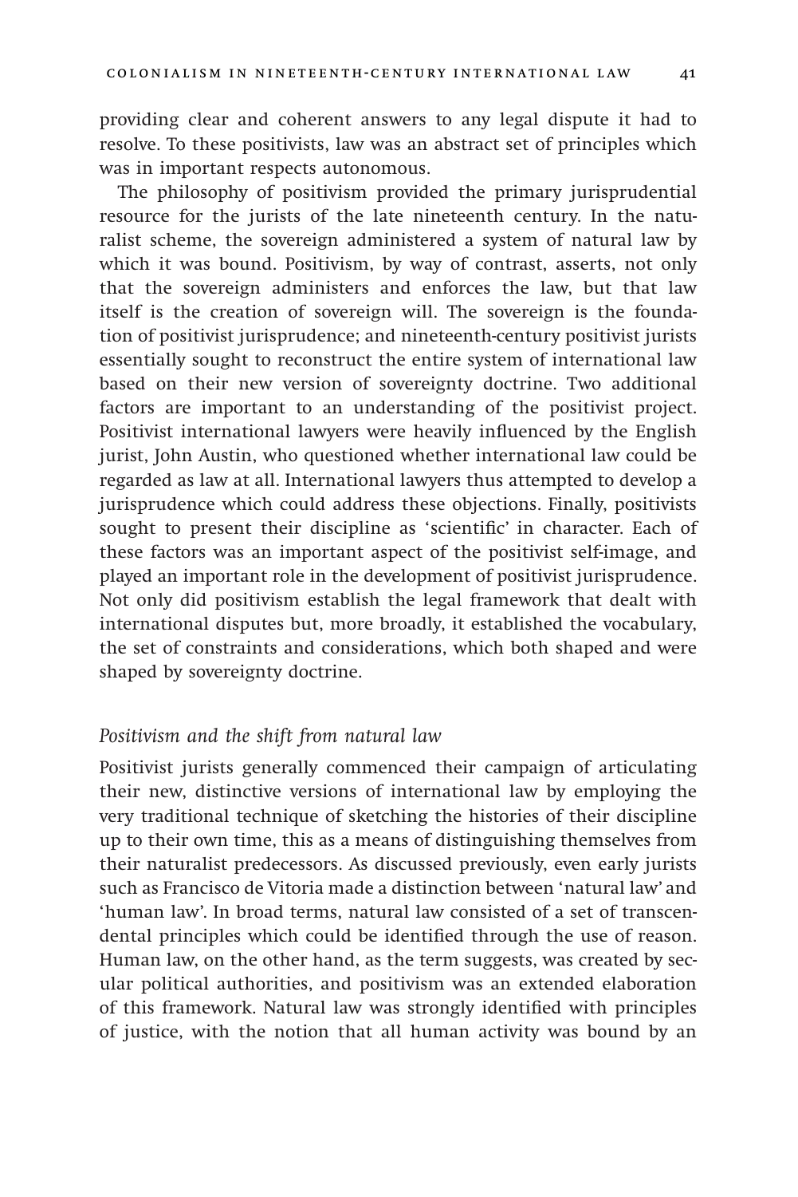providing clear and coherent answers to any legal dispute it had to resolve. To these positivists, law was an abstract set of principles which was in important respects autonomous.

The philosophy of positivism provided the primary jurisprudential resource for the jurists of the late nineteenth century. In the naturalist scheme, the sovereign administered a system of natural law by which it was bound. Positivism, by way of contrast, asserts, not only that the sovereign administers and enforces the law, but that law itself is the creation of sovereign will. The sovereign is the foundation of positivist jurisprudence; and nineteenth-century positivist jurists essentially sought to reconstruct the entire system of international law based on their new version of sovereignty doctrine. Two additional factors are important to an understanding of the positivist project. Positivist international lawyers were heavily influenced by the English jurist, John Austin, who questioned whether international law could be regarded as law at all. International lawyers thus attempted to develop a jurisprudence which could address these objections. Finally, positivists sought to present their discipline as 'scientific' in character. Each of these factors was an important aspect of the positivist self-image, and played an important role in the development of positivist jurisprudence. Not only did positivism establish the legal framework that dealt with international disputes but, more broadly, it established the vocabulary, the set of constraints and considerations, which both shaped and were shaped by sovereignty doctrine.

### *Positivism and the shift from natural law*

Positivist jurists generally commenced their campaign of articulating their new, distinctive versions of international law by employing the very traditional technique of sketching the histories of their discipline up to their own time, this as a means of distinguishing themselves from their naturalist predecessors. As discussed previously, even early jurists such as Francisco de Vitoria made a distinction between 'natural law' and 'human law'. In broad terms, natural law consisted of a set of transcendental principles which could be identified through the use of reason. Human law, on the other hand, as the term suggests, was created by secular political authorities, and positivism was an extended elaboration of this framework. Natural law was strongly identified with principles of justice, with the notion that all human activity was bound by an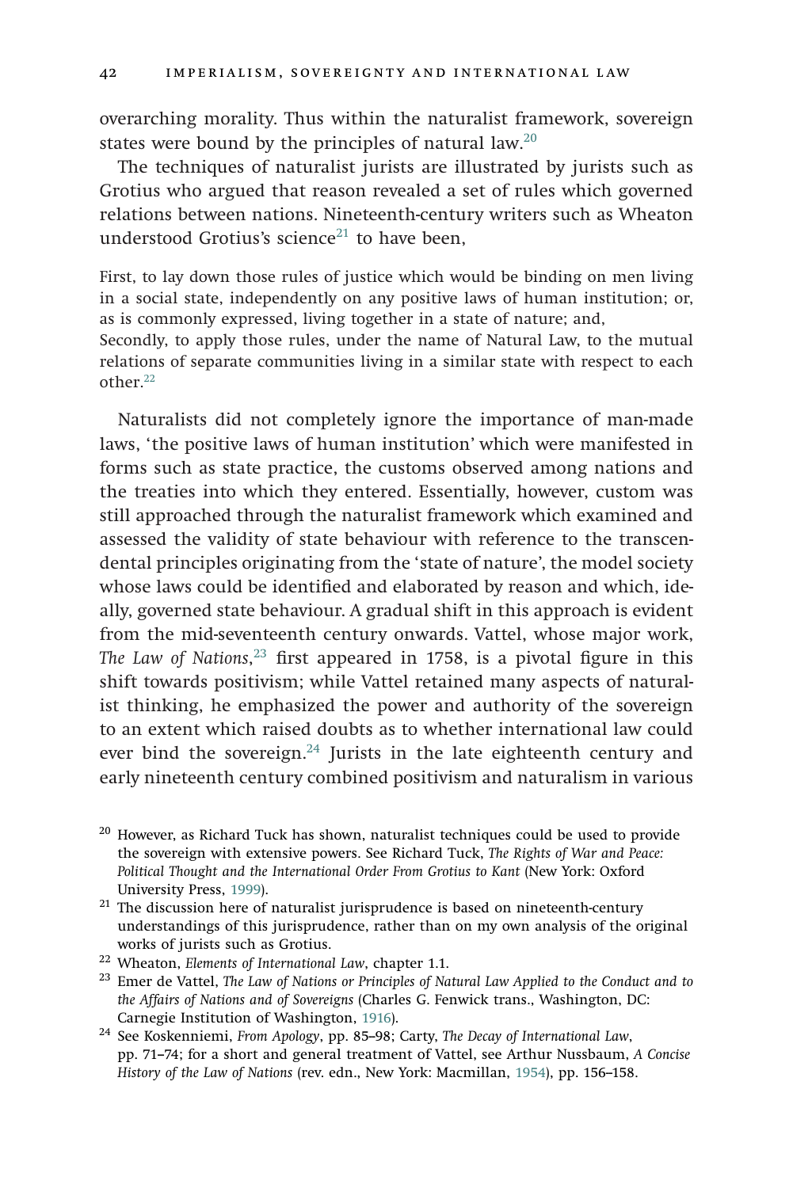overarching morality. Thus within the naturalist framework, sovereign states were bound by the principles of natural law.[20]

The techniques of naturalist jurists are illustrated by jurists such as Grotius who argued that reason revealed a set of rules which governed relations between nations. Nineteenth-century writers such as Wheaton understood Grotius's science[21] to have been,

> First, to lay down those rules of justice which would be binding on men living in a social state, independently on any positive laws of human institution; or, as is commonly expressed, living together in a state of nature; and,
> Secondly, to apply those rules, under the name of Natural Law, to the mutual relations of separate communities living in a similar state with respect to each other.[22]

Naturalists did not completely ignore the importance of man-made laws, 'the positive laws of human institution' which were manifested in forms such as state practice, the customs observed among nations and the treaties into which they entered. Essentially, however, custom was still approached through the naturalist framework which examined and assessed the validity of state behaviour with reference to the transcendental principles originating from the 'state of nature', the model society whose laws could be identified and elaborated by reason and which, ideally, governed state behaviour. A gradual shift in this approach is evident from the mid-seventeenth century onwards. Vattel, whose major work, *The Law of Nations*,[23] first appeared in 1758, is a pivotal figure in this shift towards positivism; while Vattel retained many aspects of naturalist thinking, he emphasized the power and authority of the sovereign to an extent which raised doubts as to whether international law could ever bind the sovereign.[24] Jurists in the late eighteenth century and early nineteenth century combined positivism and naturalism in various

[20] However, as Richard Tuck has shown, naturalist techniques could be used to provide the sovereign with extensive powers. See Richard Tuck, *The Rights of War and Peace: Political Thought and the International Order From Grotius to Kant* (New York: Oxford University Press, 1999).

[21] The discussion here of naturalist jurisprudence is based on nineteenth-century understandings of this jurisprudence, rather than on my own analysis of the original works of jurists such as Grotius.

[22] Wheaton, *Elements of International Law*, chapter 1.1.

[23] Emer de Vattel, *The Law of Nations or Principles of Natural Law Applied to the Conduct and to the Affairs of Nations and of Sovereigns* (Charles G. Fenwick trans., Washington, DC: Carnegie Institution of Washington, 1916).

[24] See Koskenniemi, *From Apology*, pp. 85–98; Carty, *The Decay of International Law*, pp. 71–74; for a short and general treatment of Vattel, see Arthur Nussbaum, *A Concise History of the Law of Nations* (rev. edn., New York: Macmillan, 1954), pp. 156–158.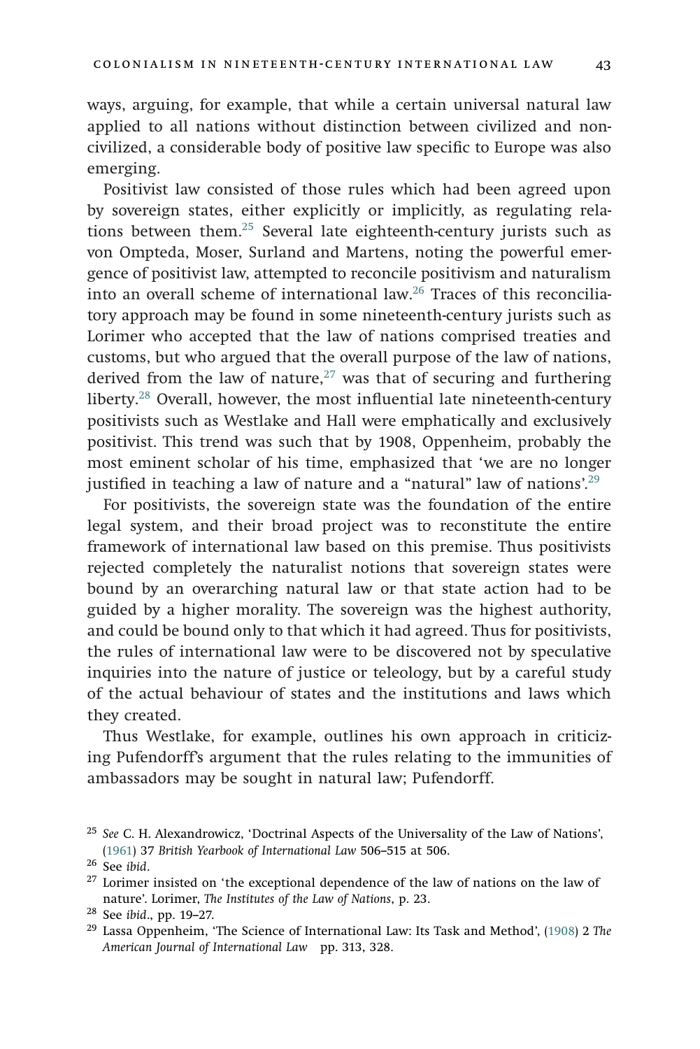ways, arguing, for example, that while a certain universal natural law applied to all nations without distinction between civilized and non-civilized, a considerable body of positive law specific to Europe was also emerging.

Positivist law consisted of those rules which had been agreed upon by sovereign states, either explicitly or implicitly, as regulating relations between them.[25] Several late eighteenth-century jurists such as von Ompteda, Moser, Surland and Martens, noting the powerful emergence of positivist law, attempted to reconcile positivism and naturalism into an overall scheme of international law.[26] Traces of this reconciliatory approach may be found in some nineteenth-century jurists such as Lorimer who accepted that the law of nations comprised treaties and customs, but who argued that the overall purpose of the law of nations, derived from the law of nature,[27] was that of securing and furthering liberty.[28] Overall, however, the most influential late nineteenth-century positivists such as Westlake and Hall were emphatically and exclusively positivist. This trend was such that by 1908, Oppenheim, probably the most eminent scholar of his time, emphasized that 'we are no longer justified in teaching a law of nature and a "natural" law of nations'.[29]

For positivists, the sovereign state was the foundation of the entire legal system, and their broad project was to reconstitute the entire framework of international law based on this premise. Thus positivists rejected completely the naturalist notions that sovereign states were bound by an overarching natural law or that state action had to be guided by a higher morality. The sovereign was the highest authority, and could be bound only to that which it had agreed. Thus for positivists, the rules of international law were to be discovered not by speculative inquiries into the nature of justice or teleology, but by a careful study of the actual behaviour of states and the institutions and laws which they created.

Thus Westlake, for example, outlines his own approach in criticizing Pufendorff's argument that the rules relating to the immunities of ambassadors may be sought in natural law; Pufendorff.

---

[25] *See* C. H. Alexandrowicz, 'Doctrinal Aspects of the Universality of the Law of Nations', (1961) 37 *British Yearbook of International Law* 506–515 at 506.

[26] See *ibid*.

[27] Lorimer insisted on 'the exceptional dependence of the law of nations on the law of nature'. Lorimer, *The Institutes of the Law of Nations*, p. 23.

[28] See *ibid*., pp. 19–27.

[29] Lassa Oppenheim, 'The Science of International Law: Its Task and Method', (1908) 2 *The American Journal of International Law* pp. 313, 328.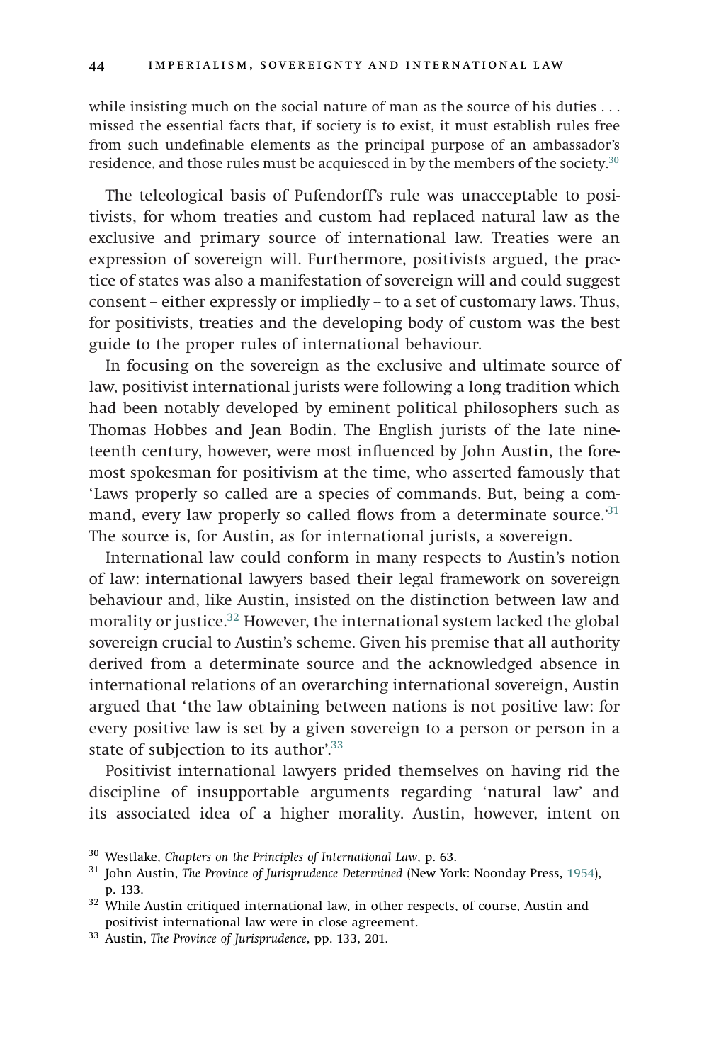while insisting much on the social nature of man as the source of his duties . . . missed the essential facts that, if society is to exist, it must establish rules free from such undefinable elements as the principal purpose of an ambassador's residence, and those rules must be acquiesced in by the members of the society.[30]

The teleological basis of Pufendorff's rule was unacceptable to positivists, for whom treaties and custom had replaced natural law as the exclusive and primary source of international law. Treaties were an expression of sovereign will. Furthermore, positivists argued, the practice of states was also a manifestation of sovereign will and could suggest consent – either expressly or impliedly – to a set of customary laws. Thus, for positivists, treaties and the developing body of custom was the best guide to the proper rules of international behaviour.

In focusing on the sovereign as the exclusive and ultimate source of law, positivist international jurists were following a long tradition which had been notably developed by eminent political philosophers such as Thomas Hobbes and Jean Bodin. The English jurists of the late nineteenth century, however, were most influenced by John Austin, the foremost spokesman for positivism at the time, who asserted famously that 'Laws properly so called are a species of commands. But, being a command, every law properly so called flows from a determinate source.'[31] The source is, for Austin, as for international jurists, a sovereign.

International law could conform in many respects to Austin's notion of law: international lawyers based their legal framework on sovereign behaviour and, like Austin, insisted on the distinction between law and morality or justice.[32] However, the international system lacked the global sovereign crucial to Austin's scheme. Given his premise that all authority derived from a determinate source and the acknowledged absence in international relations of an overarching international sovereign, Austin argued that 'the law obtaining between nations is not positive law: for every positive law is set by a given sovereign to a person or person in a state of subjection to its author'.[33]

Positivist international lawyers prided themselves on having rid the discipline of insupportable arguments regarding 'natural law' and its associated idea of a higher morality. Austin, however, intent on

[30] Westlake, *Chapters on the Principles of International Law*, p. 63.

[31] John Austin, *The Province of Jurisprudence Determined* (New York: Noonday Press, 1954), p. 133.

[32] While Austin critiqued international law, in other respects, of course, Austin and positivist international law were in close agreement.

[33] Austin, *The Province of Jurisprudence*, pp. 133, 201.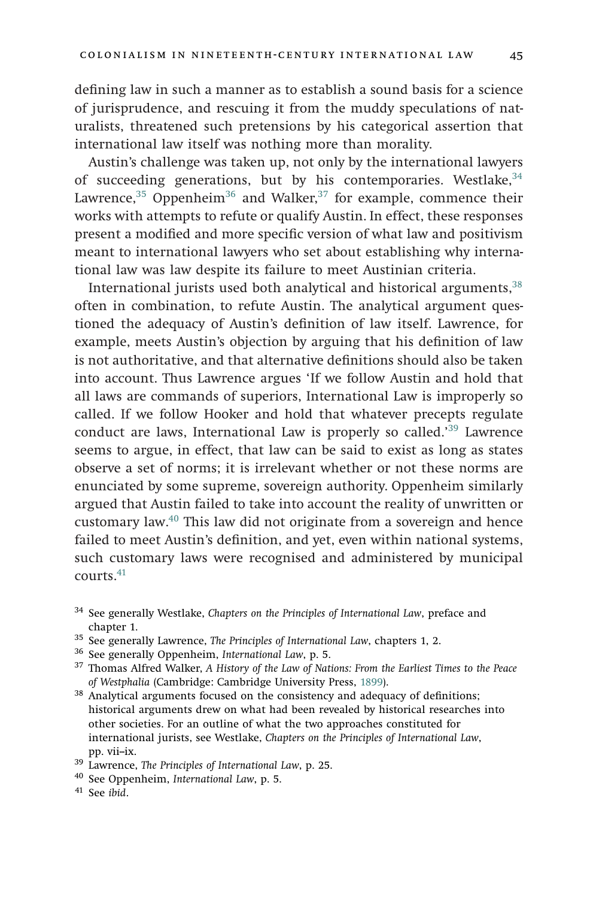defining law in such a manner as to establish a sound basis for a science of jurisprudence, and rescuing it from the muddy speculations of naturalists, threatened such pretensions by his categorical assertion that international law itself was nothing more than morality.

Austin's challenge was taken up, not only by the international lawyers of succeeding generations, but by his contemporaries. Westlake,[34] Lawrence,[35] Oppenheim[36] and Walker,[37] for example, commence their works with attempts to refute or qualify Austin. In effect, these responses present a modified and more specific version of what law and positivism meant to international lawyers who set about establishing why international law was law despite its failure to meet Austinian criteria.

International jurists used both analytical and historical arguments,[38] often in combination, to refute Austin. The analytical argument questioned the adequacy of Austin's definition of law itself. Lawrence, for example, meets Austin's objection by arguing that his definition of law is not authoritative, and that alternative definitions should also be taken into account. Thus Lawrence argues 'If we follow Austin and hold that all laws are commands of superiors, International Law is improperly so called. If we follow Hooker and hold that whatever precepts regulate conduct are laws, International Law is properly so called.'[39] Lawrence seems to argue, in effect, that law can be said to exist as long as states observe a set of norms; it is irrelevant whether or not these norms are enunciated by some supreme, sovereign authority. Oppenheim similarly argued that Austin failed to take into account the reality of unwritten or customary law.[40] This law did not originate from a sovereign and hence failed to meet Austin's definition, and yet, even within national systems, such customary laws were recognised and administered by municipal courts.[41]

[34] See generally Westlake, *Chapters on the Principles of International Law*, preface and chapter 1.

[35] See generally Lawrence, *The Principles of International Law*, chapters 1, 2.

[36] See generally Oppenheim, *International Law*, p. 5.

[37] Thomas Alfred Walker, *A History of the Law of Nations: From the Earliest Times to the Peace of Westphalia* (Cambridge: Cambridge University Press, 1899).

[38] Analytical arguments focused on the consistency and adequacy of definitions; historical arguments drew on what had been revealed by historical researches into other societies. For an outline of what the two approaches constituted for international jurists, see Westlake, *Chapters on the Principles of International Law*, pp. vii–ix.

[39] Lawrence, *The Principles of International Law*, p. 25.

[40] See Oppenheim, *International Law*, p. 5.

[41] See *ibid*.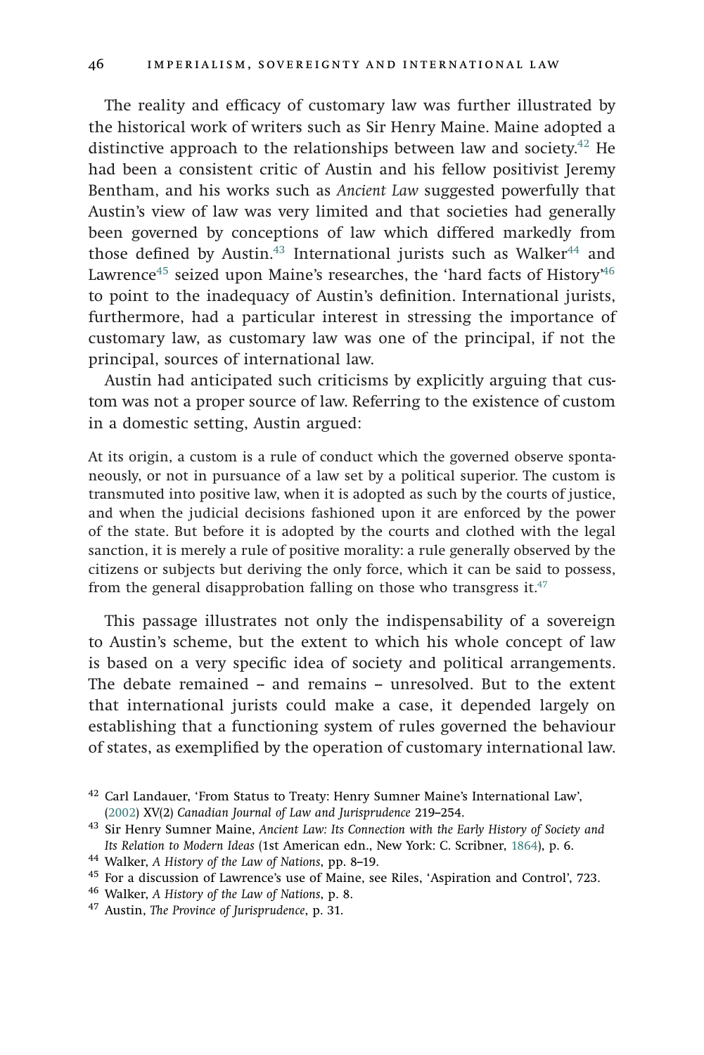The reality and efficacy of customary law was further illustrated by the historical work of writers such as Sir Henry Maine. Maine adopted a distinctive approach to the relationships between law and society.[42] He had been a consistent critic of Austin and his fellow positivist Jeremy Bentham, and his works such as *Ancient Law* suggested powerfully that Austin's view of law was very limited and that societies had generally been governed by conceptions of law which differed markedly from those defined by Austin.[43] International jurists such as Walker[44] and Lawrence[45] seized upon Maine's researches, the 'hard facts of History'[46] to point to the inadequacy of Austin's definition. International jurists, furthermore, had a particular interest in stressing the importance of customary law, as customary law was one of the principal, if not the principal, sources of international law.

Austin had anticipated such criticisms by explicitly arguing that custom was not a proper source of law. Referring to the existence of custom in a domestic setting, Austin argued:

> At its origin, a custom is a rule of conduct which the governed observe spontaneously, or not in pursuance of a law set by a political superior. The custom is transmuted into positive law, when it is adopted as such by the courts of justice, and when the judicial decisions fashioned upon it are enforced by the power of the state. But before it is adopted by the courts and clothed with the legal sanction, it is merely a rule of positive morality: a rule generally observed by the citizens or subjects but deriving the only force, which it can be said to possess, from the general disapprobation falling on those who transgress it.[47]

This passage illustrates not only the indispensability of a sovereign to Austin's scheme, but the extent to which his whole concept of law is based on a very specific idea of society and political arrangements. The debate remained – and remains – unresolved. But to the extent that international jurists could make a case, it depended largely on establishing that a functioning system of rules governed the behaviour of states, as exemplified by the operation of customary international law.

[42] Carl Landauer, 'From Status to Treaty: Henry Sumner Maine's International Law', (2002) XV(2) *Canadian Journal of Law and Jurisprudence* 219–254.

[43] Sir Henry Sumner Maine, *Ancient Law: Its Connection with the Early History of Society and Its Relation to Modern Ideas* (1st American edn., New York: C. Scribner, 1864), p. 6.

[44] Walker, *A History of the Law of Nations*, pp. 8–19.

[45] For a discussion of Lawrence's use of Maine, see Riles, 'Aspiration and Control', 723.

[46] Walker, *A History of the Law of Nations*, p. 8.

[47] Austin, *The Province of Jurisprudence*, p. 31.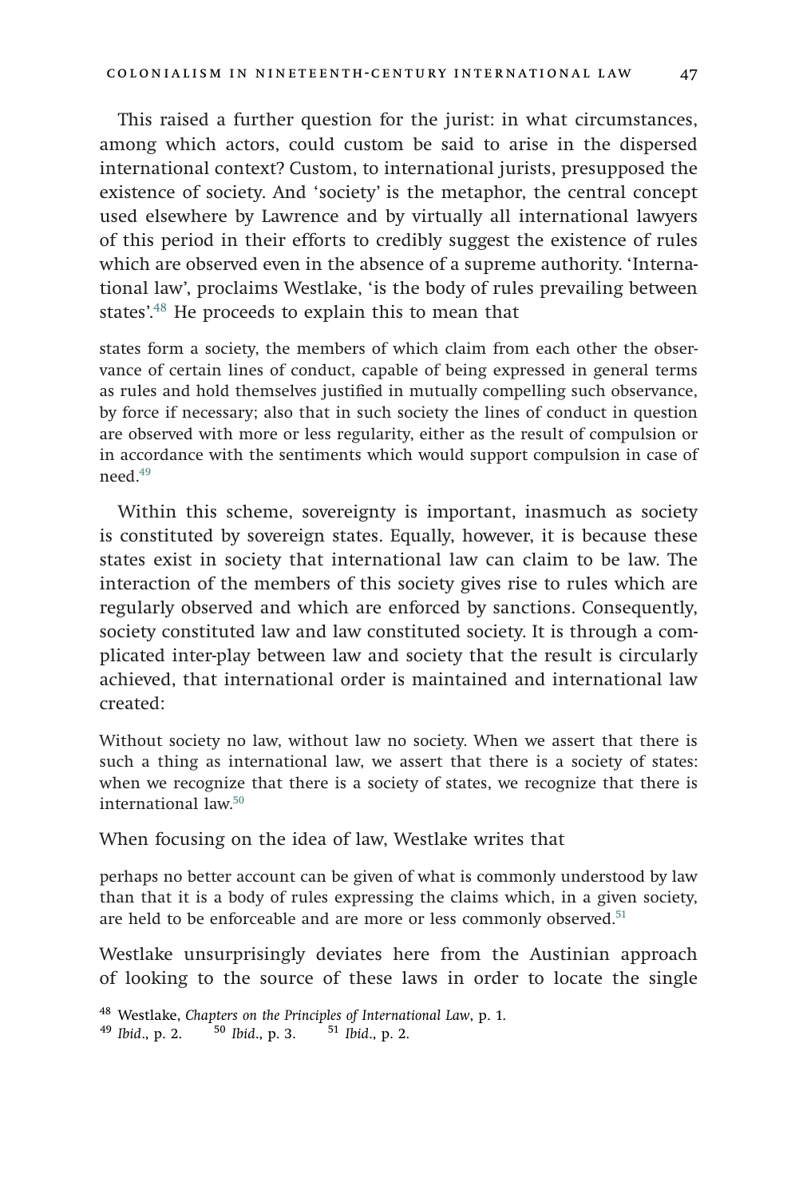This raised a further question for the jurist: in what circumstances, among which actors, could custom be said to arise in the dispersed international context? Custom, to international jurists, presupposed the existence of society. And 'society' is the metaphor, the central concept used elsewhere by Lawrence and by virtually all international lawyers of this period in their efforts to credibly suggest the existence of rules which are observed even in the absence of a supreme authority. 'International law', proclaims Westlake, 'is the body of rules prevailing between states'.[48] He proceeds to explain this to mean that

> states form a society, the members of which claim from each other the observance of certain lines of conduct, capable of being expressed in general terms as rules and hold themselves justified in mutually compelling such observance, by force if necessary; also that in such society the lines of conduct in question are observed with more or less regularity, either as the result of compulsion or in accordance with the sentiments which would support compulsion in case of need.[49]

Within this scheme, sovereignty is important, inasmuch as society is constituted by sovereign states. Equally, however, it is because these states exist in society that international law can claim to be law. The interaction of the members of this society gives rise to rules which are regularly observed and which are enforced by sanctions. Consequently, society constituted law and law constituted society. It is through a complicated inter-play between law and society that the result is circularly achieved, that international order is maintained and international law created:

> Without society no law, without law no society. When we assert that there is such a thing as international law, we assert that there is a society of states: when we recognize that there is a society of states, we recognize that there is international law.[50]

When focusing on the idea of law, Westlake writes that

> perhaps no better account can be given of what is commonly understood by law than that it is a body of rules expressing the claims which, in a given society, are held to be enforceable and are more or less commonly observed.[51]

Westlake unsurprisingly deviates here from the Austinian approach of looking to the source of these laws in order to locate the single

[48] Westlake, *Chapters on the Principles of International Law*, p. 1.
[49] *Ibid*., p. 2. [50] *Ibid*., p. 3. [51] *Ibid*., p. 2.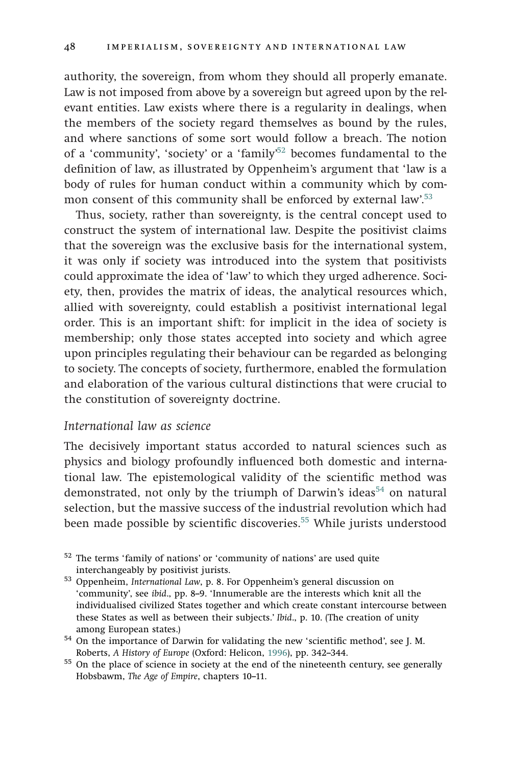authority, the sovereign, from whom they should all properly emanate. Law is not imposed from above by a sovereign but agreed upon by the relevant entities. Law exists where there is a regularity in dealings, when the members of the society regard themselves as bound by the rules, and where sanctions of some sort would follow a breach. The notion of a 'community', 'society' or a 'family'[52] becomes fundamental to the definition of law, as illustrated by Oppenheim's argument that 'law is a body of rules for human conduct within a community which by common consent of this community shall be enforced by external law'.[53]

Thus, society, rather than sovereignty, is the central concept used to construct the system of international law. Despite the positivist claims that the sovereign was the exclusive basis for the international system, it was only if society was introduced into the system that positivists could approximate the idea of 'law' to which they urged adherence. Society, then, provides the matrix of ideas, the analytical resources which, allied with sovereignty, could establish a positivist international legal order. This is an important shift: for implicit in the idea of society is membership; only those states accepted into society and which agree upon principles regulating their behaviour can be regarded as belonging to society. The concepts of society, furthermore, enabled the formulation and elaboration of the various cultural distinctions that were crucial to the constitution of sovereignty doctrine.

### *International law as science*

The decisively important status accorded to natural sciences such as physics and biology profoundly influenced both domestic and international law. The epistemological validity of the scientific method was demonstrated, not only by the triumph of Darwin's ideas[54] on natural selection, but the massive success of the industrial revolution which had been made possible by scientific discoveries.[55] While jurists understood

[52] The terms 'family of nations' or 'community of nations' are used quite interchangeably by positivist jurists.

[53] Oppenheim, *International Law*, p. 8. For Oppenheim's general discussion on 'community', see *ibid*., pp. 8–9. 'Innumerable are the interests which knit all the individualised civilized States together and which create constant intercourse between these States as well as between their subjects.' *Ibid*., p. 10. (The creation of unity among European states.)

[54] On the importance of Darwin for validating the new 'scientific method', see J. M. Roberts, *A History of Europe* (Oxford: Helicon, 1996), pp. 342–344.

[55] On the place of science in society at the end of the nineteenth century, see generally Hobsbawm, *The Age of Empire*, chapters 10–11.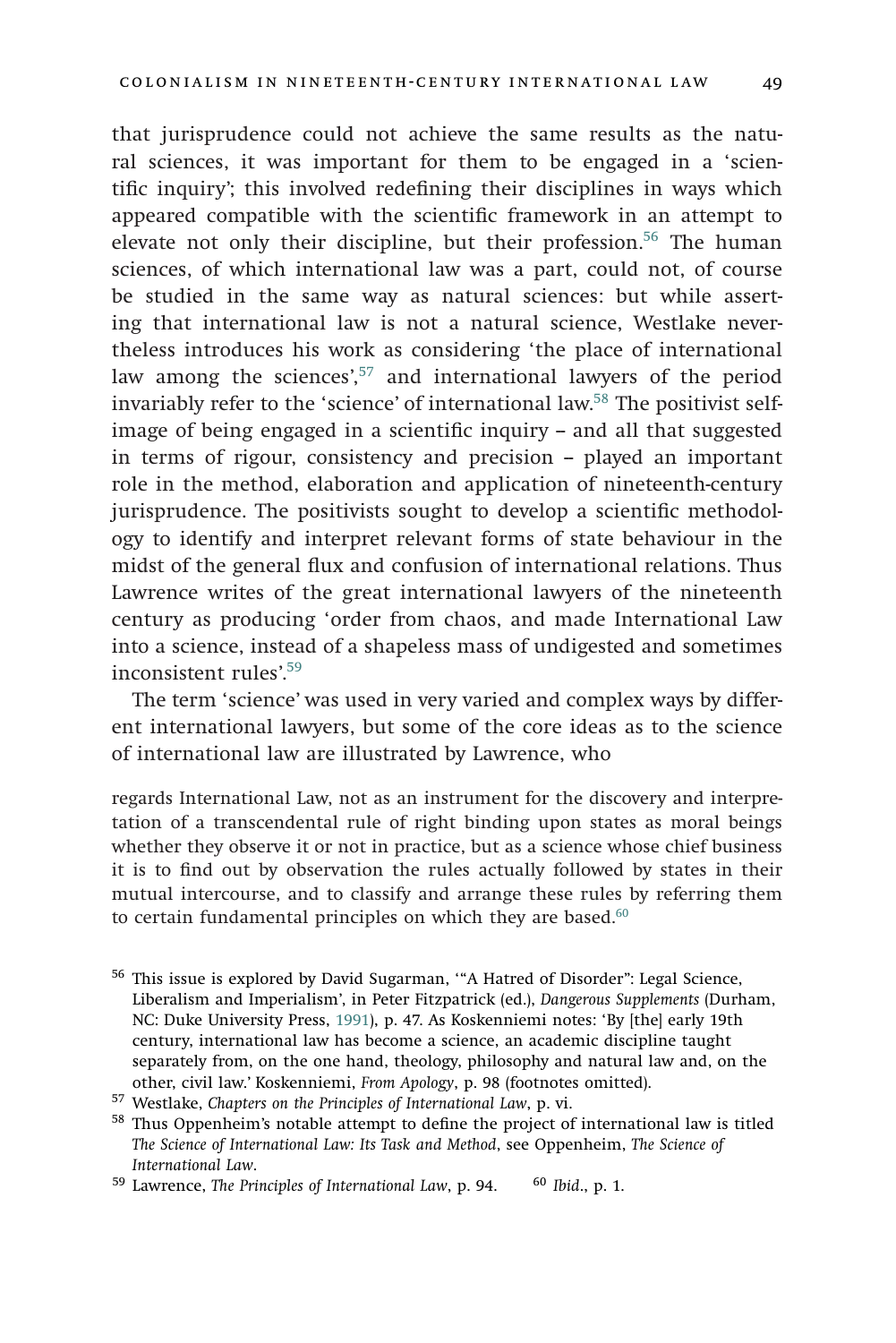that jurisprudence could not achieve the same results as the natural sciences, it was important for them to be engaged in a 'scientific inquiry'; this involved redefining their disciplines in ways which appeared compatible with the scientific framework in an attempt to elevate not only their discipline, but their profession.[56] The human sciences, of which international law was a part, could not, of course be studied in the same way as natural sciences: but while asserting that international law is not a natural science, Westlake nevertheless introduces his work as considering 'the place of international law among the sciences',[57] and international lawyers of the period invariably refer to the 'science' of international law.[58] The positivist self-image of being engaged in a scientific inquiry – and all that suggested in terms of rigour, consistency and precision – played an important role in the method, elaboration and application of nineteenth-century jurisprudence. The positivists sought to develop a scientific methodology to identify and interpret relevant forms of state behaviour in the midst of the general flux and confusion of international relations. Thus Lawrence writes of the great international lawyers of the nineteenth century as producing 'order from chaos, and made International Law into a science, instead of a shapeless mass of undigested and sometimes inconsistent rules'.[59]

The term 'science' was used in very varied and complex ways by different international lawyers, but some of the core ideas as to the science of international law are illustrated by Lawrence, who

> regards International Law, not as an instrument for the discovery and interpretation of a transcendental rule of right binding upon states as moral beings whether they observe it or not in practice, but as a science whose chief business it is to find out by observation the rules actually followed by states in their mutual intercourse, and to classify and arrange these rules by referring them to certain fundamental principles on which they are based.[60]

---

[56] This issue is explored by David Sugarman, '"A Hatred of Disorder": Legal Science, Liberalism and Imperialism', in Peter Fitzpatrick (ed.), *Dangerous Supplements* (Durham, NC: Duke University Press, 1991), p. 47. As Koskenniemi notes: 'By [the] early 19th century, international law has become a science, an academic discipline taught separately from, on the one hand, theology, philosophy and natural law and, on the other, civil law.' Koskenniemi, *From Apology*, p. 98 (footnotes omitted).

[57] Westlake, *Chapters on the Principles of International Law*, p. vi.

[58] Thus Oppenheim's notable attempt to define the project of international law is titled *The Science of International Law: Its Task and Method*, see Oppenheim, *The Science of International Law*.

[59] Lawrence, *The Principles of International Law*, p. 94.

[60] *Ibid*., p. 1.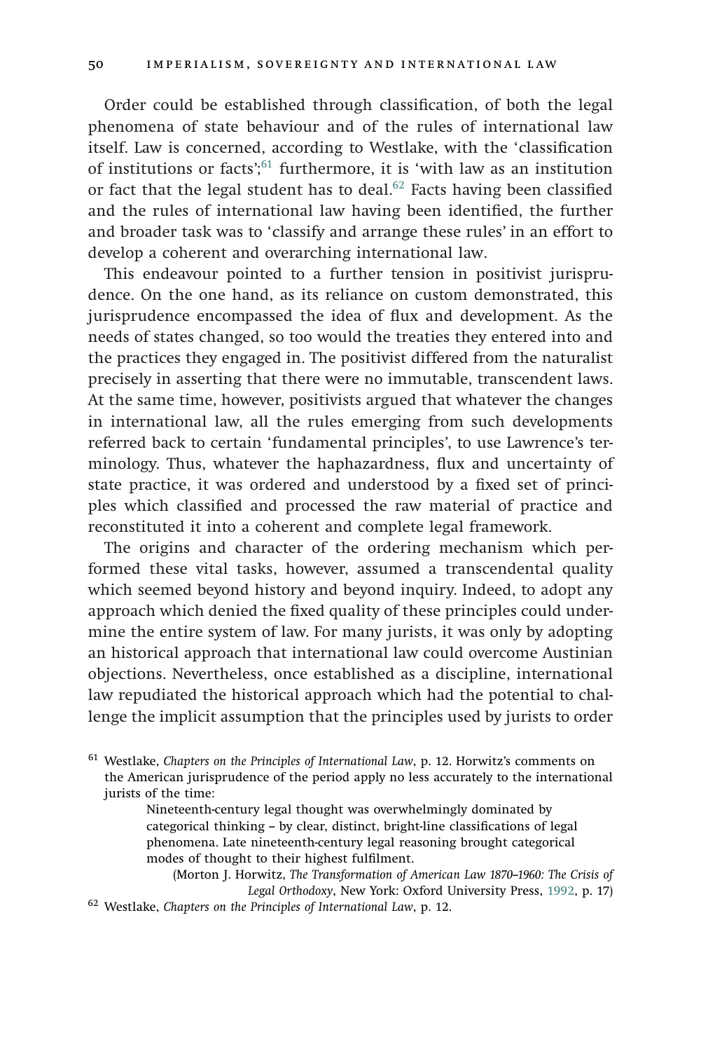Order could be established through classification, of both the legal phenomena of state behaviour and of the rules of international law itself. Law is concerned, according to Westlake, with the 'classification of institutions or facts';[61] furthermore, it is 'with law as an institution or fact that the legal student has to deal.[62] Facts having been classified and the rules of international law having been identified, the further and broader task was to 'classify and arrange these rules' in an effort to develop a coherent and overarching international law.

This endeavour pointed to a further tension in positivist jurisprudence. On the one hand, as its reliance on custom demonstrated, this jurisprudence encompassed the idea of flux and development. As the needs of states changed, so too would the treaties they entered into and the practices they engaged in. The positivist differed from the naturalist precisely in asserting that there were no immutable, transcendent laws. At the same time, however, positivists argued that whatever the changes in international law, all the rules emerging from such developments referred back to certain 'fundamental principles', to use Lawrence's terminology. Thus, whatever the haphazardness, flux and uncertainty of state practice, it was ordered and understood by a fixed set of principles which classified and processed the raw material of practice and reconstituted it into a coherent and complete legal framework.

The origins and character of the ordering mechanism which performed these vital tasks, however, assumed a transcendental quality which seemed beyond history and beyond inquiry. Indeed, to adopt any approach which denied the fixed quality of these principles could undermine the entire system of law. For many jurists, it was only by adopting an historical approach that international law could overcome Austinian objections. Nevertheless, once established as a discipline, international law repudiated the historical approach which had the potential to challenge the implicit assumption that the principles used by jurists to order

[61] Westlake, *Chapters on the Principles of International Law*, p. 12. Horwitz's comments on the American jurisprudence of the period apply no less accurately to the international jurists of the time:

> Nineteenth-century legal thought was overwhelmingly dominated by categorical thinking – by clear, distinct, bright-line classifications of legal phenomena. Late nineteenth-century legal reasoning brought categorical modes of thought to their highest fulfilment.
>
> (Morton J. Horwitz, *The Transformation of American Law 1870–1960: The Crisis of Legal Orthodoxy*, New York: Oxford University Press, 1992, p. 17)

[62] Westlake, *Chapters on the Principles of International Law*, p. 12.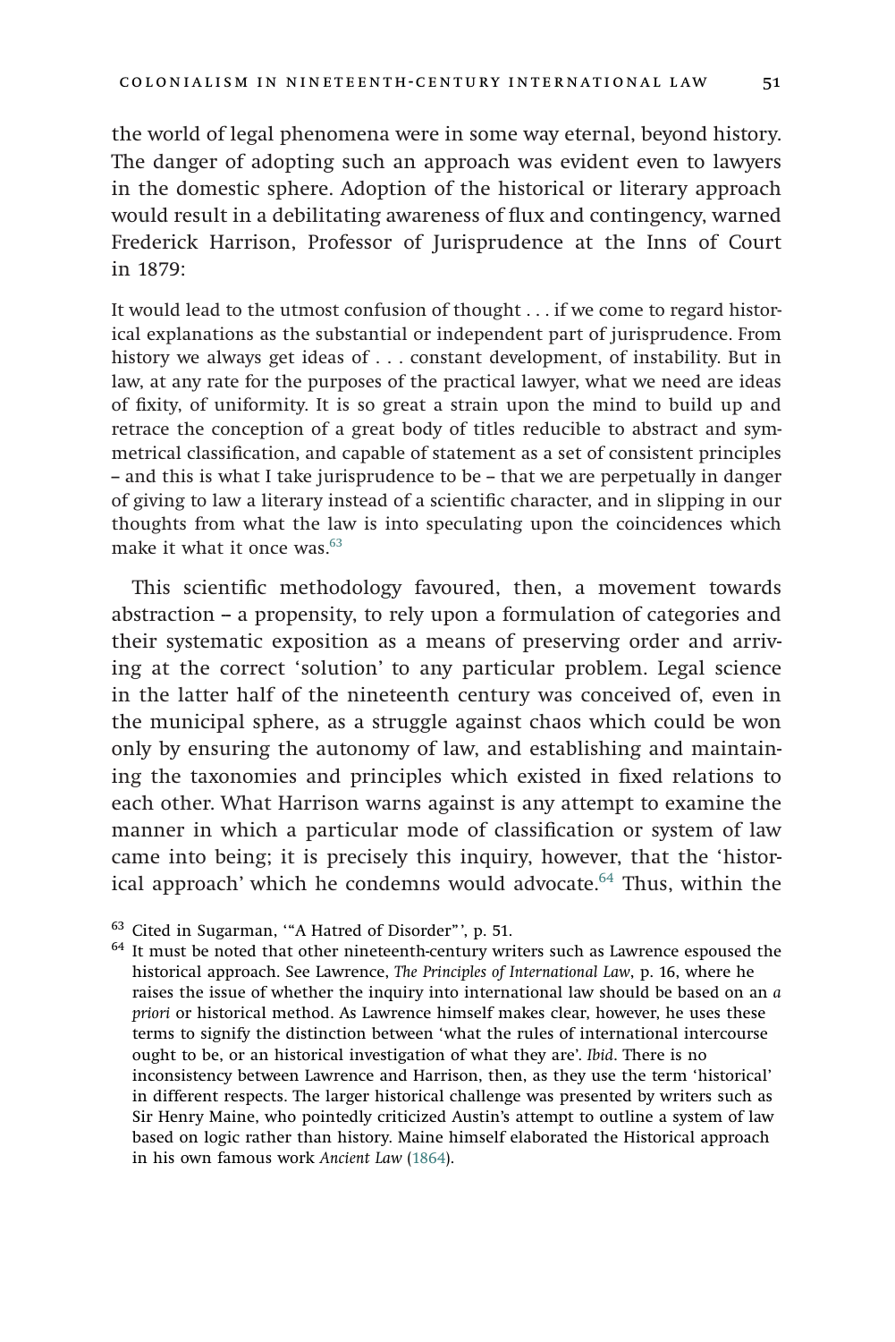the world of legal phenomena were in some way eternal, beyond history. The danger of adopting such an approach was evident even to lawyers in the domestic sphere. Adoption of the historical or literary approach would result in a debilitating awareness of flux and contingency, warned Frederick Harrison, Professor of Jurisprudence at the Inns of Court in 1879:

> It would lead to the utmost confusion of thought . . . if we come to regard historical explanations as the substantial or independent part of jurisprudence. From history we always get ideas of . . . constant development, of instability. But in law, at any rate for the purposes of the practical lawyer, what we need are ideas of fixity, of uniformity. It is so great a strain upon the mind to build up and retrace the conception of a great body of titles reducible to abstract and symmetrical classification, and capable of statement as a set of consistent principles – and this is what I take jurisprudence to be – that we are perpetually in danger of giving to law a literary instead of a scientific character, and in slipping in our thoughts from what the law is into speculating upon the coincidences which make it what it once was.[63]

This scientific methodology favoured, then, a movement towards abstraction – a propensity, to rely upon a formulation of categories and their systematic exposition as a means of preserving order and arriving at the correct 'solution' to any particular problem. Legal science in the latter half of the nineteenth century was conceived of, even in the municipal sphere, as a struggle against chaos which could be won only by ensuring the autonomy of law, and establishing and maintaining the taxonomies and principles which existed in fixed relations to each other. What Harrison warns against is any attempt to examine the manner in which a particular mode of classification or system of law came into being; it is precisely this inquiry, however, that the 'historical approach' which he condemns would advocate.[64] Thus, within the

[63] Cited in Sugarman, '"A Hatred of Disorder"', p. 51.

[64] It must be noted that other nineteenth-century writers such as Lawrence espoused the historical approach. See Lawrence, *The Principles of International Law*, p. 16, where he raises the issue of whether the inquiry into international law should be based on an *a priori* or historical method. As Lawrence himself makes clear, however, he uses these terms to signify the distinction between 'what the rules of international intercourse ought to be, or an historical investigation of what they are'. *Ibid*. There is no inconsistency between Lawrence and Harrison, then, as they use the term 'historical' in different respects. The larger historical challenge was presented by writers such as Sir Henry Maine, who pointedly criticized Austin's attempt to outline a system of law based on logic rather than history. Maine himself elaborated the Historical approach in his own famous work *Ancient Law* (1864).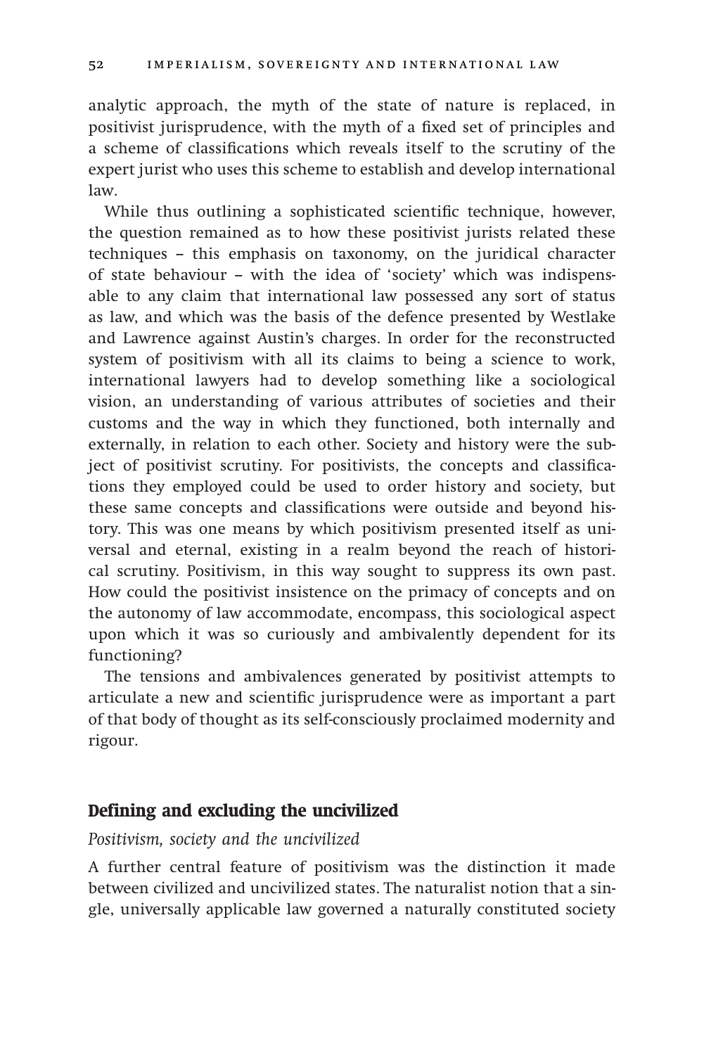analytic approach, the myth of the state of nature is replaced, in positivist jurisprudence, with the myth of a fixed set of principles and a scheme of classifications which reveals itself to the scrutiny of the expert jurist who uses this scheme to establish and develop international law.

While thus outlining a sophisticated scientific technique, however, the question remained as to how these positivist jurists related these techniques – this emphasis on taxonomy, on the juridical character of state behaviour – with the idea of 'society' which was indispensable to any claim that international law possessed any sort of status as law, and which was the basis of the defence presented by Westlake and Lawrence against Austin's charges. In order for the reconstructed system of positivism with all its claims to being a science to work, international lawyers had to develop something like a sociological vision, an understanding of various attributes of societies and their customs and the way in which they functioned, both internally and externally, in relation to each other. Society and history were the subject of positivist scrutiny. For positivists, the concepts and classifications they employed could be used to order history and society, but these same concepts and classifications were outside and beyond history. This was one means by which positivism presented itself as universal and eternal, existing in a realm beyond the reach of historical scrutiny. Positivism, in this way sought to suppress its own past. How could the positivist insistence on the primacy of concepts and on the autonomy of law accommodate, encompass, this sociological aspect upon which it was so curiously and ambivalently dependent for its functioning?

The tensions and ambivalences generated by positivist attempts to articulate a new and scientific jurisprudence were as important a part of that body of thought as its self-consciously proclaimed modernity and rigour.

## Defining and excluding the uncivilized

### *Positivism, society and the uncivilized*

A further central feature of positivism was the distinction it made between civilized and uncivilized states. The naturalist notion that a single, universally applicable law governed a naturally constituted society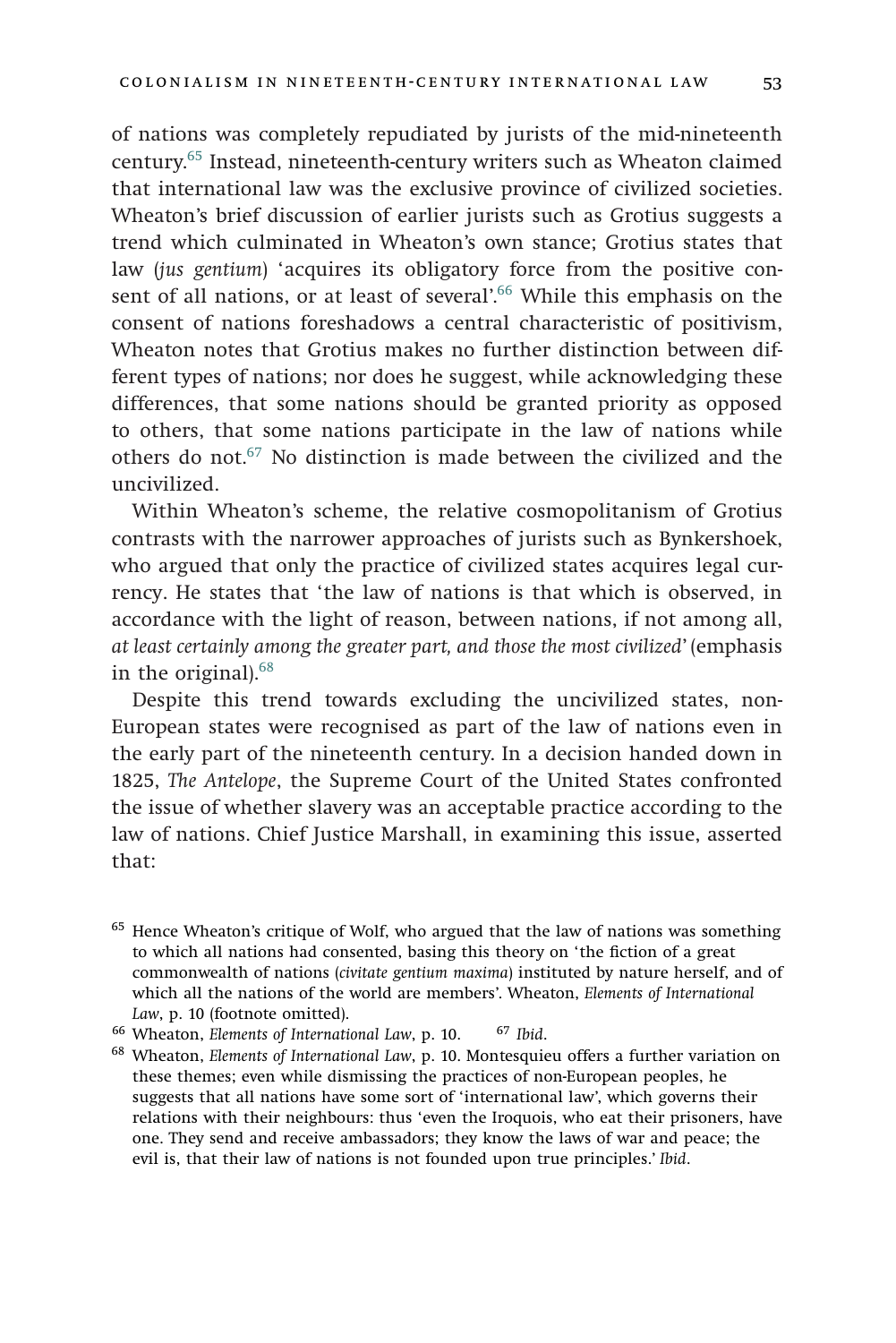of nations was completely repudiated by jurists of the mid-nineteenth century.[65] Instead, nineteenth-century writers such as Wheaton claimed that international law was the exclusive province of civilized societies. Wheaton's brief discussion of earlier jurists such as Grotius suggests a trend which culminated in Wheaton's own stance; Grotius states that law (*jus gentium*) 'acquires its obligatory force from the positive consent of all nations, or at least of several'.[66] While this emphasis on the consent of nations foreshadows a central characteristic of positivism, Wheaton notes that Grotius makes no further distinction between different types of nations; nor does he suggest, while acknowledging these differences, that some nations should be granted priority as opposed to others, that some nations participate in the law of nations while others do not.[67] No distinction is made between the civilized and the uncivilized.

Within Wheaton's scheme, the relative cosmopolitanism of Grotius contrasts with the narrower approaches of jurists such as Bynkershoek, who argued that only the practice of civilized states acquires legal currency. He states that 'the law of nations is that which is observed, in accordance with the light of reason, between nations, if not among all, *at least certainly among the greater part, and those the most civilized*' (emphasis in the original).[68]

Despite this trend towards excluding the uncivilized states, non-European states were recognised as part of the law of nations even in the early part of the nineteenth century. In a decision handed down in 1825, *The Antelope*, the Supreme Court of the United States confronted the issue of whether slavery was an acceptable practice according to the law of nations. Chief Justice Marshall, in examining this issue, asserted that:

[65] Hence Wheaton's critique of Wolf, who argued that the law of nations was something to which all nations had consented, basing this theory on 'the fiction of a great commonwealth of nations (*civitate gentium maxima*) instituted by nature herself, and of which all the nations of the world are members'. Wheaton, *Elements of International Law*, p. 10 (footnote omitted).

[66] Wheaton, *Elements of International Law*, p. 10.

[67] *Ibid*.

[68] Wheaton, *Elements of International Law*, p. 10. Montesquieu offers a further variation on these themes; even while dismissing the practices of non-European peoples, he suggests that all nations have some sort of 'international law', which governs their relations with their neighbours: thus 'even the Iroquois, who eat their prisoners, have one. They send and receive ambassadors; they know the laws of war and peace; the evil is, that their law of nations is not founded upon true principles.' *Ibid*.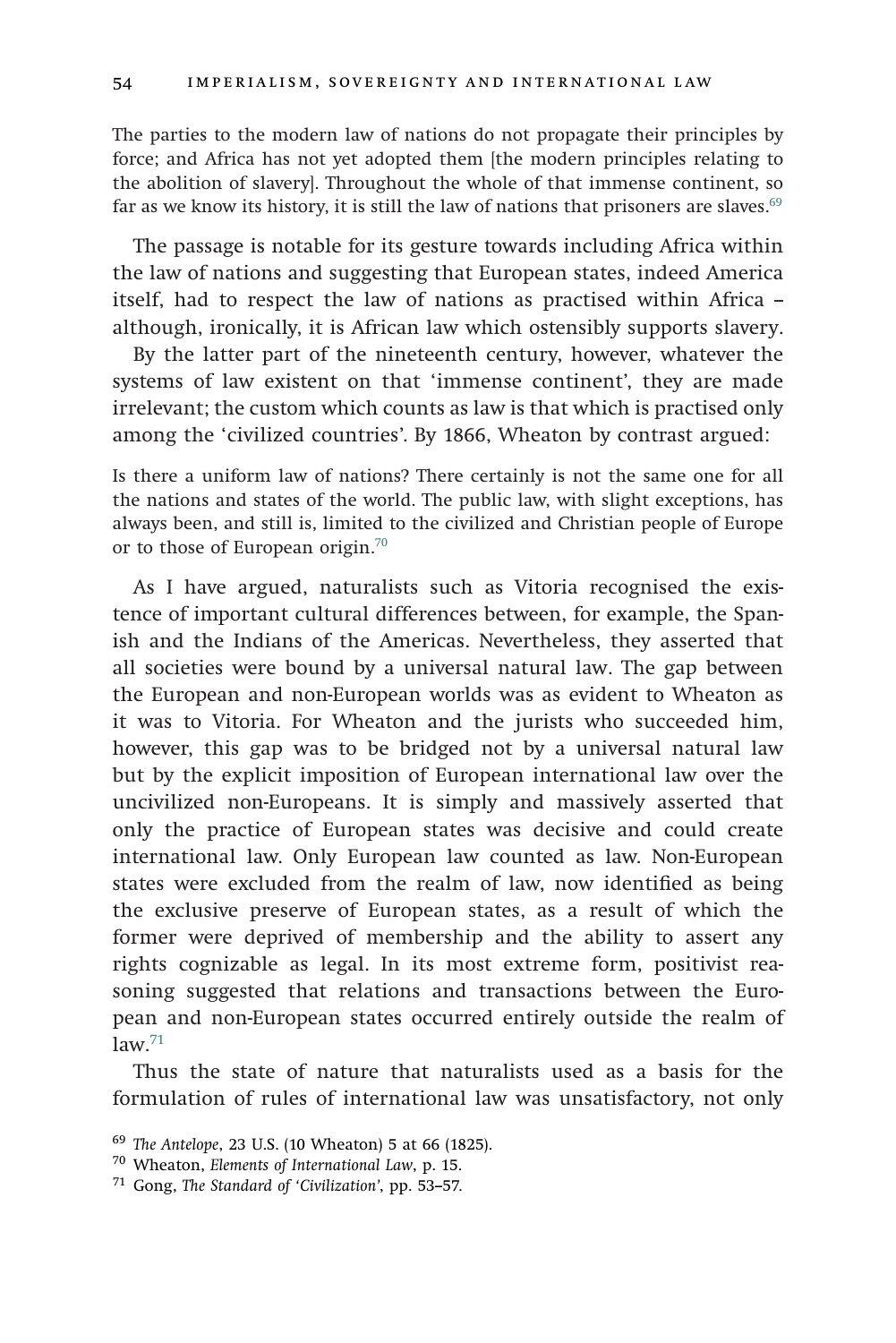> The parties to the modern law of nations do not propagate their principles by force; and Africa has not yet adopted them [the modern principles relating to the abolition of slavery]. Throughout the whole of that immense continent, so far as we know its history, it is still the law of nations that prisoners are slaves.[69]

The passage is notable for its gesture towards including Africa within the law of nations and suggesting that European states, indeed America itself, had to respect the law of nations as practised within Africa – although, ironically, it is African law which ostensibly supports slavery.

By the latter part of the nineteenth century, however, whatever the systems of law existent on that 'immense continent', they are made irrelevant; the custom which counts as law is that which is practised only among the 'civilized countries'. By 1866, Wheaton by contrast argued:

> Is there a uniform law of nations? There certainly is not the same one for all the nations and states of the world. The public law, with slight exceptions, has always been, and still is, limited to the civilized and Christian people of Europe or to those of European origin.[70]

As I have argued, naturalists such as Vitoria recognised the existence of important cultural differences between, for example, the Spanish and the Indians of the Americas. Nevertheless, they asserted that all societies were bound by a universal natural law. The gap between the European and non-European worlds was as evident to Wheaton as it was to Vitoria. For Wheaton and the jurists who succeeded him, however, this gap was to be bridged not by a universal natural law but by the explicit imposition of European international law over the uncivilized non-Europeans. It is simply and massively asserted that only the practice of European states was decisive and could create international law. Only European law counted as law. Non-European states were excluded from the realm of law, now identified as being the exclusive preserve of European states, as a result of which the former were deprived of membership and the ability to assert any rights cognizable as legal. In its most extreme form, positivist reasoning suggested that relations and transactions between the European and non-European states occurred entirely outside the realm of law.[71]

Thus the state of nature that naturalists used as a basis for the formulation of rules of international law was unsatisfactory, not only

[69] *The Antelope*, 23 U.S. (10 Wheaton) 5 at 66 (1825).

[70] Wheaton, *Elements of International Law*, p. 15.

[71] Gong, *The Standard of 'Civilization'*, pp. 53–57.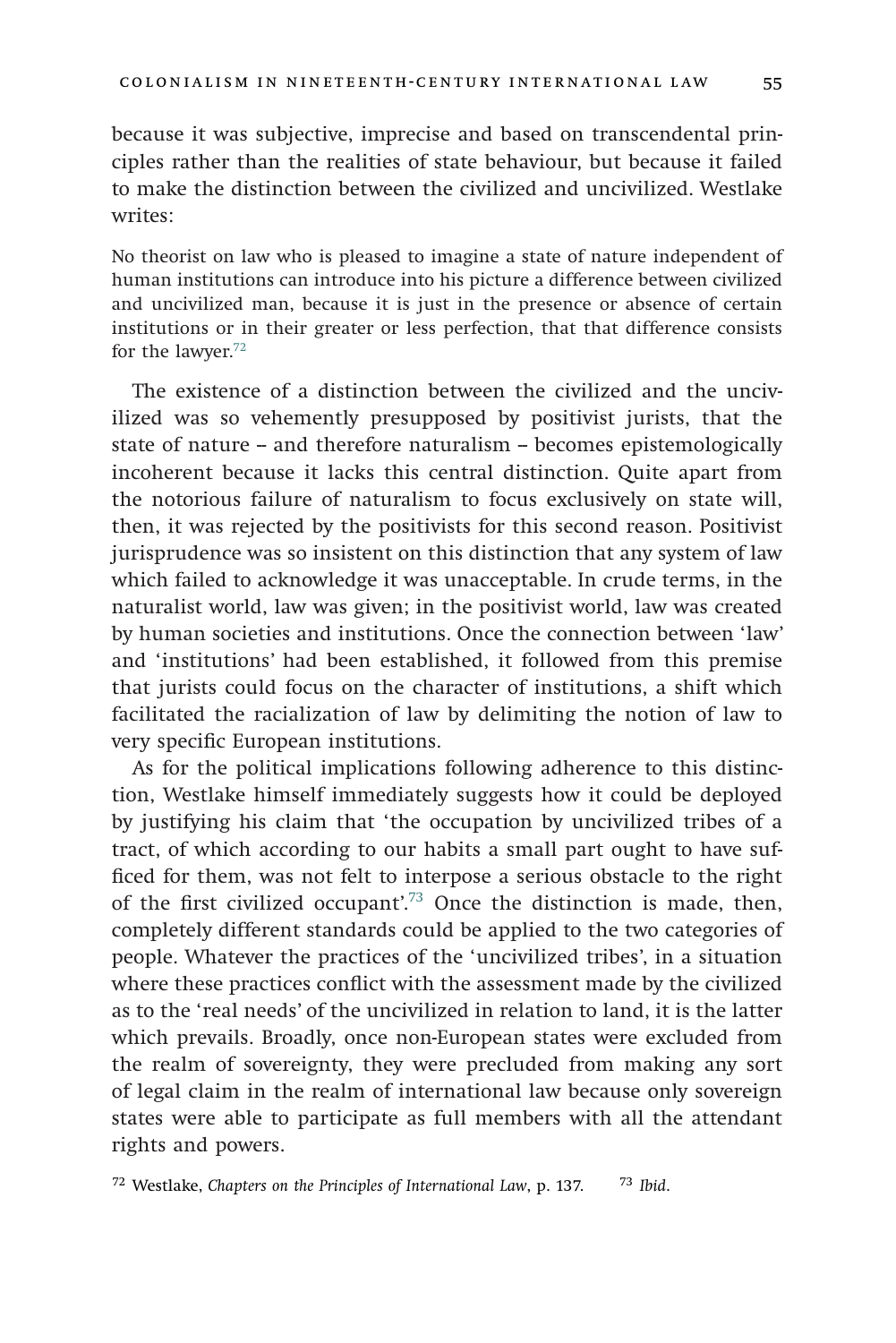because it was subjective, imprecise and based on transcendental principles rather than the realities of state behaviour, but because it failed to make the distinction between the civilized and uncivilized. Westlake writes:

> No theorist on law who is pleased to imagine a state of nature independent of human institutions can introduce into his picture a difference between civilized and uncivilized man, because it is just in the presence or absence of certain institutions or in their greater or less perfection, that that difference consists for the lawyer.[72]

The existence of a distinction between the civilized and the uncivilized was so vehemently presupposed by positivist jurists, that the state of nature – and therefore naturalism – becomes epistemologically incoherent because it lacks this central distinction. Quite apart from the notorious failure of naturalism to focus exclusively on state will, then, it was rejected by the positivists for this second reason. Positivist jurisprudence was so insistent on this distinction that any system of law which failed to acknowledge it was unacceptable. In crude terms, in the naturalist world, law was given; in the positivist world, law was created by human societies and institutions. Once the connection between 'law' and 'institutions' had been established, it followed from this premise that jurists could focus on the character of institutions, a shift which facilitated the racialization of law by delimiting the notion of law to very specific European institutions.

As for the political implications following adherence to this distinction, Westlake himself immediately suggests how it could be deployed by justifying his claim that 'the occupation by uncivilized tribes of a tract, of which according to our habits a small part ought to have sufficed for them, was not felt to interpose a serious obstacle to the right of the first civilized occupant'.[73] Once the distinction is made, then, completely different standards could be applied to the two categories of people. Whatever the practices of the 'uncivilized tribes', in a situation where these practices conflict with the assessment made by the civilized as to the 'real needs' of the uncivilized in relation to land, it is the latter which prevails. Broadly, once non-European states were excluded from the realm of sovereignty, they were precluded from making any sort of legal claim in the realm of international law because only sovereign states were able to participate as full members with all the attendant rights and powers.

[72] Westlake, *Chapters on the Principles of International Law*, p. 137. [73] *Ibid*.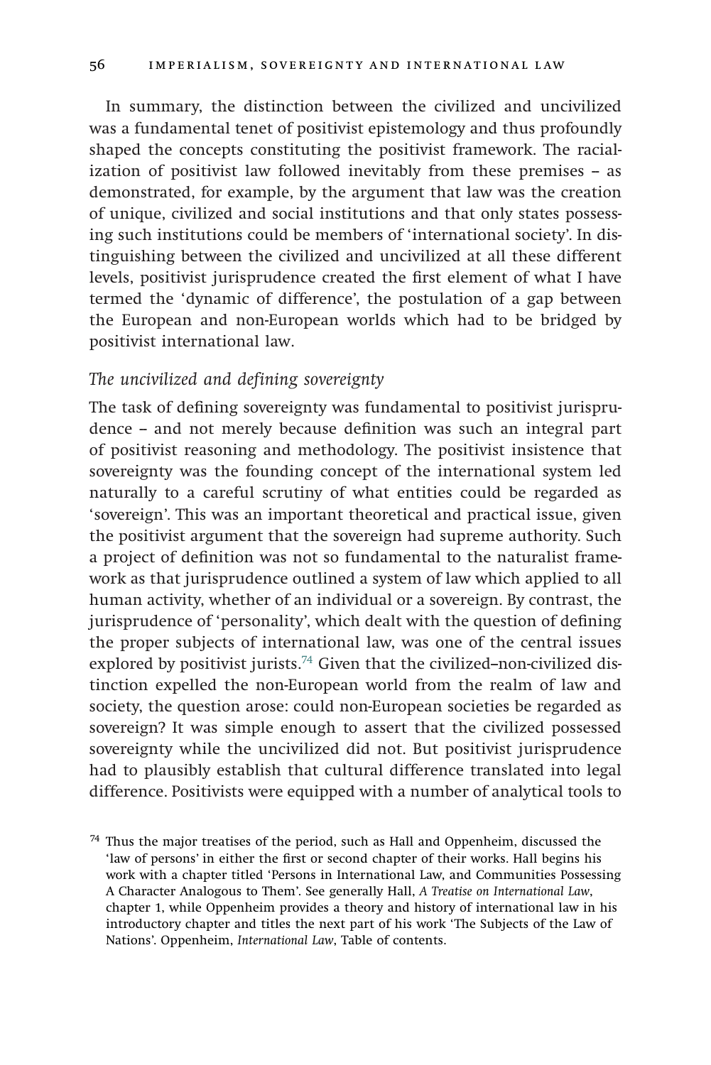In summary, the distinction between the civilized and uncivilized was a fundamental tenet of positivist epistemology and thus profoundly shaped the concepts constituting the positivist framework. The racialization of positivist law followed inevitably from these premises – as demonstrated, for example, by the argument that law was the creation of unique, civilized and social institutions and that only states possessing such institutions could be members of 'international society'. In distinguishing between the civilized and uncivilized at all these different levels, positivist jurisprudence created the first element of what I have termed the 'dynamic of difference', the postulation of a gap between the European and non-European worlds which had to be bridged by positivist international law.

### *The uncivilized and defining sovereignty*

The task of defining sovereignty was fundamental to positivist jurisprudence – and not merely because definition was such an integral part of positivist reasoning and methodology. The positivist insistence that sovereignty was the founding concept of the international system led naturally to a careful scrutiny of what entities could be regarded as 'sovereign'. This was an important theoretical and practical issue, given the positivist argument that the sovereign had supreme authority. Such a project of definition was not so fundamental to the naturalist framework as that jurisprudence outlined a system of law which applied to all human activity, whether of an individual or a sovereign. By contrast, the jurisprudence of 'personality', which dealt with the question of defining the proper subjects of international law, was one of the central issues explored by positivist jurists.[74] Given that the civilized–non-civilized distinction expelled the non-European world from the realm of law and society, the question arose: could non-European societies be regarded as sovereign? It was simple enough to assert that the civilized possessed sovereignty while the uncivilized did not. But positivist jurisprudence had to plausibly establish that cultural difference translated into legal difference. Positivists were equipped with a number of analytical tools to

[74] Thus the major treatises of the period, such as Hall and Oppenheim, discussed the 'law of persons' in either the first or second chapter of their works. Hall begins his work with a chapter titled 'Persons in International Law, and Communities Possessing A Character Analogous to Them'. See generally Hall, *A Treatise on International Law*, chapter 1, while Oppenheim provides a theory and history of international law in his introductory chapter and titles the next part of his work 'The Subjects of the Law of Nations'. Oppenheim, *International Law*, Table of contents.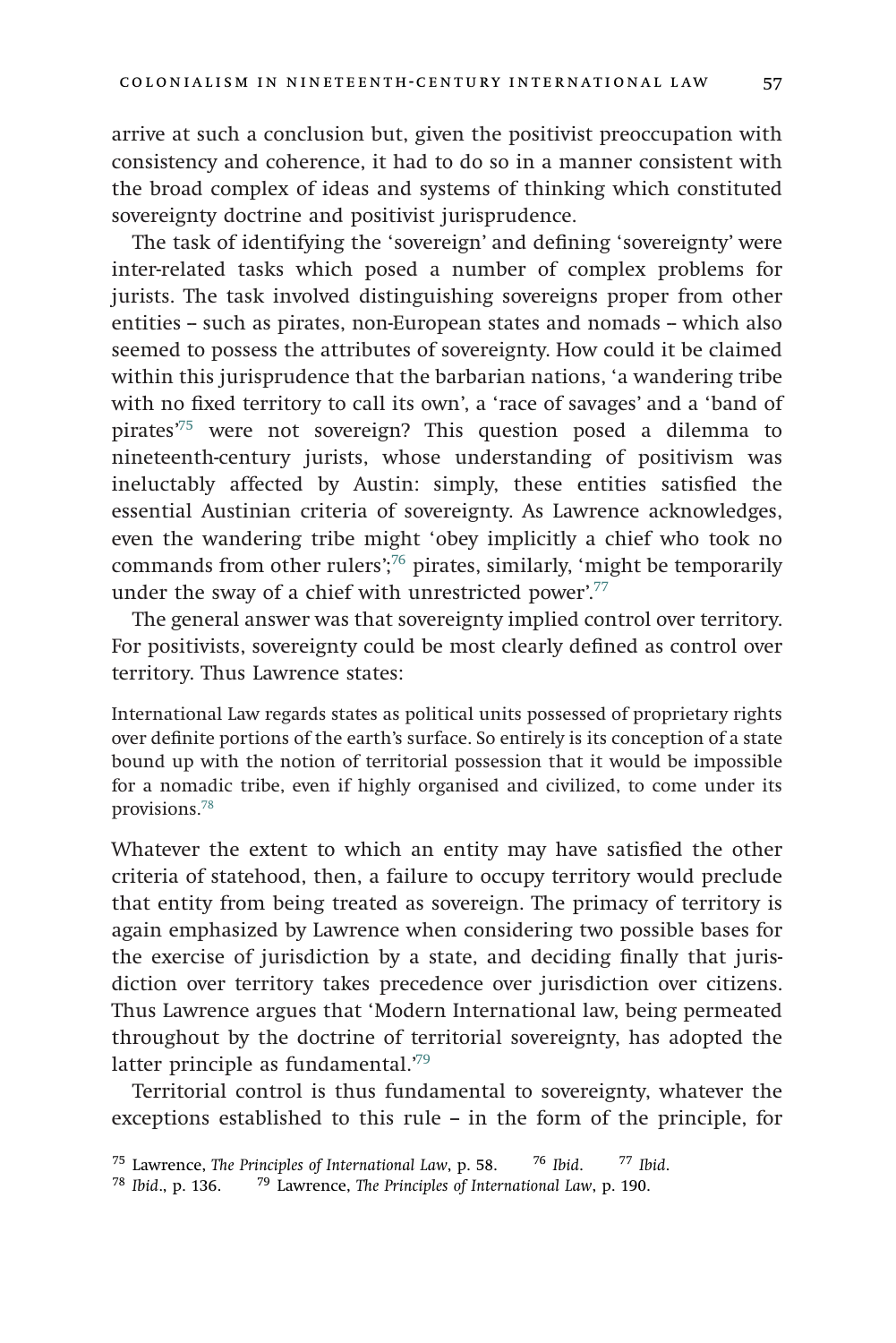arrive at such a conclusion but, given the positivist preoccupation with consistency and coherence, it had to do so in a manner consistent with the broad complex of ideas and systems of thinking which constituted sovereignty doctrine and positivist jurisprudence.

The task of identifying the 'sovereign' and defining 'sovereignty' were inter-related tasks which posed a number of complex problems for jurists. The task involved distinguishing sovereigns proper from other entities – such as pirates, non-European states and nomads – which also seemed to possess the attributes of sovereignty. How could it be claimed within this jurisprudence that the barbarian nations, 'a wandering tribe with no fixed territory to call its own', a 'race of savages' and a 'band of pirates'[75] were not sovereign? This question posed a dilemma to nineteenth-century jurists, whose understanding of positivism was ineluctably affected by Austin: simply, these entities satisfied the essential Austinian criteria of sovereignty. As Lawrence acknowledges, even the wandering tribe might 'obey implicitly a chief who took no commands from other rulers';[76] pirates, similarly, 'might be temporarily under the sway of a chief with unrestricted power'.[77]

The general answer was that sovereignty implied control over territory. For positivists, sovereignty could be most clearly defined as control over territory. Thus Lawrence states:

> International Law regards states as political units possessed of proprietary rights over definite portions of the earth's surface. So entirely is its conception of a state bound up with the notion of territorial possession that it would be impossible for a nomadic tribe, even if highly organised and civilized, to come under its provisions.[78]

Whatever the extent to which an entity may have satisfied the other criteria of statehood, then, a failure to occupy territory would preclude that entity from being treated as sovereign. The primacy of territory is again emphasized by Lawrence when considering two possible bases for the exercise of jurisdiction by a state, and deciding finally that jurisdiction over territory takes precedence over jurisdiction over citizens. Thus Lawrence argues that 'Modern International law, being permeated throughout by the doctrine of territorial sovereignty, has adopted the latter principle as fundamental.'[79]

Territorial control is thus fundamental to sovereignty, whatever the exceptions established to this rule – in the form of the principle, for

---

[75] Lawrence, *The Principles of International Law*, p. 58. [76] *Ibid*. [77] *Ibid*.
[78] *Ibid*., p. 136. [79] Lawrence, *The Principles of International Law*, p. 190.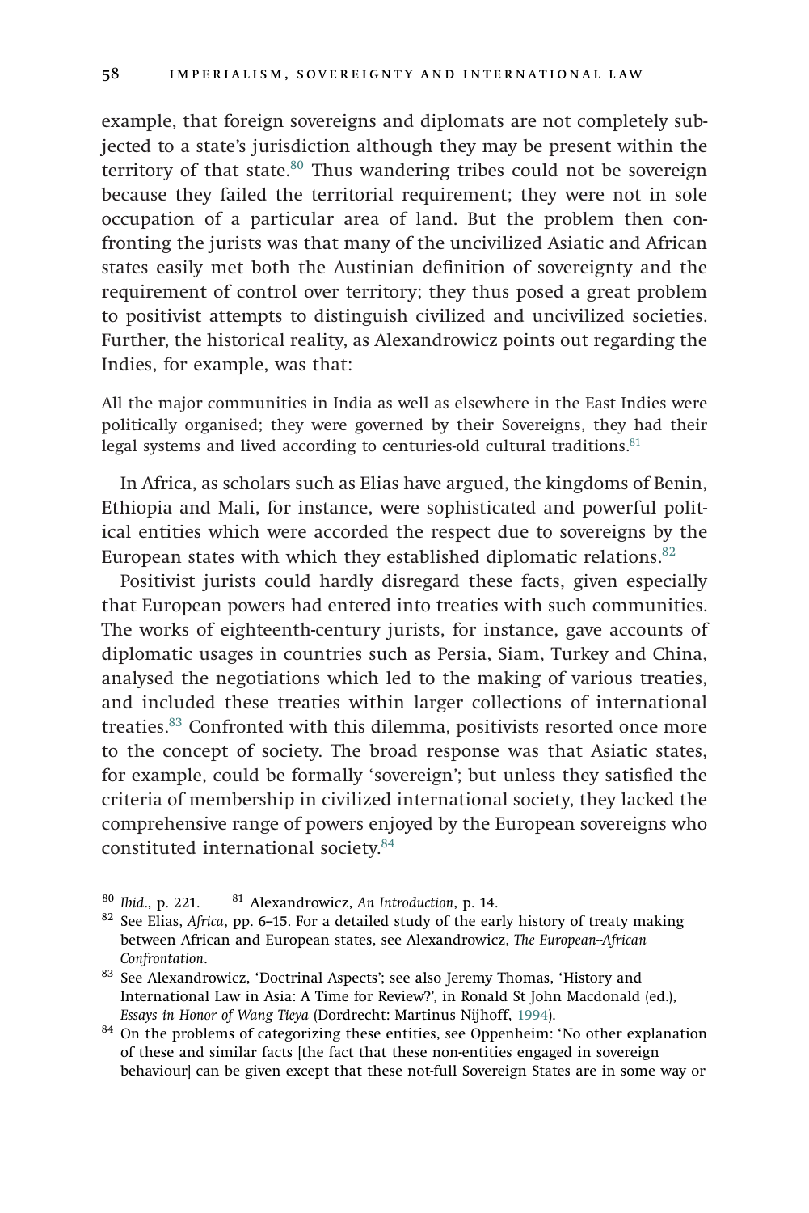example, that foreign sovereigns and diplomats are not completely subjected to a state's jurisdiction although they may be present within the territory of that state.[80] Thus wandering tribes could not be sovereign because they failed the territorial requirement; they were not in sole occupation of a particular area of land. But the problem then confronting the jurists was that many of the uncivilized Asiatic and African states easily met both the Austinian definition of sovereignty and the requirement of control over territory; they thus posed a great problem to positivist attempts to distinguish civilized and uncivilized societies. Further, the historical reality, as Alexandrowicz points out regarding the Indies, for example, was that:

> All the major communities in India as well as elsewhere in the East Indies were politically organised; they were governed by their Sovereigns, they had their legal systems and lived according to centuries-old cultural traditions.[81]

In Africa, as scholars such as Elias have argued, the kingdoms of Benin, Ethiopia and Mali, for instance, were sophisticated and powerful political entities which were accorded the respect due to sovereigns by the European states with which they established diplomatic relations.[82]

Positivist jurists could hardly disregard these facts, given especially that European powers had entered into treaties with such communities. The works of eighteenth-century jurists, for instance, gave accounts of diplomatic usages in countries such as Persia, Siam, Turkey and China, analysed the negotiations which led to the making of various treaties, and included these treaties within larger collections of international treaties.[83] Confronted with this dilemma, positivists resorted once more to the concept of society. The broad response was that Asiatic states, for example, could be formally 'sovereign'; but unless they satisfied the criteria of membership in civilized international society, they lacked the comprehensive range of powers enjoyed by the European sovereigns who constituted international society.[84]

---

[80] *Ibid*., p. 221. [81] Alexandrowicz, *An Introduction*, p. 14.

[82] See Elias, *Africa*, pp. 6–15. For a detailed study of the early history of treaty making between African and European states, see Alexandrowicz, *The European–African Confrontation*.

[83] See Alexandrowicz, 'Doctrinal Aspects'; see also Jeremy Thomas, 'History and International Law in Asia: A Time for Review?', in Ronald St John Macdonald (ed.), *Essays in Honor of Wang Tieya* (Dordrecht: Martinus Nijhoff, 1994).

[84] On the problems of categorizing these entities, see Oppenheim: 'No other explanation of these and similar facts [the fact that these non-entities engaged in sovereign behaviour] can be given except that these not-full Sovereign States are in some way or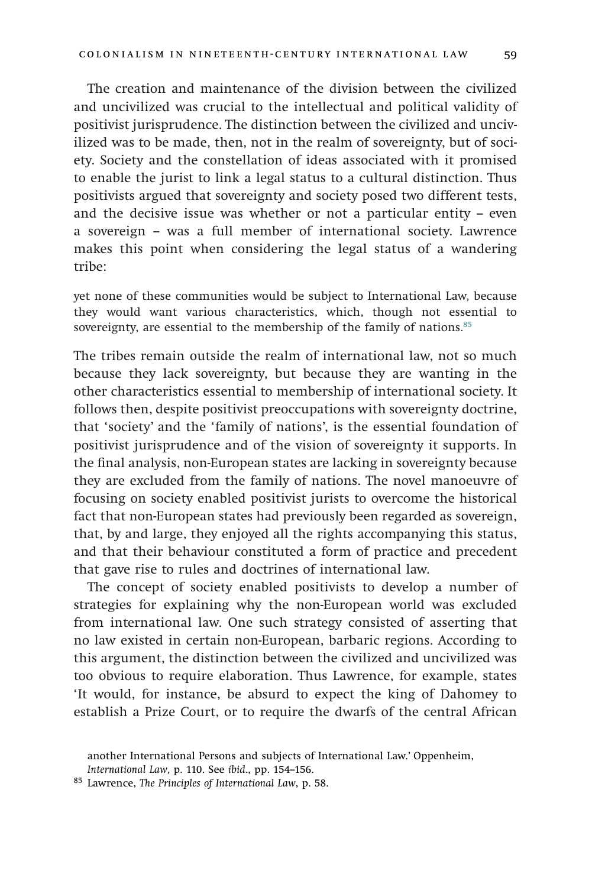The creation and maintenance of the division between the civilized and uncivilized was crucial to the intellectual and political validity of positivist jurisprudence. The distinction between the civilized and uncivilized was to be made, then, not in the realm of sovereignty, but of society. Society and the constellation of ideas associated with it promised to enable the jurist to link a legal status to a cultural distinction. Thus positivists argued that sovereignty and society posed two different tests, and the decisive issue was whether or not a particular entity – even a sovereign – was a full member of international society. Lawrence makes this point when considering the legal status of a wandering tribe:

> yet none of these communities would be subject to International Law, because they would want various characteristics, which, though not essential to sovereignty, are essential to the membership of the family of nations.[85]

The tribes remain outside the realm of international law, not so much because they lack sovereignty, but because they are wanting in the other characteristics essential to membership of international society. It follows then, despite positivist preoccupations with sovereignty doctrine, that 'society' and the 'family of nations', is the essential foundation of positivist jurisprudence and of the vision of sovereignty it supports. In the final analysis, non-European states are lacking in sovereignty because they are excluded from the family of nations. The novel manoeuvre of focusing on society enabled positivist jurists to overcome the historical fact that non-European states had previously been regarded as sovereign, that, by and large, they enjoyed all the rights accompanying this status, and that their behaviour constituted a form of practice and precedent that gave rise to rules and doctrines of international law.

The concept of society enabled positivists to develop a number of strategies for explaining why the non-European world was excluded from international law. One such strategy consisted of asserting that no law existed in certain non-European, barbaric regions. According to this argument, the distinction between the civilized and uncivilized was too obvious to require elaboration. Thus Lawrence, for example, states 'It would, for instance, be absurd to expect the king of Dahomey to establish a Prize Court, or to require the dwarfs of the central African

another International Persons and subjects of International Law.' Oppenheim, *International Law*, p. 110. See *ibid*., pp. 154–156.

[85] Lawrence, *The Principles of International Law*, p. 58.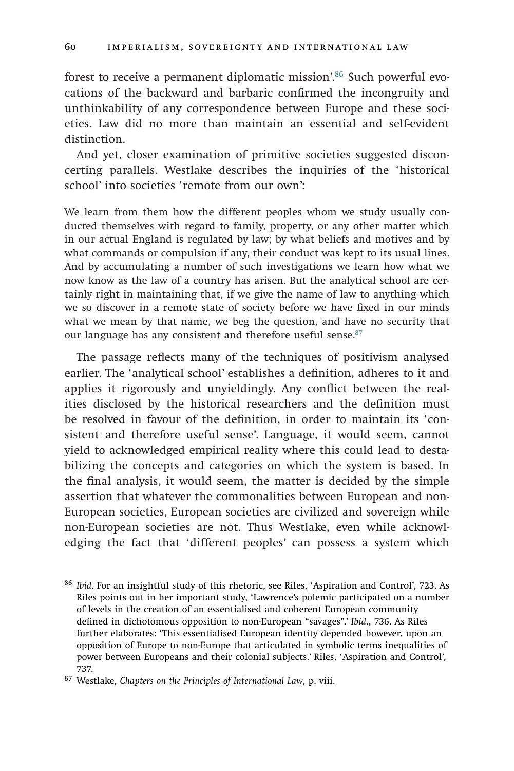forest to receive a permanent diplomatic mission'.[86] Such powerful evocations of the backward and barbaric confirmed the incongruity and unthinkability of any correspondence between Europe and these societies. Law did no more than maintain an essential and self-evident distinction.

And yet, closer examination of primitive societies suggested disconcerting parallels. Westlake describes the inquiries of the 'historical school' into societies 'remote from our own':

> We learn from them how the different peoples whom we study usually conducted themselves with regard to family, property, or any other matter which in our actual England is regulated by law; by what beliefs and motives and by what commands or compulsion if any, their conduct was kept to its usual lines. And by accumulating a number of such investigations we learn how what we now know as the law of a country has arisen. But the analytical school are certainly right in maintaining that, if we give the name of law to anything which we so discover in a remote state of society before we have fixed in our minds what we mean by that name, we beg the question, and have no security that our language has any consistent and therefore useful sense.[87]

The passage reflects many of the techniques of positivism analysed earlier. The 'analytical school' establishes a definition, adheres to it and applies it rigorously and unyieldingly. Any conflict between the realities disclosed by the historical researchers and the definition must be resolved in favour of the definition, in order to maintain its 'consistent and therefore useful sense'. Language, it would seem, cannot yield to acknowledged empirical reality where this could lead to destabilizing the concepts and categories on which the system is based. In the final analysis, it would seem, the matter is decided by the simple assertion that whatever the commonalities between European and non-European societies, European societies are civilized and sovereign while non-European societies are not. Thus Westlake, even while acknowledging the fact that 'different peoples' can possess a system which

[86] *Ibid*. For an insightful study of this rhetoric, see Riles, 'Aspiration and Control', 723. As Riles points out in her important study, 'Lawrence's polemic participated on a number of levels in the creation of an essentialised and coherent European community defined in dichotomous opposition to non-European "savages".' *Ibid*., 736. As Riles further elaborates: 'This essentialised European identity depended however, upon an opposition of Europe to non-Europe that articulated in symbolic terms inequalities of power between Europeans and their colonial subjects.' Riles, 'Aspiration and Control', 737.

[87] Westlake, *Chapters on the Principles of International Law*, p. viii.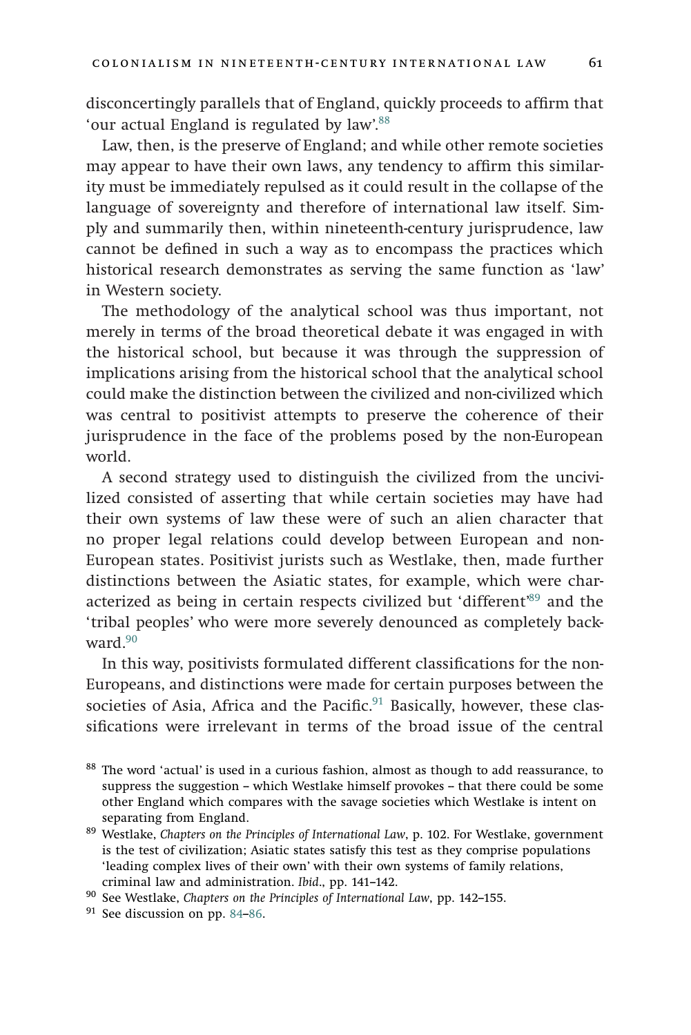disconcertingly parallels that of England, quickly proceeds to affirm that 'our actual England is regulated by law'.[88]

Law, then, is the preserve of England; and while other remote societies may appear to have their own laws, any tendency to affirm this similarity must be immediately repulsed as it could result in the collapse of the language of sovereignty and therefore of international law itself. Simply and summarily then, within nineteenth-century jurisprudence, law cannot be defined in such a way as to encompass the practices which historical research demonstrates as serving the same function as 'law' in Western society.

The methodology of the analytical school was thus important, not merely in terms of the broad theoretical debate it was engaged in with the historical school, but because it was through the suppression of implications arising from the historical school that the analytical school could make the distinction between the civilized and non-civilized which was central to positivist attempts to preserve the coherence of their jurisprudence in the face of the problems posed by the non-European world.

A second strategy used to distinguish the civilized from the uncivilized consisted of asserting that while certain societies may have had their own systems of law these were of such an alien character that no proper legal relations could develop between European and non-European states. Positivist jurists such as Westlake, then, made further distinctions between the Asiatic states, for example, which were characterized as being in certain respects civilized but 'different'[89] and the 'tribal peoples' who were more severely denounced as completely backward.[90]

In this way, positivists formulated different classifications for the non-Europeans, and distinctions were made for certain purposes between the societies of Asia, Africa and the Pacific.[91] Basically, however, these classifications were irrelevant in terms of the broad issue of the central

---

[88] The word 'actual' is used in a curious fashion, almost as though to add reassurance, to suppress the suggestion – which Westlake himself provokes – that there could be some other England which compares with the savage societies which Westlake is intent on separating from England.

[89] Westlake, *Chapters on the Principles of International Law*, p. 102. For Westlake, government is the test of civilization; Asiatic states satisfy this test as they comprise populations 'leading complex lives of their own' with their own systems of family relations, criminal law and administration. *Ibid*., pp. 141–142.

[90] See Westlake, *Chapters on the Principles of International Law*, pp. 142–155.

[91] See discussion on pp. 84–86.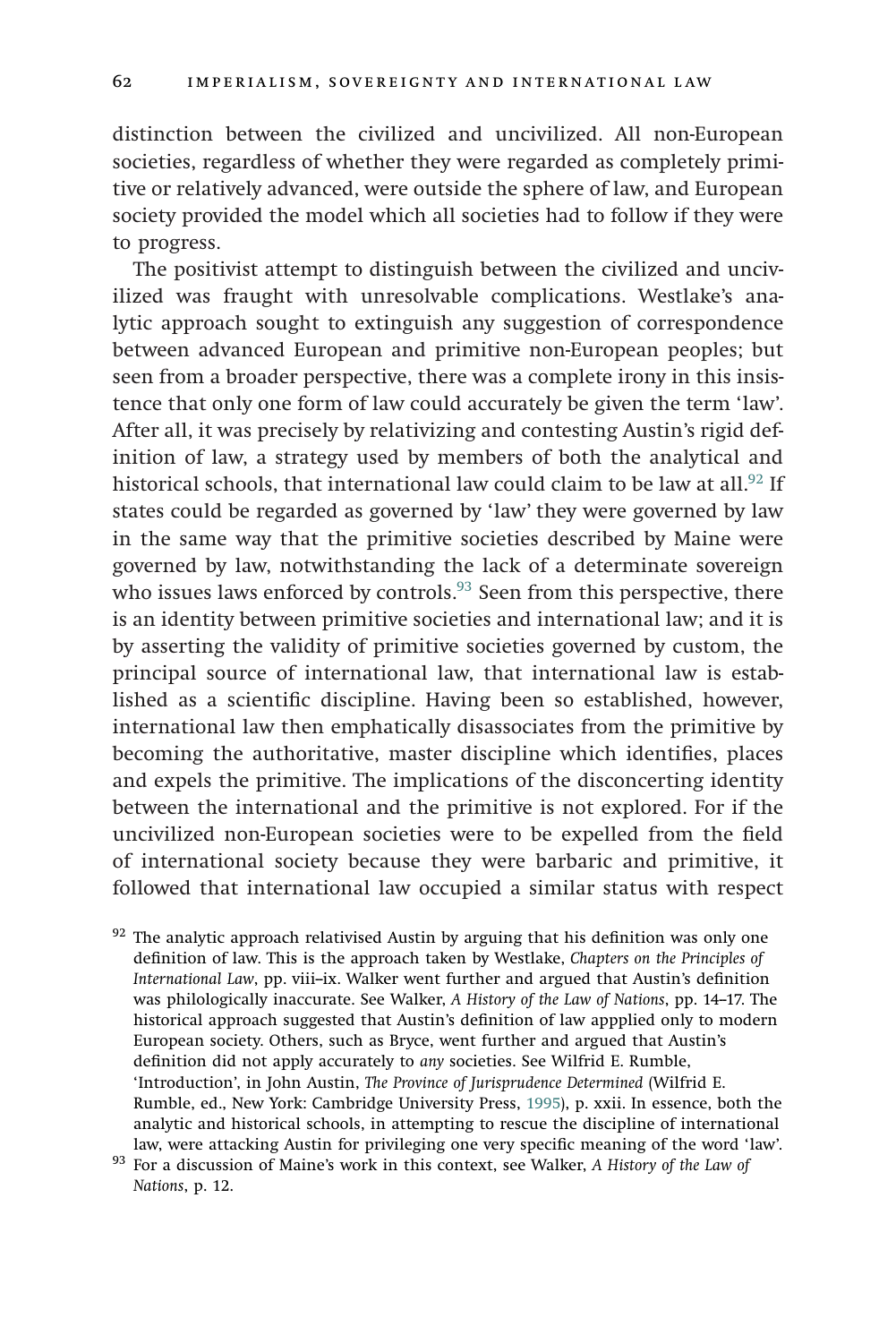distinction between the civilized and uncivilized. All non-European societies, regardless of whether they were regarded as completely primitive or relatively advanced, were outside the sphere of law, and European society provided the model which all societies had to follow if they were to progress.

The positivist attempt to distinguish between the civilized and uncivilized was fraught with unresolvable complications. Westlake's analytic approach sought to extinguish any suggestion of correspondence between advanced European and primitive non-European peoples; but seen from a broader perspective, there was a complete irony in this insistence that only one form of law could accurately be given the term 'law'. After all, it was precisely by relativizing and contesting Austin's rigid definition of law, a strategy used by members of both the analytical and historical schools, that international law could claim to be law at all.[92] If states could be regarded as governed by 'law' they were governed by law in the same way that the primitive societies described by Maine were governed by law, notwithstanding the lack of a determinate sovereign who issues laws enforced by controls.[93] Seen from this perspective, there is an identity between primitive societies and international law; and it is by asserting the validity of primitive societies governed by custom, the principal source of international law, that international law is established as a scientific discipline. Having been so established, however, international law then emphatically disassociates from the primitive by becoming the authoritative, master discipline which identifies, places and expels the primitive. The implications of the disconcerting identity between the international and the primitive is not explored. For if the uncivilized non-European societies were to be expelled from the field of international society because they were barbaric and primitive, it followed that international law occupied a similar status with respect

[92] The analytic approach relativised Austin by arguing that his definition was only one definition of law. This is the approach taken by Westlake, *Chapters on the Principles of International Law*, pp. viii–ix. Walker went further and argued that Austin's definition was philologically inaccurate. See Walker, *A History of the Law of Nations*, pp. 14–17. The historical approach suggested that Austin's definition of law appplied only to modern European society. Others, such as Bryce, went further and argued that Austin's definition did not apply accurately to *any* societies. See Wilfrid E. Rumble, 'Introduction', in John Austin, *The Province of Jurisprudence Determined* (Wilfrid E. Rumble, ed., New York: Cambridge University Press, 1995), p. xxii. In essence, both the analytic and historical schools, in attempting to rescue the discipline of international law, were attacking Austin for privileging one very specific meaning of the word 'law'.

[93] For a discussion of Maine's work in this context, see Walker, *A History of the Law of Nations*, p. 12.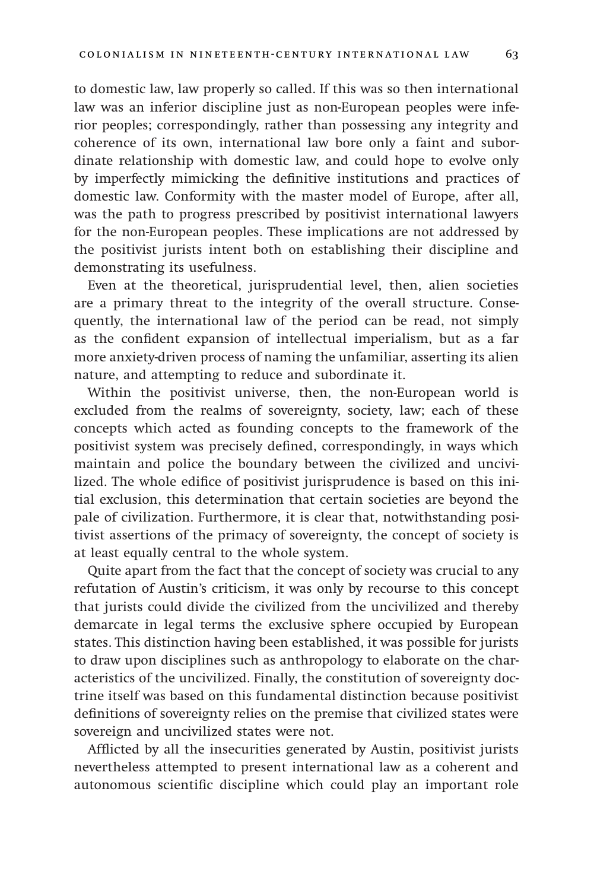to domestic law, law properly so called. If this was so then international law was an inferior discipline just as non-European peoples were inferior peoples; correspondingly, rather than possessing any integrity and coherence of its own, international law bore only a faint and subordinate relationship with domestic law, and could hope to evolve only by imperfectly mimicking the definitive institutions and practices of domestic law. Conformity with the master model of Europe, after all, was the path to progress prescribed by positivist international lawyers for the non-European peoples. These implications are not addressed by the positivist jurists intent both on establishing their discipline and demonstrating its usefulness.

Even at the theoretical, jurisprudential level, then, alien societies are a primary threat to the integrity of the overall structure. Consequently, the international law of the period can be read, not simply as the confident expansion of intellectual imperialism, but as a far more anxiety-driven process of naming the unfamiliar, asserting its alien nature, and attempting to reduce and subordinate it.

Within the positivist universe, then, the non-European world is excluded from the realms of sovereignty, society, law; each of these concepts which acted as founding concepts to the framework of the positivist system was precisely defined, correspondingly, in ways which maintain and police the boundary between the civilized and uncivilized. The whole edifice of positivist jurisprudence is based on this initial exclusion, this determination that certain societies are beyond the pale of civilization. Furthermore, it is clear that, notwithstanding positivist assertions of the primacy of sovereignty, the concept of society is at least equally central to the whole system.

Quite apart from the fact that the concept of society was crucial to any refutation of Austin's criticism, it was only by recourse to this concept that jurists could divide the civilized from the uncivilized and thereby demarcate in legal terms the exclusive sphere occupied by European states. This distinction having been established, it was possible for jurists to draw upon disciplines such as anthropology to elaborate on the characteristics of the uncivilized. Finally, the constitution of sovereignty doctrine itself was based on this fundamental distinction because positivist definitions of sovereignty relies on the premise that civilized states were sovereign and uncivilized states were not.

Afflicted by all the insecurities generated by Austin, positivist jurists nevertheless attempted to present international law as a coherent and autonomous scientific discipline which could play an important role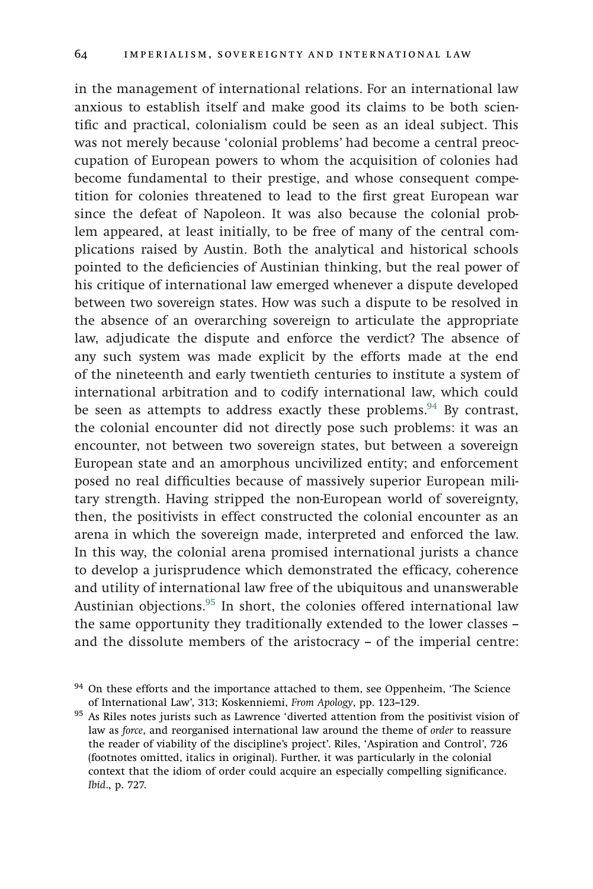in the management of international relations. For an international law anxious to establish itself and make good its claims to be both scientific and practical, colonialism could be seen as an ideal subject. This was not merely because 'colonial problems' had become a central preoccupation of European powers to whom the acquisition of colonies had become fundamental to their prestige, and whose consequent competition for colonies threatened to lead to the first great European war since the defeat of Napoleon. It was also because the colonial problem appeared, at least initially, to be free of many of the central complications raised by Austin. Both the analytical and historical schools pointed to the deficiencies of Austinian thinking, but the real power of his critique of international law emerged whenever a dispute developed between two sovereign states. How was such a dispute to be resolved in the absence of an overarching sovereign to articulate the appropriate law, adjudicate the dispute and enforce the verdict? The absence of any such system was made explicit by the efforts made at the end of the nineteenth and early twentieth centuries to institute a system of international arbitration and to codify international law, which could be seen as attempts to address exactly these problems.[94] By contrast, the colonial encounter did not directly pose such problems: it was an encounter, not between two sovereign states, but between a sovereign European state and an amorphous uncivilized entity; and enforcement posed no real difficulties because of massively superior European military strength. Having stripped the non-European world of sovereignty, then, the positivists in effect constructed the colonial encounter as an arena in which the sovereign made, interpreted and enforced the law. In this way, the colonial arena promised international jurists a chance to develop a jurisprudence which demonstrated the efficacy, coherence and utility of international law free of the ubiquitous and unanswerable Austinian objections.[95] In short, the colonies offered international law the same opportunity they traditionally extended to the lower classes – and the dissolute members of the aristocracy – of the imperial centre:

[94] On these efforts and the importance attached to them, see Oppenheim, 'The Science of International Law', 313; Koskenniemi, *From Apology*, pp. 123–129.

[95] As Riles notes jurists such as Lawrence 'diverted attention from the positivist vision of law as *force*, and reorganised international law around the theme of *order* to reassure the reader of viability of the discipline's project'. Riles, 'Aspiration and Control', 726 (footnotes omitted, italics in original). Further, it was particularly in the colonial context that the idiom of order could acquire an especially compelling significance. *Ibid*., p. 727.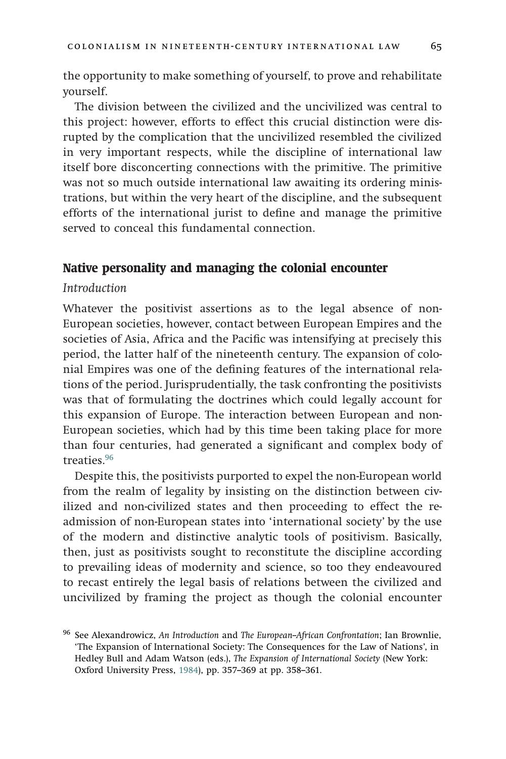the opportunity to make something of yourself, to prove and rehabilitate yourself.

The division between the civilized and the uncivilized was central to this project: however, efforts to effect this crucial distinction were disrupted by the complication that the uncivilized resembled the civilized in very important respects, while the discipline of international law itself bore disconcerting connections with the primitive. The primitive was not so much outside international law awaiting its ordering ministrations, but within the very heart of the discipline, and the subsequent efforts of the international jurist to define and manage the primitive served to conceal this fundamental connection.

## Native personality and managing the colonial encounter

### *Introduction*

Whatever the positivist assertions as to the legal absence of non-European societies, however, contact between European Empires and the societies of Asia, Africa and the Pacific was intensifying at precisely this period, the latter half of the nineteenth century. The expansion of colonial Empires was one of the defining features of the international relations of the period. Jurisprudentially, the task confronting the positivists was that of formulating the doctrines which could legally account for this expansion of Europe. The interaction between European and non-European societies, which had by this time been taking place for more than four centuries, had generated a significant and complex body of treaties.[96]

Despite this, the positivists purported to expel the non-European world from the realm of legality by insisting on the distinction between civilized and non-civilized states and then proceeding to effect the re-admission of non-European states into 'international society' by the use of the modern and distinctive analytic tools of positivism. Basically, then, just as positivists sought to reconstitute the discipline according to prevailing ideas of modernity and science, so too they endeavoured to recast entirely the legal basis of relations between the civilized and uncivilized by framing the project as though the colonial encounter

[96] See Alexandrowicz, *An Introduction* and *The European–African Confrontation*; Ian Brownlie, 'The Expansion of International Society: The Consequences for the Law of Nations', in Hedley Bull and Adam Watson (eds.), *The Expansion of International Society* (New York: Oxford University Press, 1984), pp. 357–369 at pp. 358–361.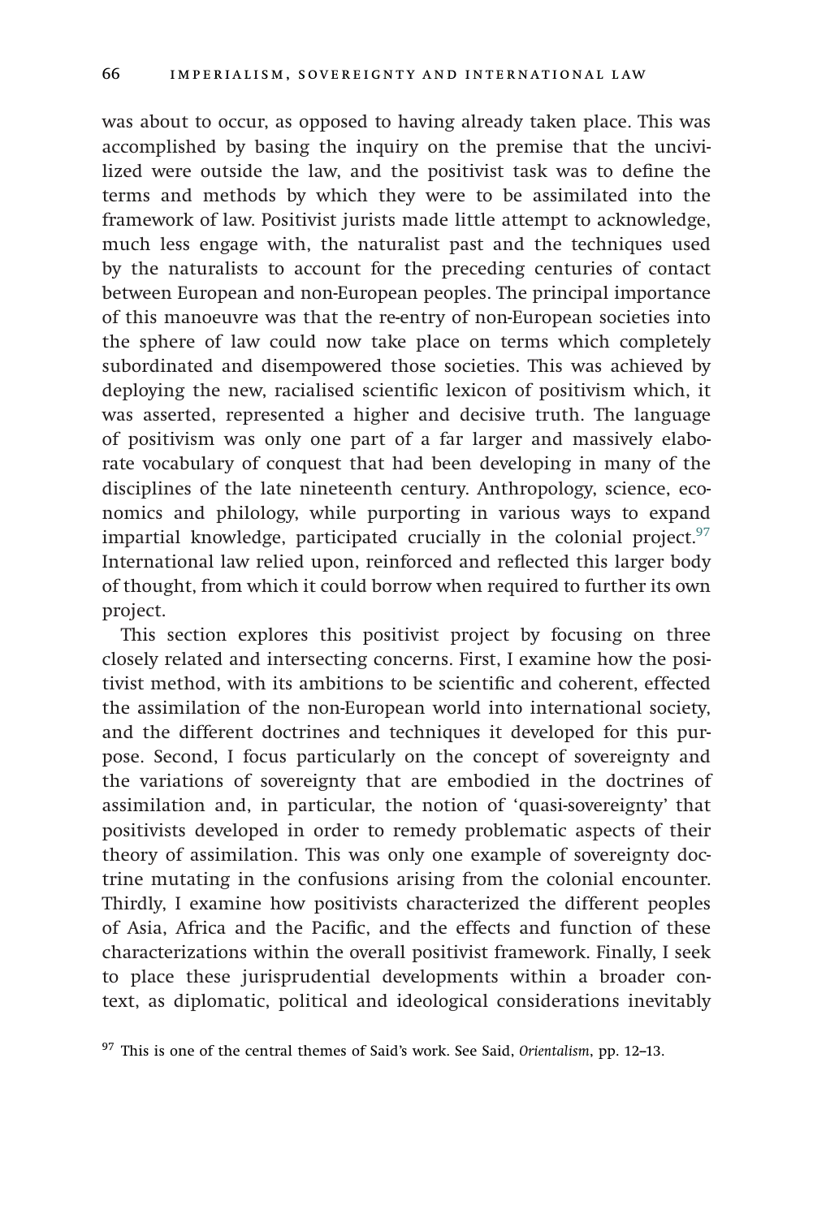was about to occur, as opposed to having already taken place. This was accomplished by basing the inquiry on the premise that the uncivilized were outside the law, and the positivist task was to define the terms and methods by which they were to be assimilated into the framework of law. Positivist jurists made little attempt to acknowledge, much less engage with, the naturalist past and the techniques used by the naturalists to account for the preceding centuries of contact between European and non-European peoples. The principal importance of this manoeuvre was that the re-entry of non-European societies into the sphere of law could now take place on terms which completely subordinated and disempowered those societies. This was achieved by deploying the new, racialised scientific lexicon of positivism which, it was asserted, represented a higher and decisive truth. The language of positivism was only one part of a far larger and massively elaborate vocabulary of conquest that had been developing in many of the disciplines of the late nineteenth century. Anthropology, science, economics and philology, while purporting in various ways to expand impartial knowledge, participated crucially in the colonial project.[97] International law relied upon, reinforced and reflected this larger body of thought, from which it could borrow when required to further its own project.

This section explores this positivist project by focusing on three closely related and intersecting concerns. First, I examine how the positivist method, with its ambitions to be scientific and coherent, effected the assimilation of the non-European world into international society, and the different doctrines and techniques it developed for this purpose. Second, I focus particularly on the concept of sovereignty and the variations of sovereignty that are embodied in the doctrines of assimilation and, in particular, the notion of 'quasi-sovereignty' that positivists developed in order to remedy problematic aspects of their theory of assimilation. This was only one example of sovereignty doctrine mutating in the confusions arising from the colonial encounter. Thirdly, I examine how positivists characterized the different peoples of Asia, Africa and the Pacific, and the effects and function of these characterizations within the overall positivist framework. Finally, I seek to place these jurisprudential developments within a broader context, as diplomatic, political and ideological considerations inevitably

[97] This is one of the central themes of Said's work. See Said, *Orientalism*, pp. 12–13.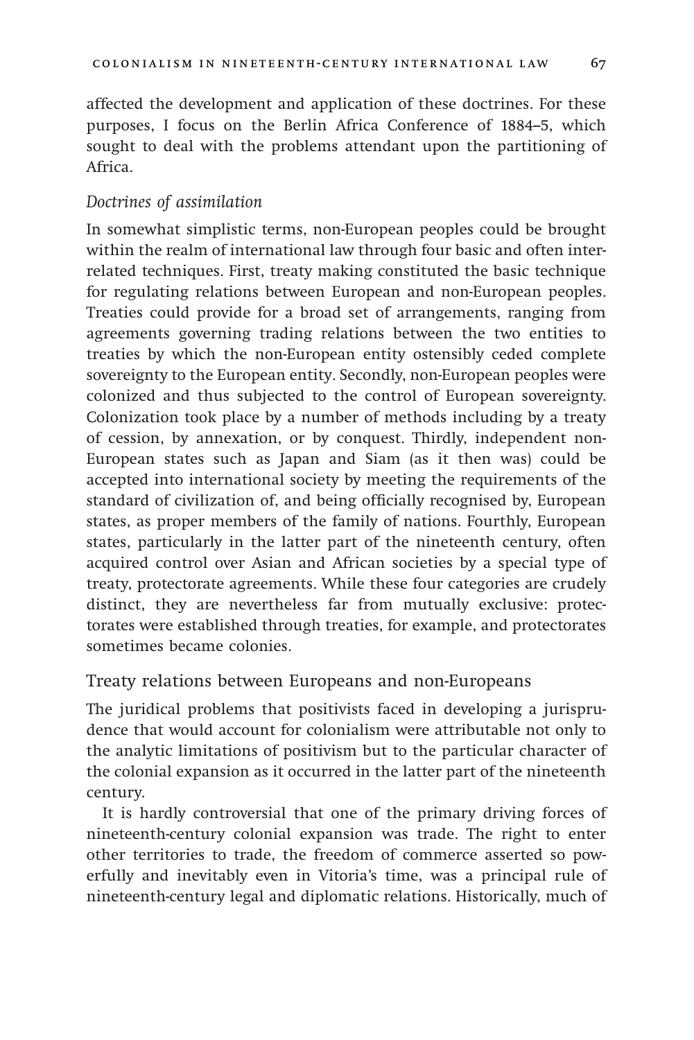affected the development and application of these doctrines. For these purposes, I focus on the Berlin Africa Conference of 1884–5, which sought to deal with the problems attendant upon the partitioning of Africa.

### *Doctrines of assimilation*

In somewhat simplistic terms, non-European peoples could be brought within the realm of international law through four basic and often interrelated techniques. First, treaty making constituted the basic technique for regulating relations between European and non-European peoples. Treaties could provide for a broad set of arrangements, ranging from agreements governing trading relations between the two entities to treaties by which the non-European entity ostensibly ceded complete sovereignty to the European entity. Secondly, non-European peoples were colonized and thus subjected to the control of European sovereignty. Colonization took place by a number of methods including by a treaty of cession, by annexation, or by conquest. Thirdly, independent non-European states such as Japan and Siam (as it then was) could be accepted into international society by meeting the requirements of the standard of civilization of, and being officially recognised by, European states, as proper members of the family of nations. Fourthly, European states, particularly in the latter part of the nineteenth century, often acquired control over Asian and African societies by a special type of treaty, protectorate agreements. While these four categories are crudely distinct, they are nevertheless far from mutually exclusive: protectorates were established through treaties, for example, and protectorates sometimes became colonies.

## Treaty relations between Europeans and non-Europeans

The juridical problems that positivists faced in developing a jurisprudence that would account for colonialism were attributable not only to the analytic limitations of positivism but to the particular character of the colonial expansion as it occurred in the latter part of the nineteenth century.

It is hardly controversial that one of the primary driving forces of nineteenth-century colonial expansion was trade. The right to enter other territories to trade, the freedom of commerce asserted so powerfully and inevitably even in Vitoria's time, was a principal rule of nineteenth-century legal and diplomatic relations. Historically, much of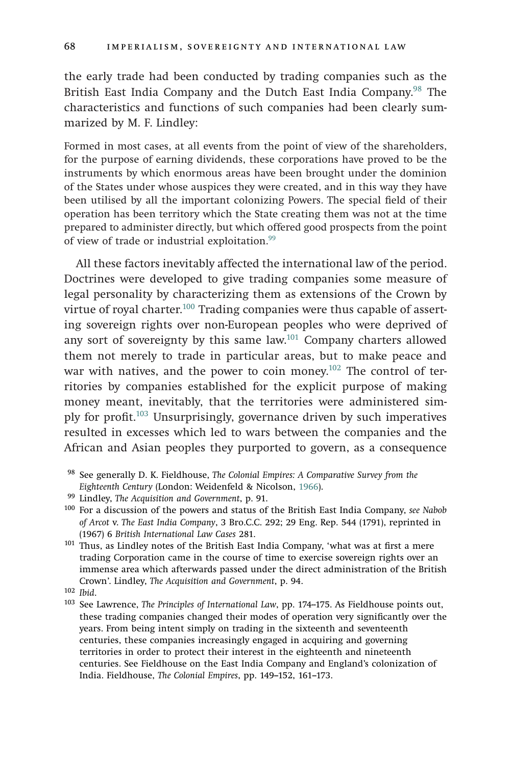the early trade had been conducted by trading companies such as the British East India Company and the Dutch East India Company.[98] The characteristics and functions of such companies had been clearly summarized by M. F. Lindley:

> Formed in most cases, at all events from the point of view of the shareholders, for the purpose of earning dividends, these corporations have proved to be the instruments by which enormous areas have been brought under the dominion of the States under whose auspices they were created, and in this way they have been utilised by all the important colonizing Powers. The special field of their operation has been territory which the State creating them was not at the time prepared to administer directly, but which offered good prospects from the point of view of trade or industrial exploitation.[99]

All these factors inevitably affected the international law of the period. Doctrines were developed to give trading companies some measure of legal personality by characterizing them as extensions of the Crown by virtue of royal charter.[100] Trading companies were thus capable of asserting sovereign rights over non-European peoples who were deprived of any sort of sovereignty by this same law.[101] Company charters allowed them not merely to trade in particular areas, but to make peace and war with natives, and the power to coin money.[102] The control of territories by companies established for the explicit purpose of making money meant, inevitably, that the territories were administered simply for profit.[103] Unsurprisingly, governance driven by such imperatives resulted in excesses which led to wars between the companies and the African and Asian peoples they purported to govern, as a consequence

---

[98] See generally D. K. Fieldhouse, *The Colonial Empires: A Comparative Survey from the Eighteenth Century* (London: Weidenfeld & Nicolson, 1966).

[99] Lindley, *The Acquisition and Government*, p. 91.

[100] For a discussion of the powers and status of the British East India Company, *see Nabob of Arcot* v. *The East India Company*, 3 Bro.C.C. 292; 29 Eng. Rep. 544 (1791), reprinted in (1967) 6 *British International Law Cases* 281.

[101] Thus, as Lindley notes of the British East India Company, 'what was at first a mere trading Corporation came in the course of time to exercise sovereign rights over an immense area which afterwards passed under the direct administration of the British Crown'. Lindley, *The Acquisition and Government*, p. 94.

[102] *Ibid*.

[103] See Lawrence, *The Principles of International Law*, pp. 174–175. As Fieldhouse points out, these trading companies changed their modes of operation very significantly over the years. From being intent simply on trading in the sixteenth and seventeenth centuries, these companies increasingly engaged in acquiring and governing territories in order to protect their interest in the eighteenth and nineteenth centuries. See Fieldhouse on the East India Company and England's colonization of India. Fieldhouse, *The Colonial Empires*, pp. 149–152, 161–173.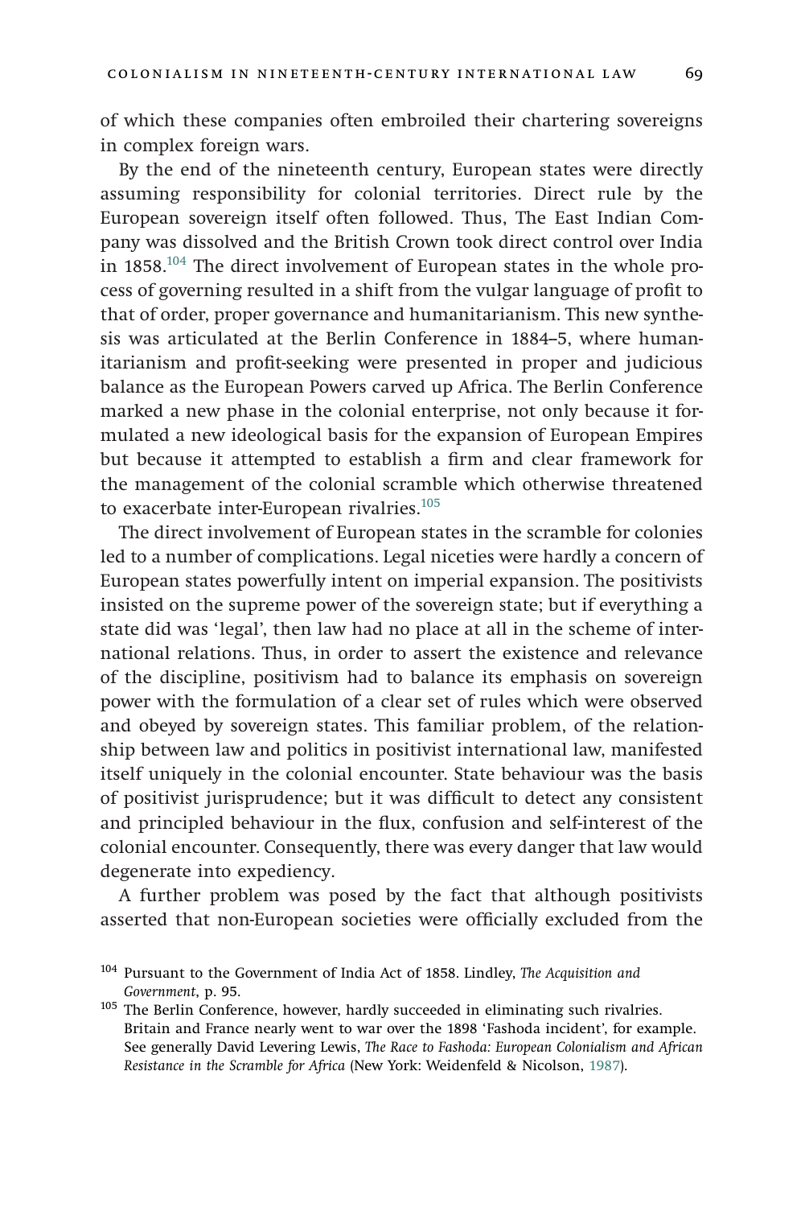of which these companies often embroiled their chartering sovereigns in complex foreign wars.

By the end of the nineteenth century, European states were directly assuming responsibility for colonial territories. Direct rule by the European sovereign itself often followed. Thus, The East Indian Company was dissolved and the British Crown took direct control over India in 1858.[104] The direct involvement of European states in the whole process of governing resulted in a shift from the vulgar language of profit to that of order, proper governance and humanitarianism. This new synthesis was articulated at the Berlin Conference in 1884–5, where humanitarianism and profit-seeking were presented in proper and judicious balance as the European Powers carved up Africa. The Berlin Conference marked a new phase in the colonial enterprise, not only because it formulated a new ideological basis for the expansion of European Empires but because it attempted to establish a firm and clear framework for the management of the colonial scramble which otherwise threatened to exacerbate inter-European rivalries.[105]

The direct involvement of European states in the scramble for colonies led to a number of complications. Legal niceties were hardly a concern of European states powerfully intent on imperial expansion. The positivists insisted on the supreme power of the sovereign state; but if everything a state did was 'legal', then law had no place at all in the scheme of international relations. Thus, in order to assert the existence and relevance of the discipline, positivism had to balance its emphasis on sovereign power with the formulation of a clear set of rules which were observed and obeyed by sovereign states. This familiar problem, of the relationship between law and politics in positivist international law, manifested itself uniquely in the colonial encounter. State behaviour was the basis of positivist jurisprudence; but it was difficult to detect any consistent and principled behaviour in the flux, confusion and self-interest of the colonial encounter. Consequently, there was every danger that law would degenerate into expediency.

A further problem was posed by the fact that although positivists asserted that non-European societies were officially excluded from the

[104] Pursuant to the Government of India Act of 1858. Lindley, *The Acquisition and Government*, p. 95.

[105] The Berlin Conference, however, hardly succeeded in eliminating such rivalries. Britain and France nearly went to war over the 1898 'Fashoda incident', for example. See generally David Levering Lewis, *The Race to Fashoda: European Colonialism and African Resistance in the Scramble for Africa* (New York: Weidenfeld & Nicolson, 1987).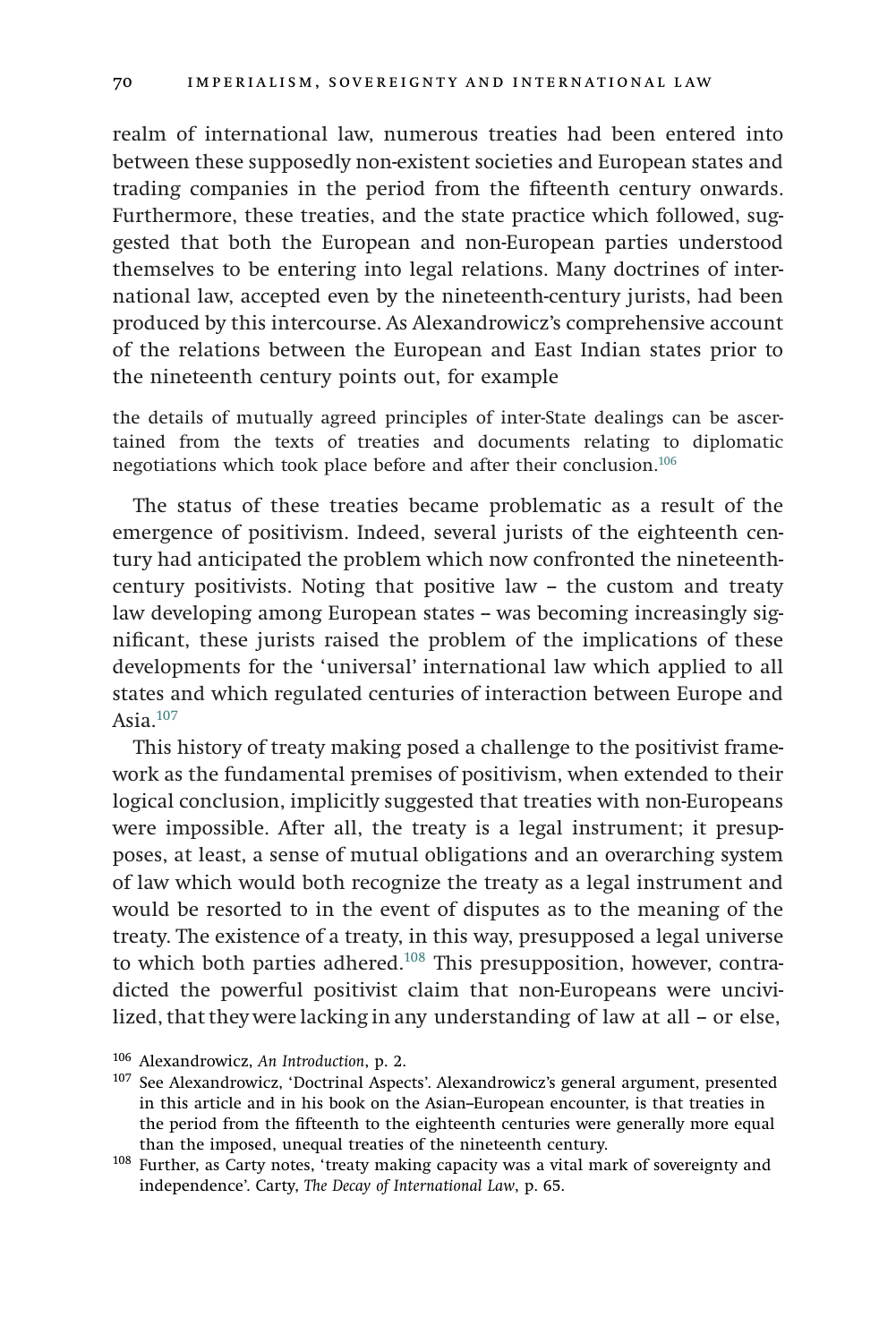realm of international law, numerous treaties had been entered into between these supposedly non-existent societies and European states and trading companies in the period from the fifteenth century onwards. Furthermore, these treaties, and the state practice which followed, suggested that both the European and non-European parties understood themselves to be entering into legal relations. Many doctrines of international law, accepted even by the nineteenth-century jurists, had been produced by this intercourse. As Alexandrowicz's comprehensive account of the relations between the European and East Indian states prior to the nineteenth century points out, for example

> the details of mutually agreed principles of inter-State dealings can be ascertained from the texts of treaties and documents relating to diplomatic negotiations which took place before and after their conclusion.[106]

The status of these treaties became problematic as a result of the emergence of positivism. Indeed, several jurists of the eighteenth century had anticipated the problem which now confronted the nineteenth-century positivists. Noting that positive law – the custom and treaty law developing among European states – was becoming increasingly significant, these jurists raised the problem of the implications of these developments for the 'universal' international law which applied to all states and which regulated centuries of interaction between Europe and Asia.[107]

This history of treaty making posed a challenge to the positivist framework as the fundamental premises of positivism, when extended to their logical conclusion, implicitly suggested that treaties with non-Europeans were impossible. After all, the treaty is a legal instrument; it presupposes, at least, a sense of mutual obligations and an overarching system of law which would both recognize the treaty as a legal instrument and would be resorted to in the event of disputes as to the meaning of the treaty. The existence of a treaty, in this way, presupposed a legal universe to which both parties adhered.[108] This presupposition, however, contradicted the powerful positivist claim that non-Europeans were uncivilized, that they were lacking in any understanding of law at all – or else,

[106] Alexandrowicz, *An Introduction*, p. 2.

[107] See Alexandrowicz, 'Doctrinal Aspects'. Alexandrowicz's general argument, presented in this article and in his book on the Asian–European encounter, is that treaties in the period from the fifteenth to the eighteenth centuries were generally more equal than the imposed, unequal treaties of the nineteenth century.

[108] Further, as Carty notes, 'treaty making capacity was a vital mark of sovereignty and independence'. Carty, *The Decay of International Law*, p. 65.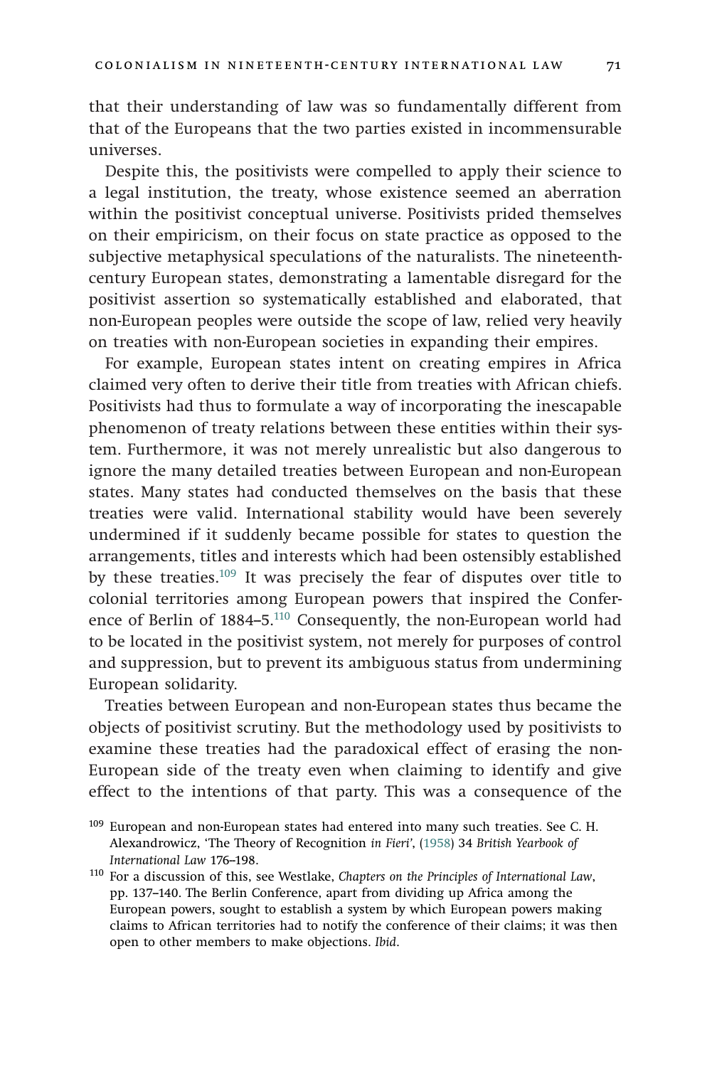that their understanding of law was so fundamentally different from that of the Europeans that the two parties existed in incommensurable universes.

Despite this, the positivists were compelled to apply their science to a legal institution, the treaty, whose existence seemed an aberration within the positivist conceptual universe. Positivists prided themselves on their empiricism, on their focus on state practice as opposed to the subjective metaphysical speculations of the naturalists. The nineteenth-century European states, demonstrating a lamentable disregard for the positivist assertion so systematically established and elaborated, that non-European peoples were outside the scope of law, relied very heavily on treaties with non-European societies in expanding their empires.

For example, European states intent on creating empires in Africa claimed very often to derive their title from treaties with African chiefs. Positivists had thus to formulate a way of incorporating the inescapable phenomenon of treaty relations between these entities within their system. Furthermore, it was not merely unrealistic but also dangerous to ignore the many detailed treaties between European and non-European states. Many states had conducted themselves on the basis that these treaties were valid. International stability would have been severely undermined if it suddenly became possible for states to question the arrangements, titles and interests which had been ostensibly established by these treaties.[109] It was precisely the fear of disputes over title to colonial territories among European powers that inspired the Conference of Berlin of 1884–5.[110] Consequently, the non-European world had to be located in the positivist system, not merely for purposes of control and suppression, but to prevent its ambiguous status from undermining European solidarity.

Treaties between European and non-European states thus became the objects of positivist scrutiny. But the methodology used by positivists to examine these treaties had the paradoxical effect of erasing the non-European side of the treaty even when claiming to identify and give effect to the intentions of that party. This was a consequence of the

[109] European and non-European states had entered into many such treaties. See C. H. Alexandrowicz, 'The Theory of Recognition *in Fieri*', (1958) 34 *British Yearbook of International Law* 176–198.

[110] For a discussion of this, see Westlake, *Chapters on the Principles of International Law*, pp. 137–140. The Berlin Conference, apart from dividing up Africa among the European powers, sought to establish a system by which European powers making claims to African territories had to notify the conference of their claims; it was then open to other members to make objections. *Ibid*.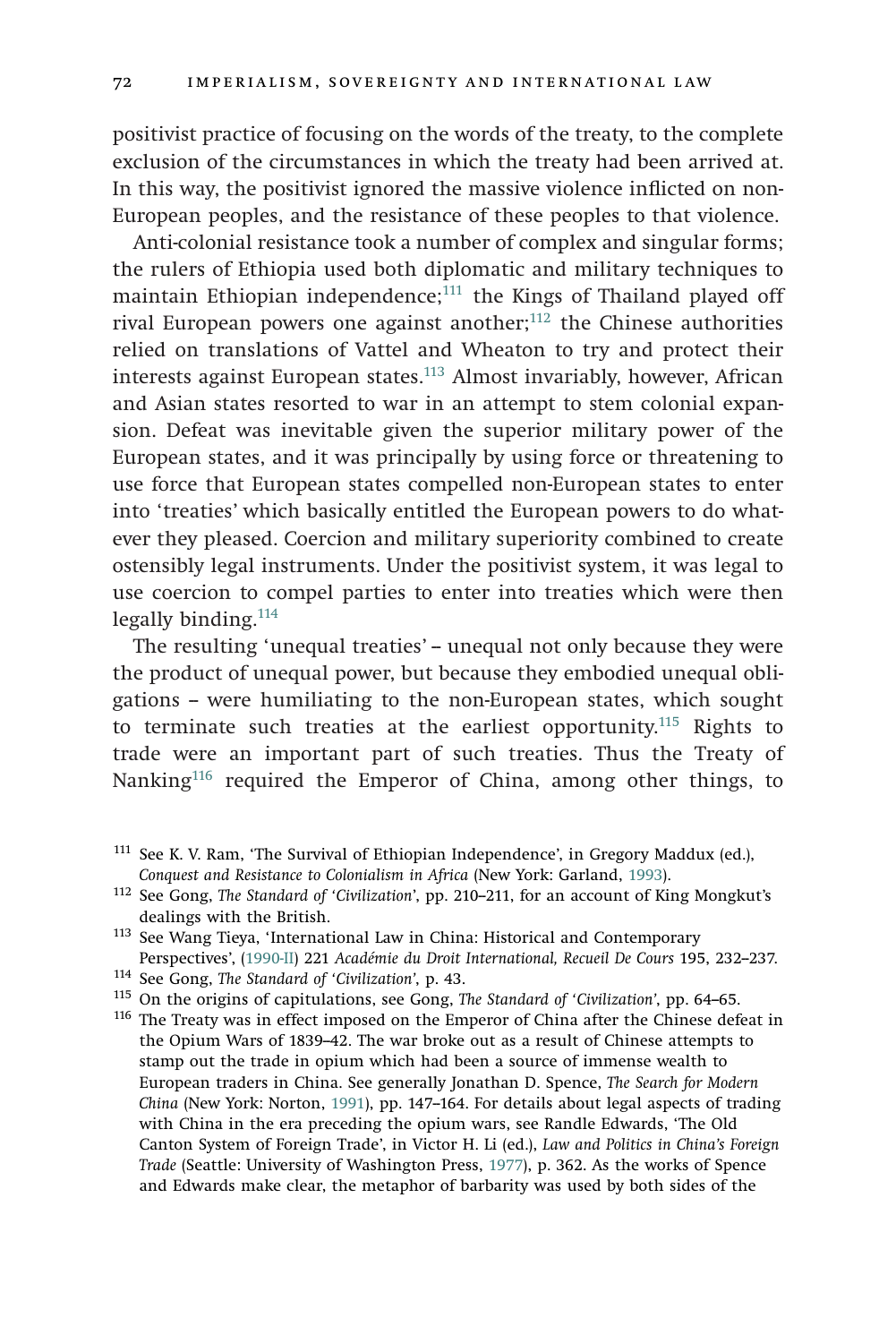positivist practice of focusing on the words of the treaty, to the complete exclusion of the circumstances in which the treaty had been arrived at. In this way, the positivist ignored the massive violence inflicted on non-European peoples, and the resistance of these peoples to that violence.

Anti-colonial resistance took a number of complex and singular forms; the rulers of Ethiopia used both diplomatic and military techniques to maintain Ethiopian independence;[111] the Kings of Thailand played off rival European powers one against another;[112] the Chinese authorities relied on translations of Vattel and Wheaton to try and protect their interests against European states.[113] Almost invariably, however, African and Asian states resorted to war in an attempt to stem colonial expansion. Defeat was inevitable given the superior military power of the European states, and it was principally by using force or threatening to use force that European states compelled non-European states to enter into 'treaties' which basically entitled the European powers to do whatever they pleased. Coercion and military superiority combined to create ostensibly legal instruments. Under the positivist system, it was legal to use coercion to compel parties to enter into treaties which were then legally binding.[114]

The resulting 'unequal treaties' – unequal not only because they were the product of unequal power, but because they embodied unequal obligations – were humiliating to the non-European states, which sought to terminate such treaties at the earliest opportunity.[115] Rights to trade were an important part of such treaties. Thus the Treaty of Nanking[116] required the Emperor of China, among other things, to

---

[111] See K. V. Ram, 'The Survival of Ethiopian Independence', in Gregory Maddux (ed.), *Conquest and Resistance to Colonialism in Africa* (New York: Garland, 1993).

[112] See Gong, *The Standard of 'Civilization'*, pp. 210–211, for an account of King Mongkut's dealings with the British.

[113] See Wang Tieya, 'International Law in China: Historical and Contemporary Perspectives', (1990-II) 221 *Académie du Droit International, Recueil De Cours* 195, 232–237.

[114] See Gong, *The Standard of 'Civilization'*, p. 43.

[115] On the origins of capitulations, see Gong, *The Standard of 'Civilization'*, pp. 64–65.

[116] The Treaty was in effect imposed on the Emperor of China after the Chinese defeat in the Opium Wars of 1839–42. The war broke out as a result of Chinese attempts to stamp out the trade in opium which had been a source of immense wealth to European traders in China. See generally Jonathan D. Spence, *The Search for Modern China* (New York: Norton, 1991), pp. 147–164. For details about legal aspects of trading with China in the era preceding the opium wars, see Randle Edwards, 'The Old Canton System of Foreign Trade', in Victor H. Li (ed.), *Law and Politics in China's Foreign Trade* (Seattle: University of Washington Press, 1977), p. 362. As the works of Spence and Edwards make clear, the metaphor of barbarity was used by both sides of the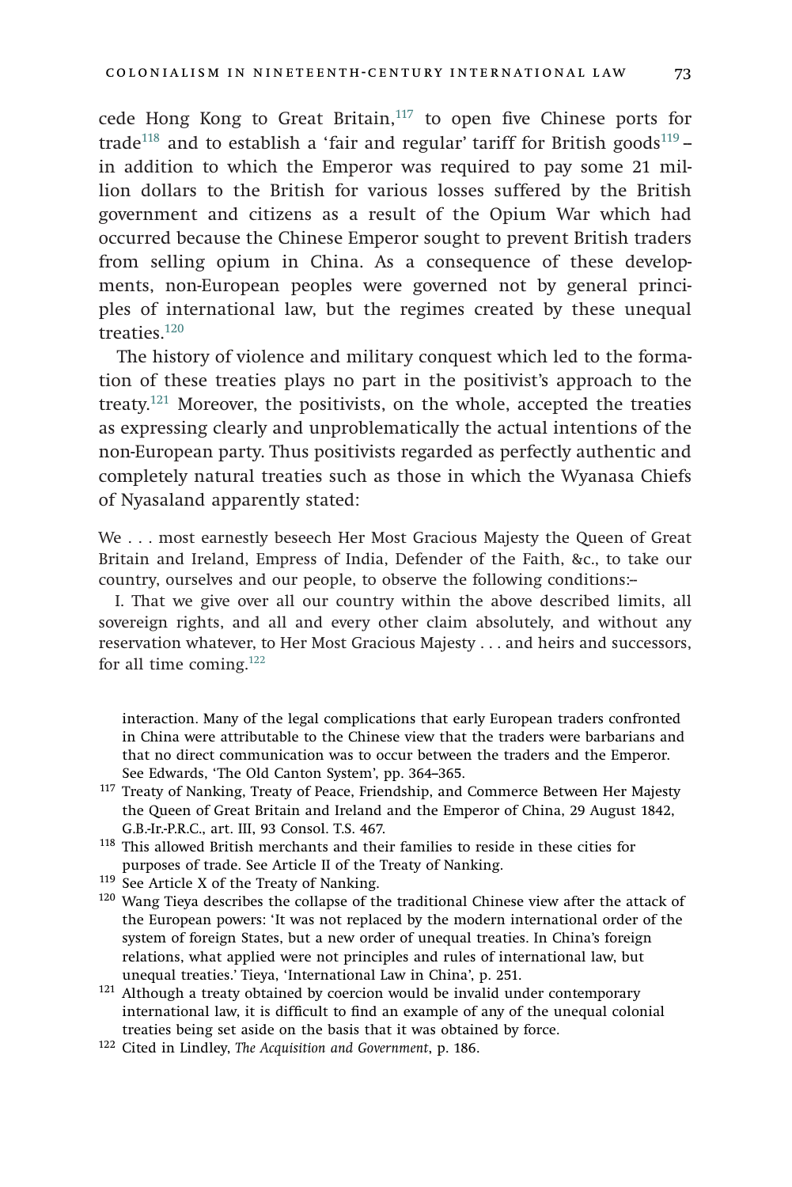cede Hong Kong to Great Britain,[117] to open five Chinese ports for trade[118] and to establish a 'fair and regular' tariff for British goods[119] – in addition to which the Emperor was required to pay some 21 million dollars to the British for various losses suffered by the British government and citizens as a result of the Opium War which had occurred because the Chinese Emperor sought to prevent British traders from selling opium in China. As a consequence of these developments, non-European peoples were governed not by general principles of international law, but the regimes created by these unequal treaties.[120]

The history of violence and military conquest which led to the formation of these treaties plays no part in the positivist's approach to the treaty.[121] Moreover, the positivists, on the whole, accepted the treaties as expressing clearly and unproblematically the actual intentions of the non-European party. Thus positivists regarded as perfectly authentic and completely natural treaties such as those in which the Wyanasa Chiefs of Nyasaland apparently stated:

> We . . . most earnestly beseech Her Most Gracious Majesty the Queen of Great Britain and Ireland, Empress of India, Defender of the Faith, &c., to take our country, ourselves and our people, to observe the following conditions:–
>
> I. That we give over all our country within the above described limits, all sovereign rights, and all and every other claim absolutely, and without any reservation whatever, to Her Most Gracious Majesty . . . and heirs and successors, for all time coming.[122]

interaction. Many of the legal complications that early European traders confronted in China were attributable to the Chinese view that the traders were barbarians and that no direct communication was to occur between the traders and the Emperor. See Edwards, 'The Old Canton System', pp. 364–365.

[117] Treaty of Nanking, Treaty of Peace, Friendship, and Commerce Between Her Majesty the Queen of Great Britain and Ireland and the Emperor of China, 29 August 1842, G.B.-Ir.-P.R.C., art. III, 93 Consol. T.S. 467.

[118] This allowed British merchants and their families to reside in these cities for purposes of trade. See Article II of the Treaty of Nanking.

[119] See Article X of the Treaty of Nanking.

[120] Wang Tieya describes the collapse of the traditional Chinese view after the attack of the European powers: 'It was not replaced by the modern international order of the system of foreign States, but a new order of unequal treaties. In China's foreign relations, what applied were not principles and rules of international law, but unequal treaties.' Tieya, 'International Law in China', p. 251.

[121] Although a treaty obtained by coercion would be invalid under contemporary international law, it is difficult to find an example of any of the unequal colonial treaties being set aside on the basis that it was obtained by force.

[122] Cited in Lindley, *The Acquisition and Government*, p. 186.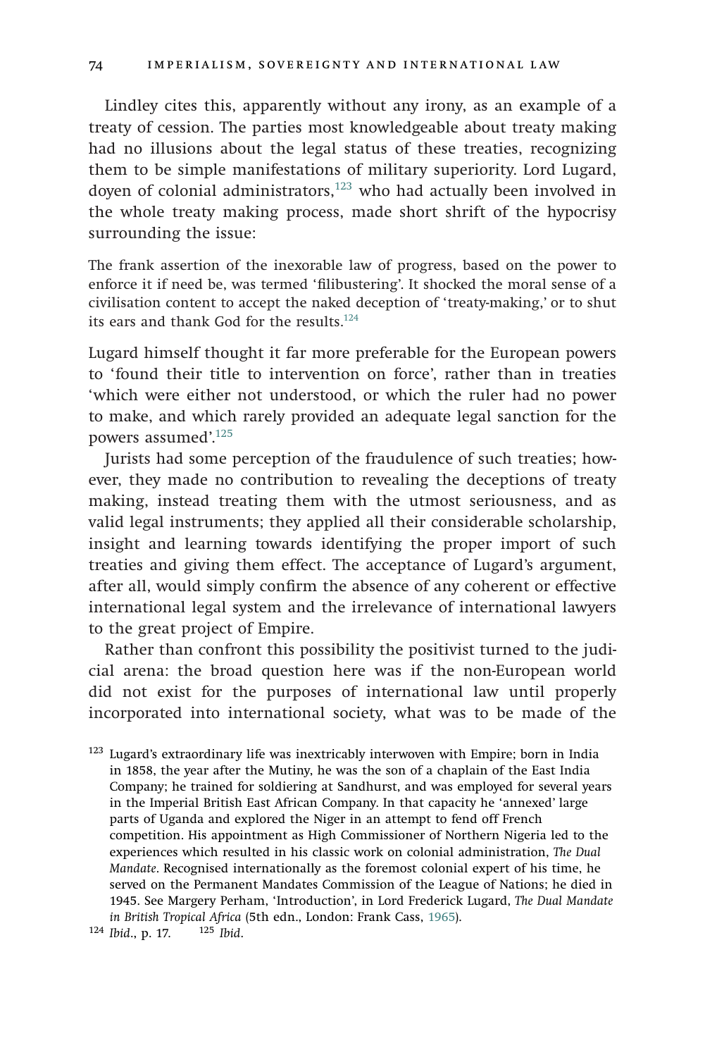Lindley cites this, apparently without any irony, as an example of a treaty of cession. The parties most knowledgeable about treaty making had no illusions about the legal status of these treaties, recognizing them to be simple manifestations of military superiority. Lord Lugard, doyen of colonial administrators,[123] who had actually been involved in the whole treaty making process, made short shrift of the hypocrisy surrounding the issue:

> The frank assertion of the inexorable law of progress, based on the power to enforce it if need be, was termed 'filibustering'. It shocked the moral sense of a civilisation content to accept the naked deception of 'treaty-making,' or to shut its ears and thank God for the results.[124]

Lugard himself thought it far more preferable for the European powers to 'found their title to intervention on force', rather than in treaties 'which were either not understood, or which the ruler had no power to make, and which rarely provided an adequate legal sanction for the powers assumed'.[125]

Jurists had some perception of the fraudulence of such treaties; however, they made no contribution to revealing the deceptions of treaty making, instead treating them with the utmost seriousness, and as valid legal instruments; they applied all their considerable scholarship, insight and learning towards identifying the proper import of such treaties and giving them effect. The acceptance of Lugard's argument, after all, would simply confirm the absence of any coherent or effective international legal system and the irrelevance of international lawyers to the great project of Empire.

Rather than confront this possibility the positivist turned to the judicial arena: the broad question here was if the non-European world did not exist for the purposes of international law until properly incorporated into international society, what was to be made of the

---

[123] Lugard's extraordinary life was inextricably interwoven with Empire; born in India in 1858, the year after the Mutiny, he was the son of a chaplain of the East India Company; he trained for soldiering at Sandhurst, and was employed for several years in the Imperial British East African Company. In that capacity he 'annexed' large parts of Uganda and explored the Niger in an attempt to fend off French competition. His appointment as High Commissioner of Northern Nigeria led to the experiences which resulted in his classic work on colonial administration, *The Dual Mandate*. Recognised internationally as the foremost colonial expert of his time, he served on the Permanent Mandates Commission of the League of Nations; he died in 1945. See Margery Perham, 'Introduction', in Lord Frederick Lugard, *The Dual Mandate in British Tropical Africa* (5th edn., London: Frank Cass, 1965).

[124] *Ibid*., p. 17. [125] *Ibid*.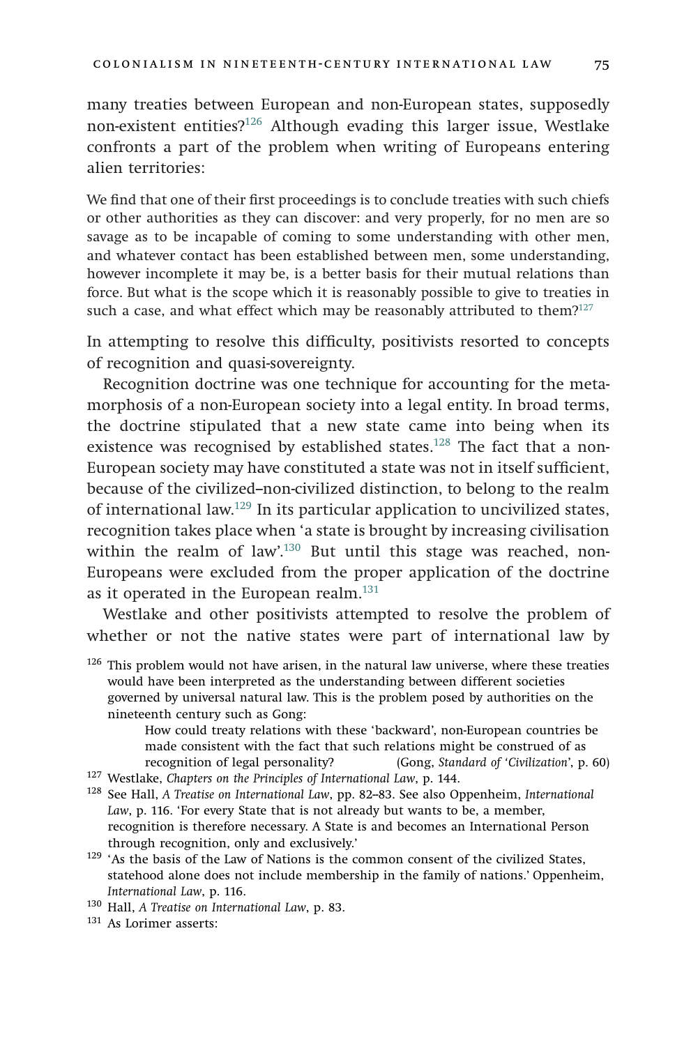many treaties between European and non-European states, supposedly non-existent entities?[126] Although evading this larger issue, Westlake confronts a part of the problem when writing of Europeans entering alien territories:

> We find that one of their first proceedings is to conclude treaties with such chiefs or other authorities as they can discover: and very properly, for no men are so savage as to be incapable of coming to some understanding with other men, and whatever contact has been established between men, some understanding, however incomplete it may be, is a better basis for their mutual relations than force. But what is the scope which it is reasonably possible to give to treaties in such a case, and what effect which may be reasonably attributed to them?[127]

In attempting to resolve this difficulty, positivists resorted to concepts of recognition and quasi-sovereignty.

Recognition doctrine was one technique for accounting for the metamorphosis of a non-European society into a legal entity. In broad terms, the doctrine stipulated that a new state came into being when its existence was recognised by established states.[128] The fact that a non-European society may have constituted a state was not in itself sufficient, because of the civilized–non-civilized distinction, to belong to the realm of international law.[129] In its particular application to uncivilized states, recognition takes place when 'a state is brought by increasing civilisation within the realm of law'.[130] But until this stage was reached, non-Europeans were excluded from the proper application of the doctrine as it operated in the European realm.[131]

Westlake and other positivists attempted to resolve the problem of whether or not the native states were part of international law by

---

[126] This problem would not have arisen, in the natural law universe, where these treaties would have been interpreted as the understanding between different societies governed by universal natural law. This is the problem posed by authorities on the nineteenth century such as Gong:

> How could treaty relations with these 'backward', non-European countries be made consistent with the fact that such relations might be construed of as recognition of legal personality? (Gong, *Standard of 'Civilization'*, p. 60)

[127] Westlake, *Chapters on the Principles of International Law*, p. 144.

[128] See Hall, *A Treatise on International Law*, pp. 82–83. See also Oppenheim, *International Law*, p. 116. 'For every State that is not already but wants to be, a member, recognition is therefore necessary. A State is and becomes an International Person through recognition, only and exclusively.'

[129] 'As the basis of the Law of Nations is the common consent of the civilized States, statehood alone does not include membership in the family of nations.' Oppenheim, *International Law*, p. 116.

[130] Hall, *A Treatise on International Law*, p. 83.

[131] As Lorimer asserts: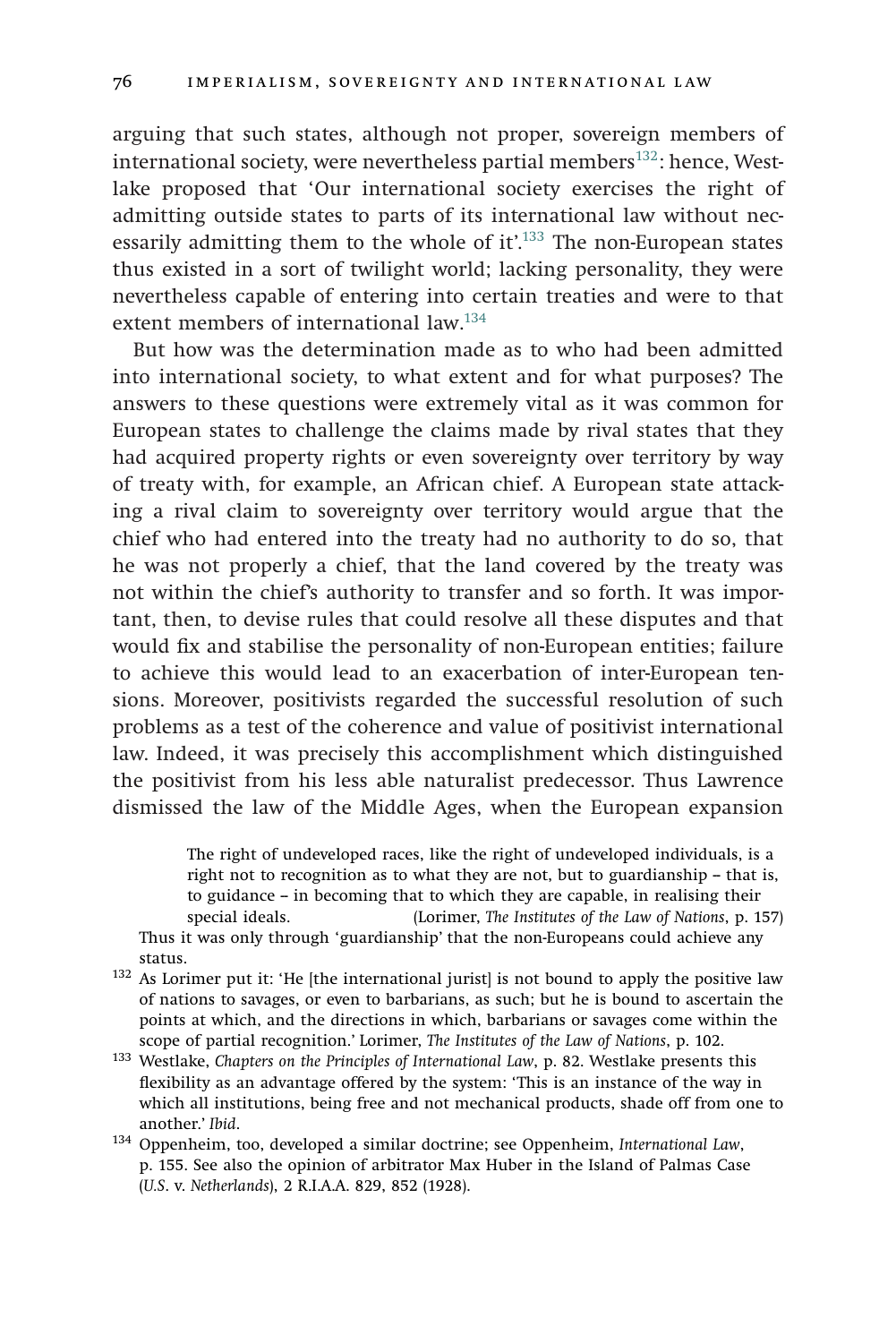arguing that such states, although not proper, sovereign members of international society, were nevertheless partial members[132]: hence, Westlake proposed that 'Our international society exercises the right of admitting outside states to parts of its international law without necessarily admitting them to the whole of it'.[133] The non-European states thus existed in a sort of twilight world; lacking personality, they were nevertheless capable of entering into certain treaties and were to that extent members of international law.[134]

But how was the determination made as to who had been admitted into international society, to what extent and for what purposes? The answers to these questions were extremely vital as it was common for European states to challenge the claims made by rival states that they had acquired property rights or even sovereignty over territory by way of treaty with, for example, an African chief. A European state attacking a rival claim to sovereignty over territory would argue that the chief who had entered into the treaty had no authority to do so, that he was not properly a chief, that the land covered by the treaty was not within the chief's authority to transfer and so forth. It was important, then, to devise rules that could resolve all these disputes and that would fix and stabilise the personality of non-European entities; failure to achieve this would lead to an exacerbation of inter-European tensions. Moreover, positivists regarded the successful resolution of such problems as a test of the coherence and value of positivist international law. Indeed, it was precisely this accomplishment which distinguished the positivist from his less able naturalist predecessor. Thus Lawrence dismissed the law of the Middle Ages, when the European expansion

> The right of undeveloped races, like the right of undeveloped individuals, is a right not to recognition as to what they are not, but to guardianship – that is, to guidance – in becoming that to which they are capable, in realising their special ideals. (Lorimer, *The Institutes of the Law of Nations*, p. 157)

Thus it was only through 'guardianship' that the non-Europeans could achieve any status.

[132] As Lorimer put it: 'He [the international jurist] is not bound to apply the positive law of nations to savages, or even to barbarians, as such; but he is bound to ascertain the points at which, and the directions in which, barbarians or savages come within the scope of partial recognition.' Lorimer, *The Institutes of the Law of Nations*, p. 102.

[133] Westlake, *Chapters on the Principles of International Law*, p. 82. Westlake presents this flexibility as an advantage offered by the system: 'This is an instance of the way in which all institutions, being free and not mechanical products, shade off from one to another.' *Ibid*.

[134] Oppenheim, too, developed a similar doctrine; see Oppenheim, *International Law*, p. 155. See also the opinion of arbitrator Max Huber in the Island of Palmas Case (*U.S*. v. *Netherlands*), 2 R.I.A.A. 829, 852 (1928).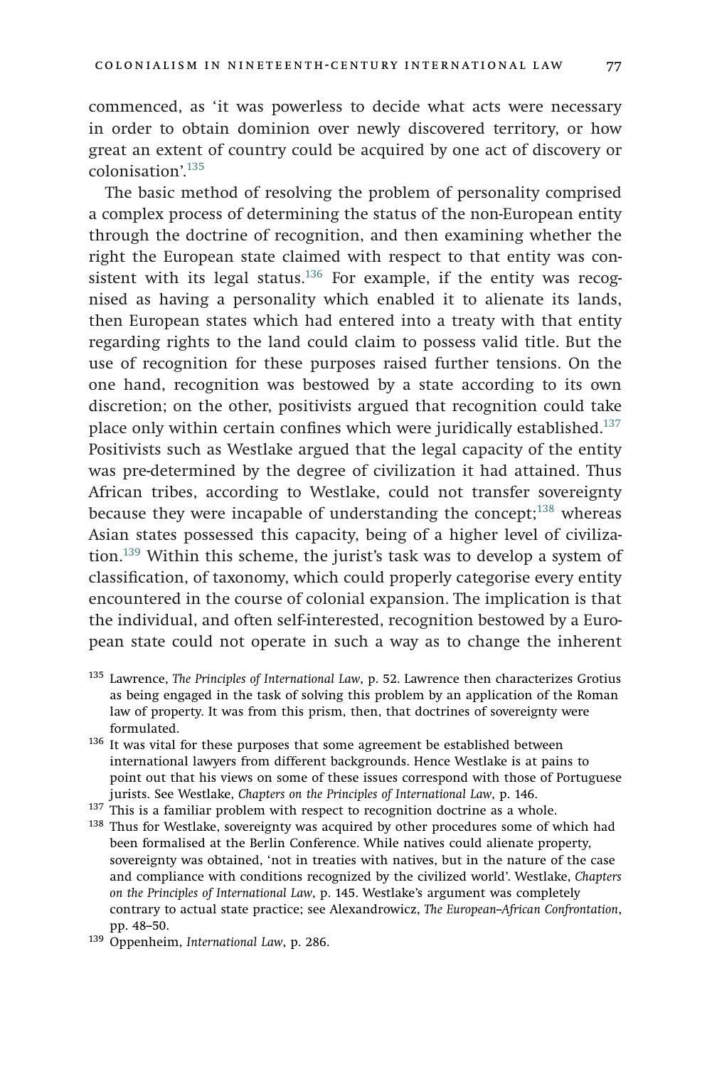commenced, as 'it was powerless to decide what acts were necessary in order to obtain dominion over newly discovered territory, or how great an extent of country could be acquired by one act of discovery or colonisation'.[135]

The basic method of resolving the problem of personality comprised a complex process of determining the status of the non-European entity through the doctrine of recognition, and then examining whether the right the European state claimed with respect to that entity was consistent with its legal status.[136] For example, if the entity was recognised as having a personality which enabled it to alienate its lands, then European states which had entered into a treaty with that entity regarding rights to the land could claim to possess valid title. But the use of recognition for these purposes raised further tensions. On the one hand, recognition was bestowed by a state according to its own discretion; on the other, positivists argued that recognition could take place only within certain confines which were juridically established.[137] Positivists such as Westlake argued that the legal capacity of the entity was pre-determined by the degree of civilization it had attained. Thus African tribes, according to Westlake, could not transfer sovereignty because they were incapable of understanding the concept;[138] whereas Asian states possessed this capacity, being of a higher level of civilization.[139] Within this scheme, the jurist's task was to develop a system of classification, of taxonomy, which could properly categorise every entity encountered in the course of colonial expansion. The implication is that the individual, and often self-interested, recognition bestowed by a European state could not operate in such a way as to change the inherent

[135] Lawrence, *The Principles of International Law*, p. 52. Lawrence then characterizes Grotius as being engaged in the task of solving this problem by an application of the Roman law of property. It was from this prism, then, that doctrines of sovereignty were formulated.

[136] It was vital for these purposes that some agreement be established between international lawyers from different backgrounds. Hence Westlake is at pains to point out that his views on some of these issues correspond with those of Portuguese jurists. See Westlake, *Chapters on the Principles of International Law*, p. 146.

[137] This is a familiar problem with respect to recognition doctrine as a whole.

[138] Thus for Westlake, sovereignty was acquired by other procedures some of which had been formalised at the Berlin Conference. While natives could alienate property, sovereignty was obtained, 'not in treaties with natives, but in the nature of the case and compliance with conditions recognized by the civilized world'. Westlake, *Chapters on the Principles of International Law*, p. 145. Westlake's argument was completely contrary to actual state practice; see Alexandrowicz, *The European–African Confrontation*, pp. 48–50.

[139] Oppenheim, *International Law*, p. 286.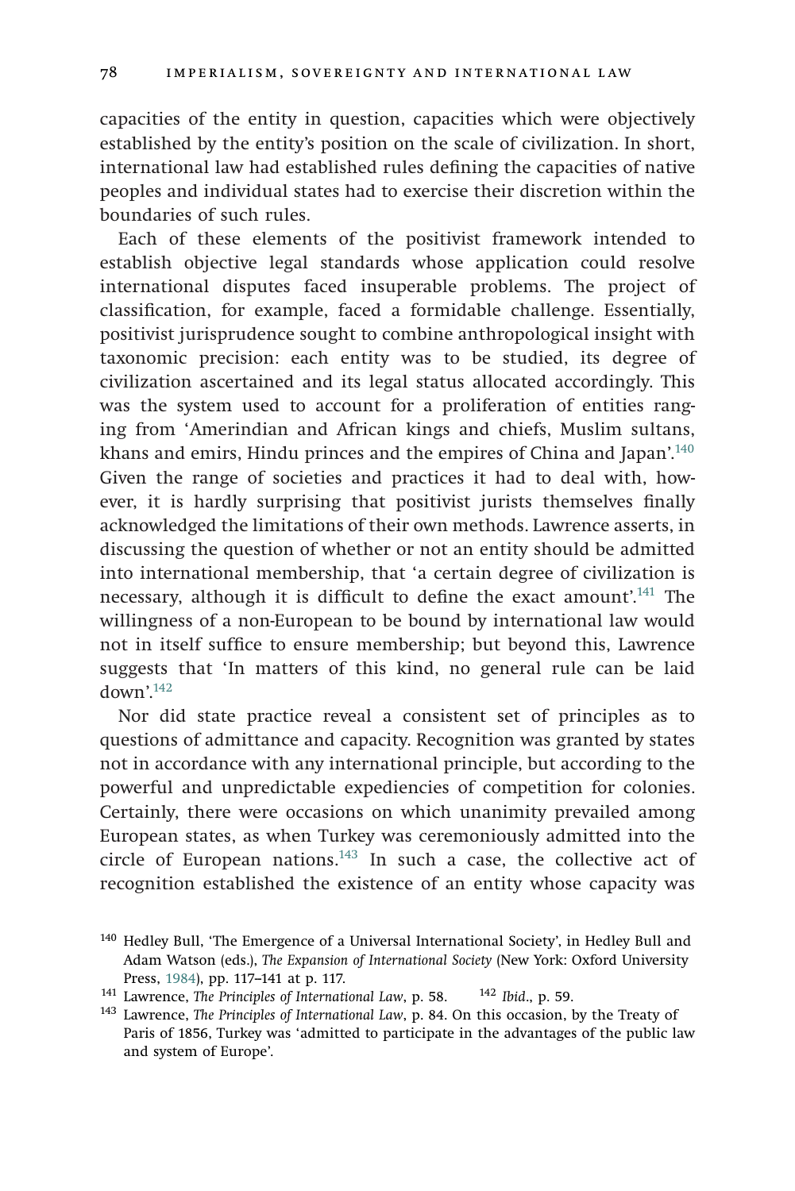capacities of the entity in question, capacities which were objectively established by the entity's position on the scale of civilization. In short, international law had established rules defining the capacities of native peoples and individual states had to exercise their discretion within the boundaries of such rules.

Each of these elements of the positivist framework intended to establish objective legal standards whose application could resolve international disputes faced insuperable problems. The project of classification, for example, faced a formidable challenge. Essentially, positivist jurisprudence sought to combine anthropological insight with taxonomic precision: each entity was to be studied, its degree of civilization ascertained and its legal status allocated accordingly. This was the system used to account for a proliferation of entities ranging from 'Amerindian and African kings and chiefs, Muslim sultans, khans and emirs, Hindu princes and the empires of China and Japan'.[140] Given the range of societies and practices it had to deal with, however, it is hardly surprising that positivist jurists themselves finally acknowledged the limitations of their own methods. Lawrence asserts, in discussing the question of whether or not an entity should be admitted into international membership, that 'a certain degree of civilization is necessary, although it is difficult to define the exact amount'.[141] The willingness of a non-European to be bound by international law would not in itself suffice to ensure membership; but beyond this, Lawrence suggests that 'In matters of this kind, no general rule can be laid down'.[142]

Nor did state practice reveal a consistent set of principles as to questions of admittance and capacity. Recognition was granted by states not in accordance with any international principle, but according to the powerful and unpredictable expediencies of competition for colonies. Certainly, there were occasions on which unanimity prevailed among European states, as when Turkey was ceremoniously admitted into the circle of European nations.[143] In such a case, the collective act of recognition established the existence of an entity whose capacity was

[140] Hedley Bull, 'The Emergence of a Universal International Society', in Hedley Bull and Adam Watson (eds.), *The Expansion of International Society* (New York: Oxford University Press, 1984), pp. 117–141 at p. 117.

[141] Lawrence, *The Principles of International Law*, p. 58.

[142] *Ibid.*, p. 59.

[143] Lawrence, *The Principles of International Law*, p. 84. On this occasion, by the Treaty of Paris of 1856, Turkey was 'admitted to participate in the advantages of the public law and system of Europe'.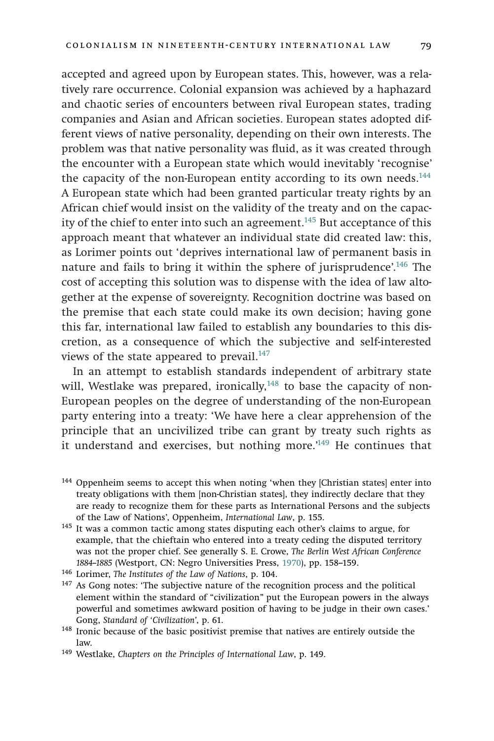accepted and agreed upon by European states. This, however, was a relatively rare occurrence. Colonial expansion was achieved by a haphazard and chaotic series of encounters between rival European states, trading companies and Asian and African societies. European states adopted different views of native personality, depending on their own interests. The problem was that native personality was fluid, as it was created through the encounter with a European state which would inevitably 'recognise' the capacity of the non-European entity according to its own needs.[144] A European state which had been granted particular treaty rights by an African chief would insist on the validity of the treaty and on the capacity of the chief to enter into such an agreement.[145] But acceptance of this approach meant that whatever an individual state did created law: this, as Lorimer points out 'deprives international law of permanent basis in nature and fails to bring it within the sphere of jurisprudence'.[146] The cost of accepting this solution was to dispense with the idea of law altogether at the expense of sovereignty. Recognition doctrine was based on the premise that each state could make its own decision; having gone this far, international law failed to establish any boundaries to this discretion, as a consequence of which the subjective and self-interested views of the state appeared to prevail.[147]

In an attempt to establish standards independent of arbitrary state will, Westlake was prepared, ironically,[148] to base the capacity of non-European peoples on the degree of understanding of the non-European party entering into a treaty: 'We have here a clear apprehension of the principle that an uncivilized tribe can grant by treaty such rights as it understand and exercises, but nothing more.'[149] He continues that

[144] Oppenheim seems to accept this when noting 'when they [Christian states] enter into treaty obligations with them [non-Christian states], they indirectly declare that they are ready to recognize them for these parts as International Persons and the subjects of the Law of Nations', Oppenheim, *International Law*, p. 155.

[145] It was a common tactic among states disputing each other's claims to argue, for example, that the chieftain who entered into a treaty ceding the disputed territory was not the proper chief. See generally S. E. Crowe, *The Berlin West African Conference 1884–1885* (Westport, CN: Negro Universities Press, 1970), pp. 158–159.

[146] Lorimer, *The Institutes of the Law of Nations*, p. 104.

[147] As Gong notes: 'The subjective nature of the recognition process and the political element within the standard of "civilization" put the European powers in the always powerful and sometimes awkward position of having to be judge in their own cases.' Gong, *Standard of 'Civilization'*, p. 61.

[148] Ironic because of the basic positivist premise that natives are entirely outside the law.

[149] Westlake, *Chapters on the Principles of International Law*, p. 149.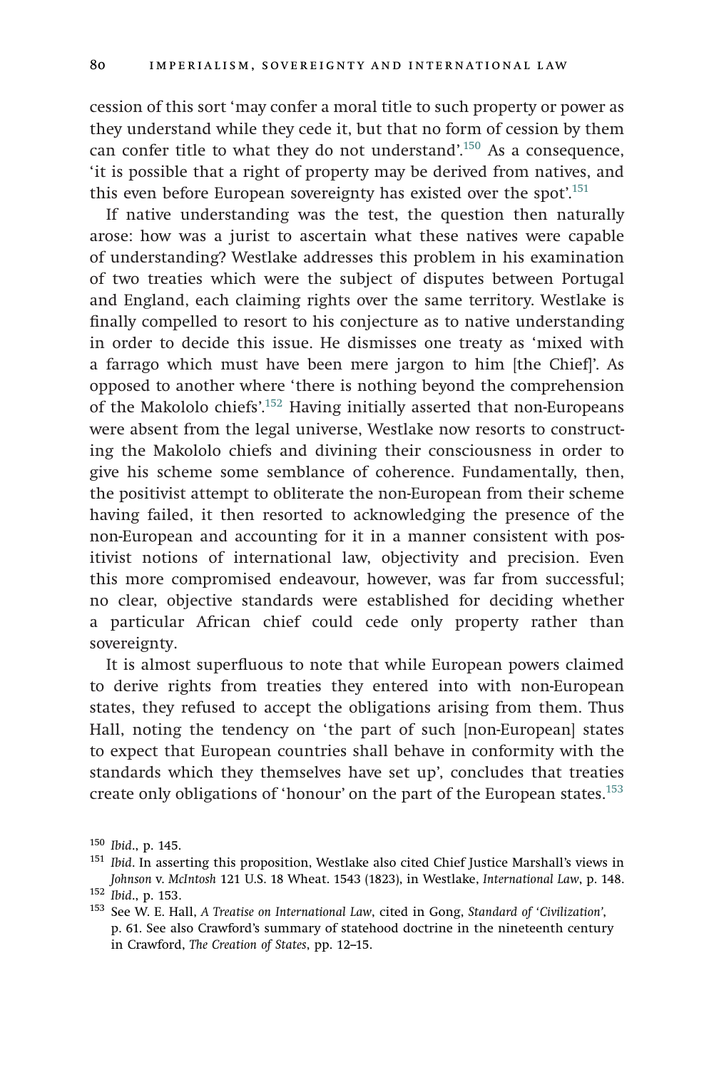cession of this sort 'may confer a moral title to such property or power as they understand while they cede it, but that no form of cession by them can confer title to what they do not understand'.[150] As a consequence, 'it is possible that a right of property may be derived from natives, and this even before European sovereignty has existed over the spot'.[151]

If native understanding was the test, the question then naturally arose: how was a jurist to ascertain what these natives were capable of understanding? Westlake addresses this problem in his examination of two treaties which were the subject of disputes between Portugal and England, each claiming rights over the same territory. Westlake is finally compelled to resort to his conjecture as to native understanding in order to decide this issue. He dismisses one treaty as 'mixed with a farrago which must have been mere jargon to him [the Chief]'. As opposed to another where 'there is nothing beyond the comprehension of the Makololo chiefs'.[152] Having initially asserted that non-Europeans were absent from the legal universe, Westlake now resorts to constructing the Makololo chiefs and divining their consciousness in order to give his scheme some semblance of coherence. Fundamentally, then, the positivist attempt to obliterate the non-European from their scheme having failed, it then resorted to acknowledging the presence of the non-European and accounting for it in a manner consistent with positivist notions of international law, objectivity and precision. Even this more compromised endeavour, however, was far from successful; no clear, objective standards were established for deciding whether a particular African chief could cede only property rather than sovereignty.

It is almost superfluous to note that while European powers claimed to derive rights from treaties they entered into with non-European states, they refused to accept the obligations arising from them. Thus Hall, noting the tendency on 'the part of such [non-European] states to expect that European countries shall behave in conformity with the standards which they themselves have set up', concludes that treaties create only obligations of 'honour' on the part of the European states.[153]

[150] *Ibid*., p. 145.

[151] *Ibid*. In asserting this proposition, Westlake also cited Chief Justice Marshall's views in *Johnson* v. *McIntosh* 121 U.S. 18 Wheat. 1543 (1823), in Westlake, *International Law*, p. 148.

[152] *Ibid*., p. 153.

[153] See W. E. Hall, *A Treatise on International Law*, cited in Gong, *Standard of 'Civilization'*, p. 61. See also Crawford's summary of statehood doctrine in the nineteenth century in Crawford, *The Creation of States*, pp. 12–15.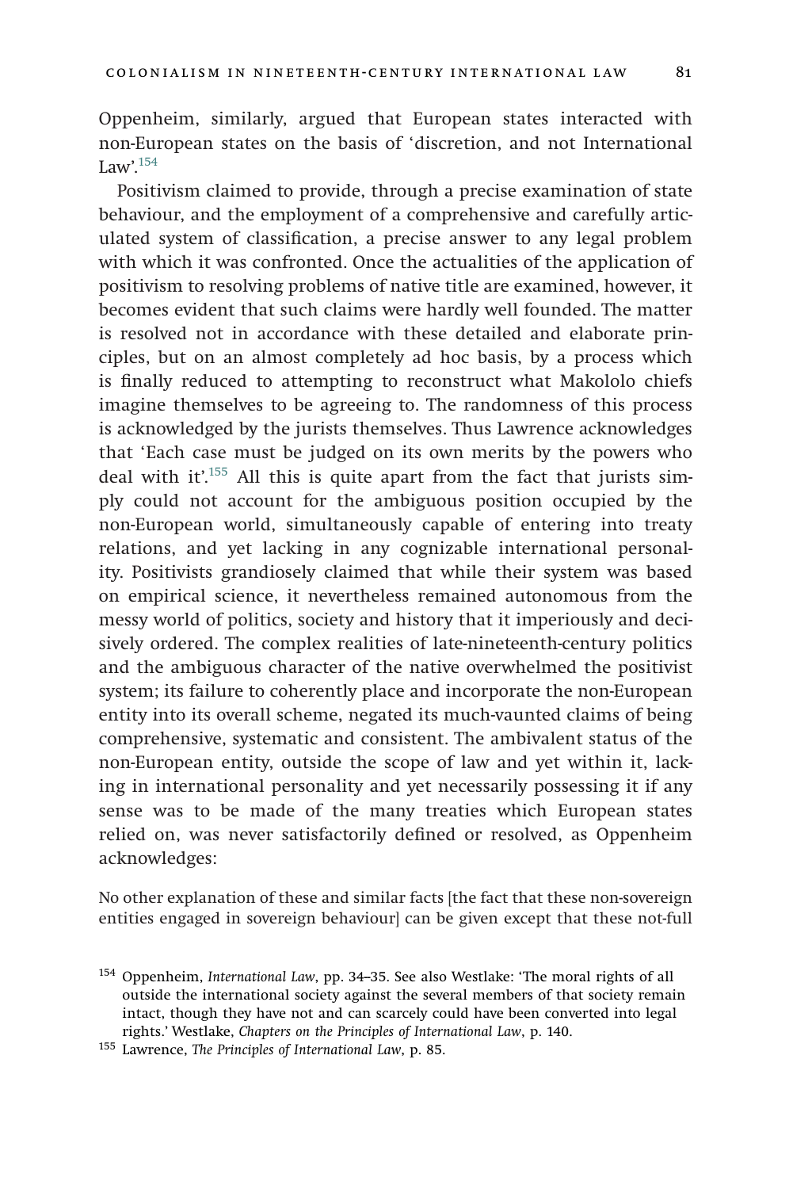Oppenheim, similarly, argued that European states interacted with non-European states on the basis of 'discretion, and not International Law'.[154]

Positivism claimed to provide, through a precise examination of state behaviour, and the employment of a comprehensive and carefully articulated system of classification, a precise answer to any legal problem with which it was confronted. Once the actualities of the application of positivism to resolving problems of native title are examined, however, it becomes evident that such claims were hardly well founded. The matter is resolved not in accordance with these detailed and elaborate principles, but on an almost completely ad hoc basis, by a process which is finally reduced to attempting to reconstruct what Makololo chiefs imagine themselves to be agreeing to. The randomness of this process is acknowledged by the jurists themselves. Thus Lawrence acknowledges that 'Each case must be judged on its own merits by the powers who deal with it'.[155] All this is quite apart from the fact that jurists simply could not account for the ambiguous position occupied by the non-European world, simultaneously capable of entering into treaty relations, and yet lacking in any cognizable international personality. Positivists grandiosely claimed that while their system was based on empirical science, it nevertheless remained autonomous from the messy world of politics, society and history that it imperiously and decisively ordered. The complex realities of late-nineteenth-century politics and the ambiguous character of the native overwhelmed the positivist system; its failure to coherently place and incorporate the non-European entity into its overall scheme, negated its much-vaunted claims of being comprehensive, systematic and consistent. The ambivalent status of the non-European entity, outside the scope of law and yet within it, lacking in international personality and yet necessarily possessing it if any sense was to be made of the many treaties which European states relied on, was never satisfactorily defined or resolved, as Oppenheim acknowledges:

> No other explanation of these and similar facts [the fact that these non-sovereign entities engaged in sovereign behaviour] can be given except that these not-full

[154] Oppenheim, *International Law*, pp. 34–35. See also Westlake: 'The moral rights of all outside the international society against the several members of that society remain intact, though they have not and can scarcely could have been converted into legal rights.' Westlake, *Chapters on the Principles of International Law*, p. 140.

[155] Lawrence, *The Principles of International Law*, p. 85.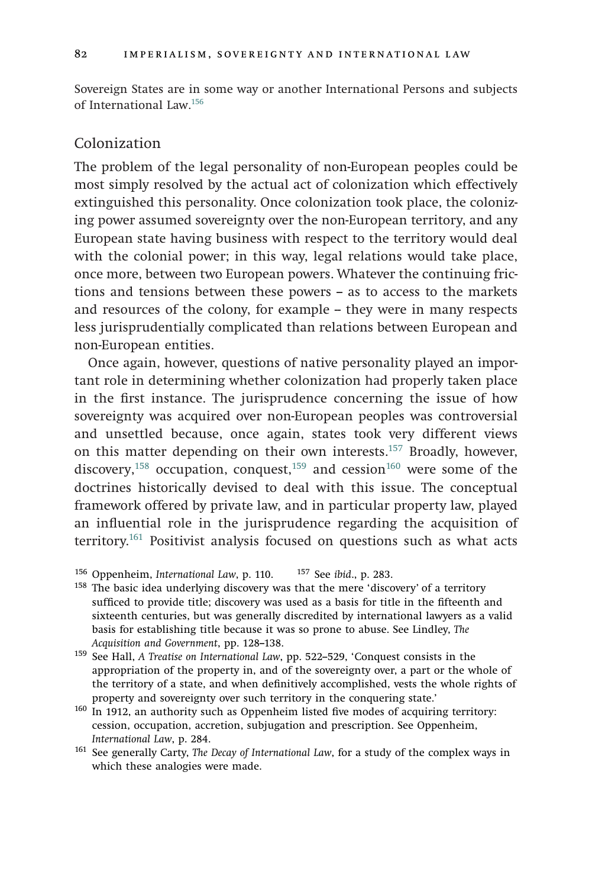Sovereign States are in some way or another International Persons and subjects of International Law.[156]

## Colonization

The problem of the legal personality of non-European peoples could be most simply resolved by the actual act of colonization which effectively extinguished this personality. Once colonization took place, the colonizing power assumed sovereignty over the non-European territory, and any European state having business with respect to the territory would deal with the colonial power; in this way, legal relations would take place, once more, between two European powers. Whatever the continuing frictions and tensions between these powers – as to access to the markets and resources of the colony, for example – they were in many respects less jurisprudentially complicated than relations between European and non-European entities.

Once again, however, questions of native personality played an important role in determining whether colonization had properly taken place in the first instance. The jurisprudence concerning the issue of how sovereignty was acquired over non-European peoples was controversial and unsettled because, once again, states took very different views on this matter depending on their own interests.[157] Broadly, however, discovery,[158] occupation, conquest,[159] and cession[160] were some of the doctrines historically devised to deal with this issue. The conceptual framework offered by private law, and in particular property law, played an influential role in the jurisprudence regarding the acquisition of territory.[161] Positivist analysis focused on questions such as what acts

[156] Oppenheim, *International Law*, p. 110.

[157] See *ibid*., p. 283.

[158] The basic idea underlying discovery was that the mere 'discovery' of a territory sufficed to provide title; discovery was used as a basis for title in the fifteenth and sixteenth centuries, but was generally discredited by international lawyers as a valid basis for establishing title because it was so prone to abuse. See Lindley, *The Acquisition and Government*, pp. 128–138.

[159] See Hall, *A Treatise on International Law*, pp. 522–529, 'Conquest consists in the appropriation of the property in, and of the sovereignty over, a part or the whole of the territory of a state, and when definitively accomplished, vests the whole rights of property and sovereignty over such territory in the conquering state.'

[160] In 1912, an authority such as Oppenheim listed five modes of acquiring territory: cession, occupation, accretion, subjugation and prescription. See Oppenheim, *International Law*, p. 284.

[161] See generally Carty, *The Decay of International Law*, for a study of the complex ways in which these analogies were made.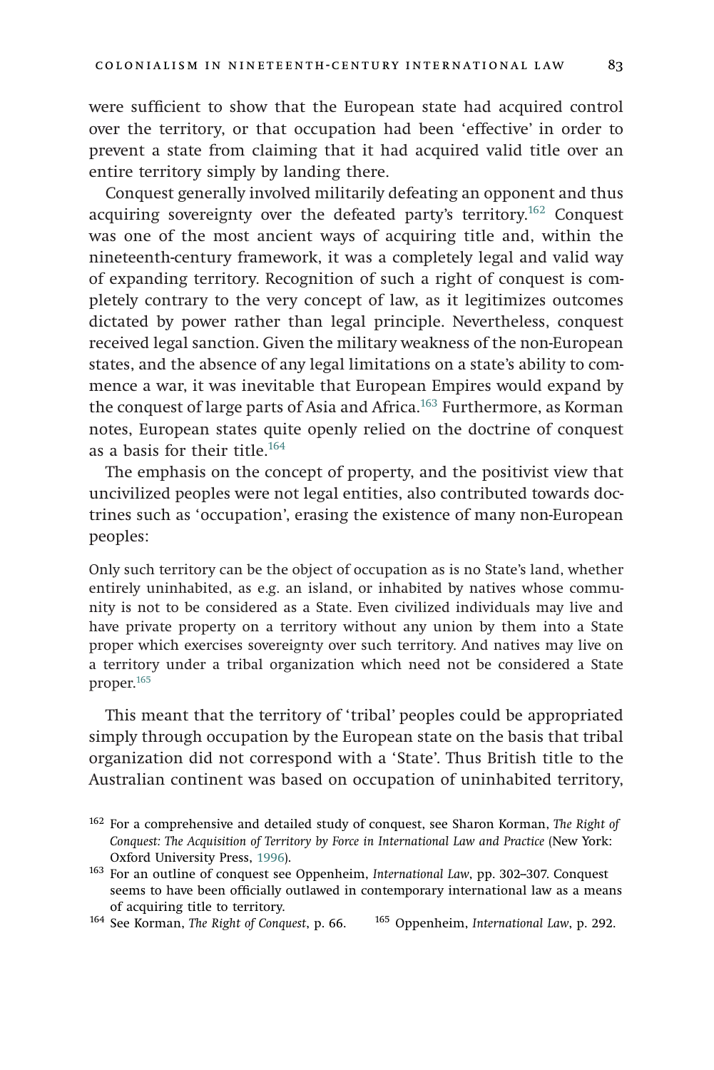were sufficient to show that the European state had acquired control over the territory, or that occupation had been 'effective' in order to prevent a state from claiming that it had acquired valid title over an entire territory simply by landing there.

Conquest generally involved militarily defeating an opponent and thus acquiring sovereignty over the defeated party's territory.[162] Conquest was one of the most ancient ways of acquiring title and, within the nineteenth-century framework, it was a completely legal and valid way of expanding territory. Recognition of such a right of conquest is completely contrary to the very concept of law, as it legitimizes outcomes dictated by power rather than legal principle. Nevertheless, conquest received legal sanction. Given the military weakness of the non-European states, and the absence of any legal limitations on a state's ability to commence a war, it was inevitable that European Empires would expand by the conquest of large parts of Asia and Africa.[163] Furthermore, as Korman notes, European states quite openly relied on the doctrine of conquest as a basis for their title.[164]

The emphasis on the concept of property, and the positivist view that uncivilized peoples were not legal entities, also contributed towards doctrines such as 'occupation', erasing the existence of many non-European peoples:

> Only such territory can be the object of occupation as is no State's land, whether entirely uninhabited, as e.g. an island, or inhabited by natives whose community is not to be considered as a State. Even civilized individuals may live and have private property on a territory without any union by them into a State proper which exercises sovereignty over such territory. And natives may live on a territory under a tribal organization which need not be considered a State proper.[165]

This meant that the territory of 'tribal' peoples could be appropriated simply through occupation by the European state on the basis that tribal organization did not correspond with a 'State'. Thus British title to the Australian continent was based on occupation of uninhabited territory,

---

[162] For a comprehensive and detailed study of conquest, see Sharon Korman, *The Right of Conquest: The Acquisition of Territory by Force in International Law and Practice* (New York: Oxford University Press, 1996).

[163] For an outline of conquest see Oppenheim, *International Law*, pp. 302–307. Conquest seems to have been officially outlawed in contemporary international law as a means of acquiring title to territory.

[164] See Korman, *The Right of Conquest*, p. 66.

[165] Oppenheim, *International Law*, p. 292.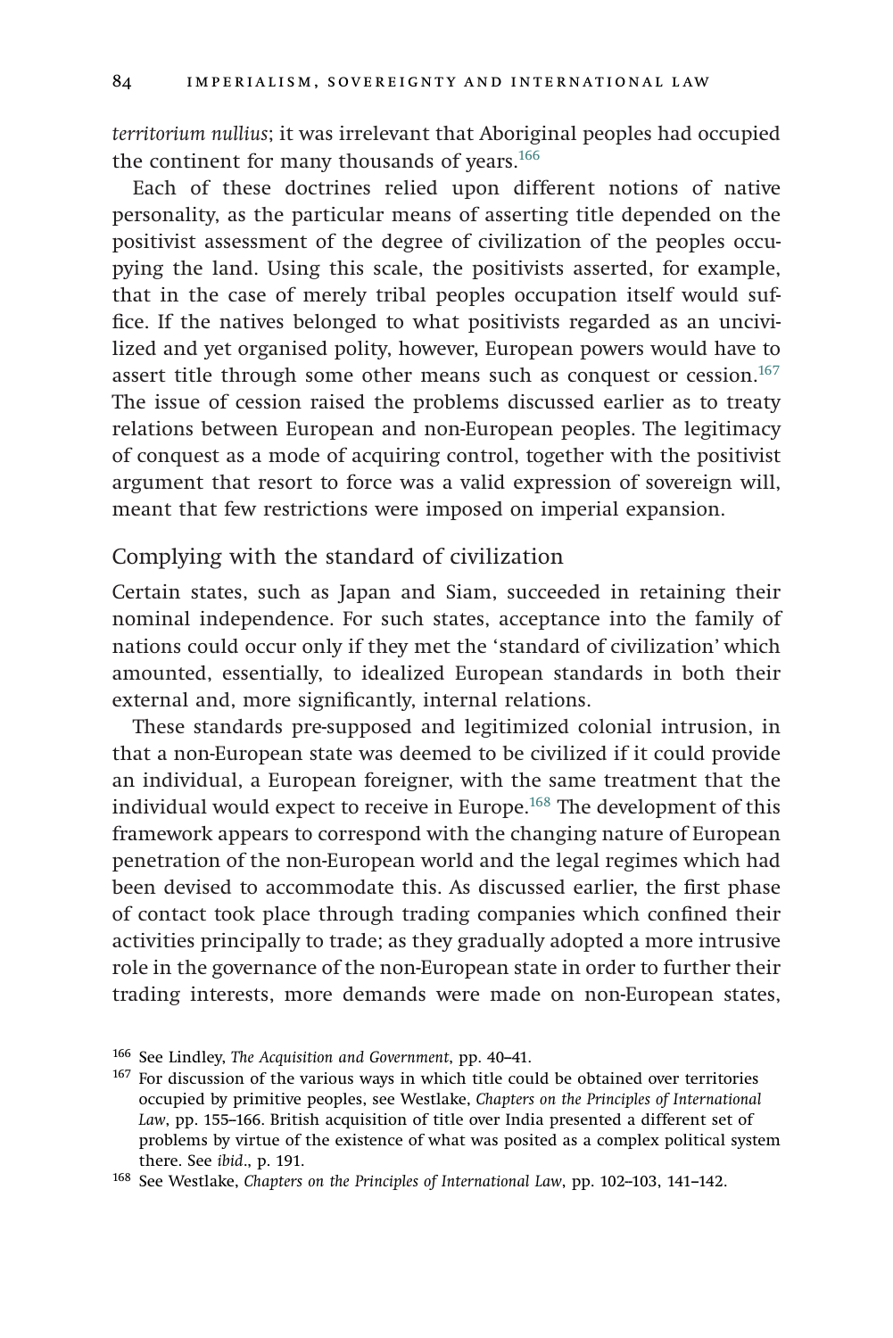*territorium nullius*; it was irrelevant that Aboriginal peoples had occupied the continent for many thousands of years.[166]

Each of these doctrines relied upon different notions of native personality, as the particular means of asserting title depended on the positivist assessment of the degree of civilization of the peoples occupying the land. Using this scale, the positivists asserted, for example, that in the case of merely tribal peoples occupation itself would suffice. If the natives belonged to what positivists regarded as an uncivilized and yet organised polity, however, European powers would have to assert title through some other means such as conquest or cession.[167] The issue of cession raised the problems discussed earlier as to treaty relations between European and non-European peoples. The legitimacy of conquest as a mode of acquiring control, together with the positivist argument that resort to force was a valid expression of sovereign will, meant that few restrictions were imposed on imperial expansion.

## Complying with the standard of civilization

Certain states, such as Japan and Siam, succeeded in retaining their nominal independence. For such states, acceptance into the family of nations could occur only if they met the 'standard of civilization' which amounted, essentially, to idealized European standards in both their external and, more significantly, internal relations.

These standards pre-supposed and legitimized colonial intrusion, in that a non-European state was deemed to be civilized if it could provide an individual, a European foreigner, with the same treatment that the individual would expect to receive in Europe.[168] The development of this framework appears to correspond with the changing nature of European penetration of the non-European world and the legal regimes which had been devised to accommodate this. As discussed earlier, the first phase of contact took place through trading companies which confined their activities principally to trade; as they gradually adopted a more intrusive role in the governance of the non-European state in order to further their trading interests, more demands were made on non-European states,

[166] See Lindley, *The Acquisition and Government*, pp. 40–41.

[167] For discussion of the various ways in which title could be obtained over territories occupied by primitive peoples, see Westlake, *Chapters on the Principles of International Law*, pp. 155–166. British acquisition of title over India presented a different set of problems by virtue of the existence of what was posited as a complex political system there. See *ibid*., p. 191.

[168] See Westlake, *Chapters on the Principles of International Law*, pp. 102–103, 141–142.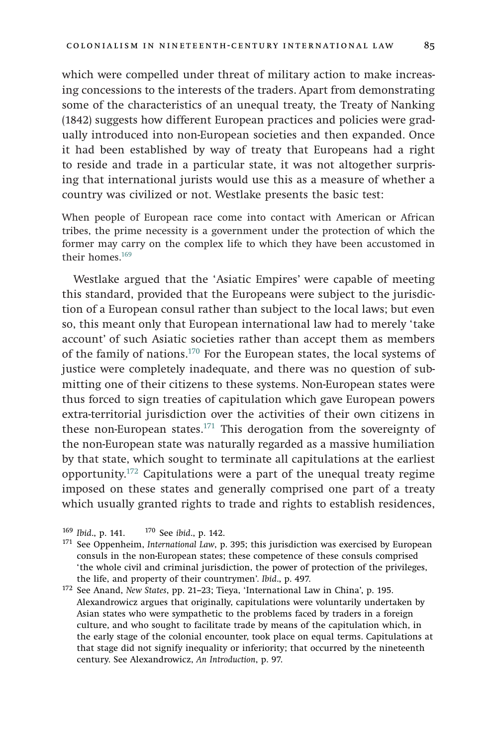which were compelled under threat of military action to make increasing concessions to the interests of the traders. Apart from demonstrating some of the characteristics of an unequal treaty, the Treaty of Nanking (1842) suggests how different European practices and policies were gradually introduced into non-European societies and then expanded. Once it had been established by way of treaty that Europeans had a right to reside and trade in a particular state, it was not altogether surprising that international jurists would use this as a measure of whether a country was civilized or not. Westlake presents the basic test:

> When people of European race come into contact with American or African tribes, the prime necessity is a government under the protection of which the former may carry on the complex life to which they have been accustomed in their homes.[169]

Westlake argued that the 'Asiatic Empires' were capable of meeting this standard, provided that the Europeans were subject to the jurisdiction of a European consul rather than subject to the local laws; but even so, this meant only that European international law had to merely 'take account' of such Asiatic societies rather than accept them as members of the family of nations.[170] For the European states, the local systems of justice were completely inadequate, and there was no question of submitting one of their citizens to these systems. Non-European states were thus forced to sign treaties of capitulation which gave European powers extra-territorial jurisdiction over the activities of their own citizens in these non-European states.[171] This derogation from the sovereignty of the non-European state was naturally regarded as a massive humiliation by that state, which sought to terminate all capitulations at the earliest opportunity.[172] Capitulations were a part of the unequal treaty regime imposed on these states and generally comprised one part of a treaty which usually granted rights to trade and rights to establish residences,

[169] *Ibid*., p. 141. [170] See *ibid*., p. 142.

[171] See Oppenheim, *International Law*, p. 395; this jurisdiction was exercised by European consuls in the non-European states; these competence of these consuls comprised 'the whole civil and criminal jurisdiction, the power of protection of the privileges, the life, and property of their countrymen'. *Ibid*., p. 497.

[172] See Anand, *New States*, pp. 21–23; Tieya, 'International Law in China', p. 195. Alexandrowicz argues that originally, capitulations were voluntarily undertaken by Asian states who were sympathetic to the problems faced by traders in a foreign culture, and who sought to facilitate trade by means of the capitulation which, in the early stage of the colonial encounter, took place on equal terms. Capitulations at that stage did not signify inequality or inferiority; that occurred by the nineteenth century. See Alexandrowicz, *An Introduction*, p. 97.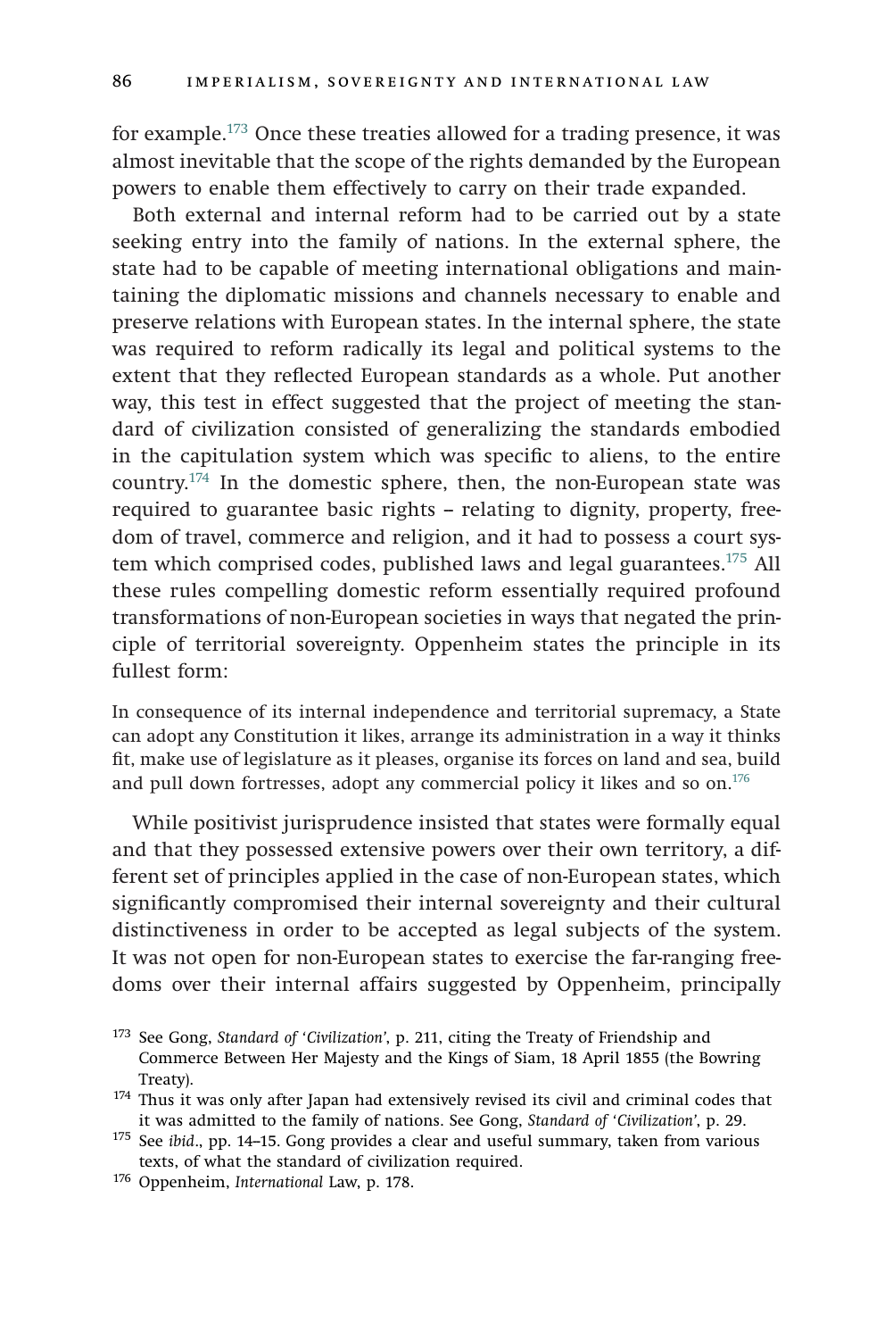for example.[173] Once these treaties allowed for a trading presence, it was almost inevitable that the scope of the rights demanded by the European powers to enable them effectively to carry on their trade expanded.

Both external and internal reform had to be carried out by a state seeking entry into the family of nations. In the external sphere, the state had to be capable of meeting international obligations and maintaining the diplomatic missions and channels necessary to enable and preserve relations with European states. In the internal sphere, the state was required to reform radically its legal and political systems to the extent that they reflected European standards as a whole. Put another way, this test in effect suggested that the project of meeting the standard of civilization consisted of generalizing the standards embodied in the capitulation system which was specific to aliens, to the entire country.[174] In the domestic sphere, then, the non-European state was required to guarantee basic rights – relating to dignity, property, freedom of travel, commerce and religion, and it had to possess a court system which comprised codes, published laws and legal guarantees.[175] All these rules compelling domestic reform essentially required profound transformations of non-European societies in ways that negated the principle of territorial sovereignty. Oppenheim states the principle in its fullest form:

> In consequence of its internal independence and territorial supremacy, a State can adopt any Constitution it likes, arrange its administration in a way it thinks fit, make use of legislature as it pleases, organise its forces on land and sea, build and pull down fortresses, adopt any commercial policy it likes and so on.[176]

While positivist jurisprudence insisted that states were formally equal and that they possessed extensive powers over their own territory, a different set of principles applied in the case of non-European states, which significantly compromised their internal sovereignty and their cultural distinctiveness in order to be accepted as legal subjects of the system. It was not open for non-European states to exercise the far-ranging freedoms over their internal affairs suggested by Oppenheim, principally

---

[173] See Gong, *Standard of 'Civilization'*, p. 211, citing the Treaty of Friendship and Commerce Between Her Majesty and the Kings of Siam, 18 April 1855 (the Bowring Treaty).

[174] Thus it was only after Japan had extensively revised its civil and criminal codes that it was admitted to the family of nations. See Gong, *Standard of 'Civilization'*, p. 29.

[175] See *ibid*., pp. 14–15. Gong provides a clear and useful summary, taken from various texts, of what the standard of civilization required.

[176] Oppenheim, *International* Law, p. 178.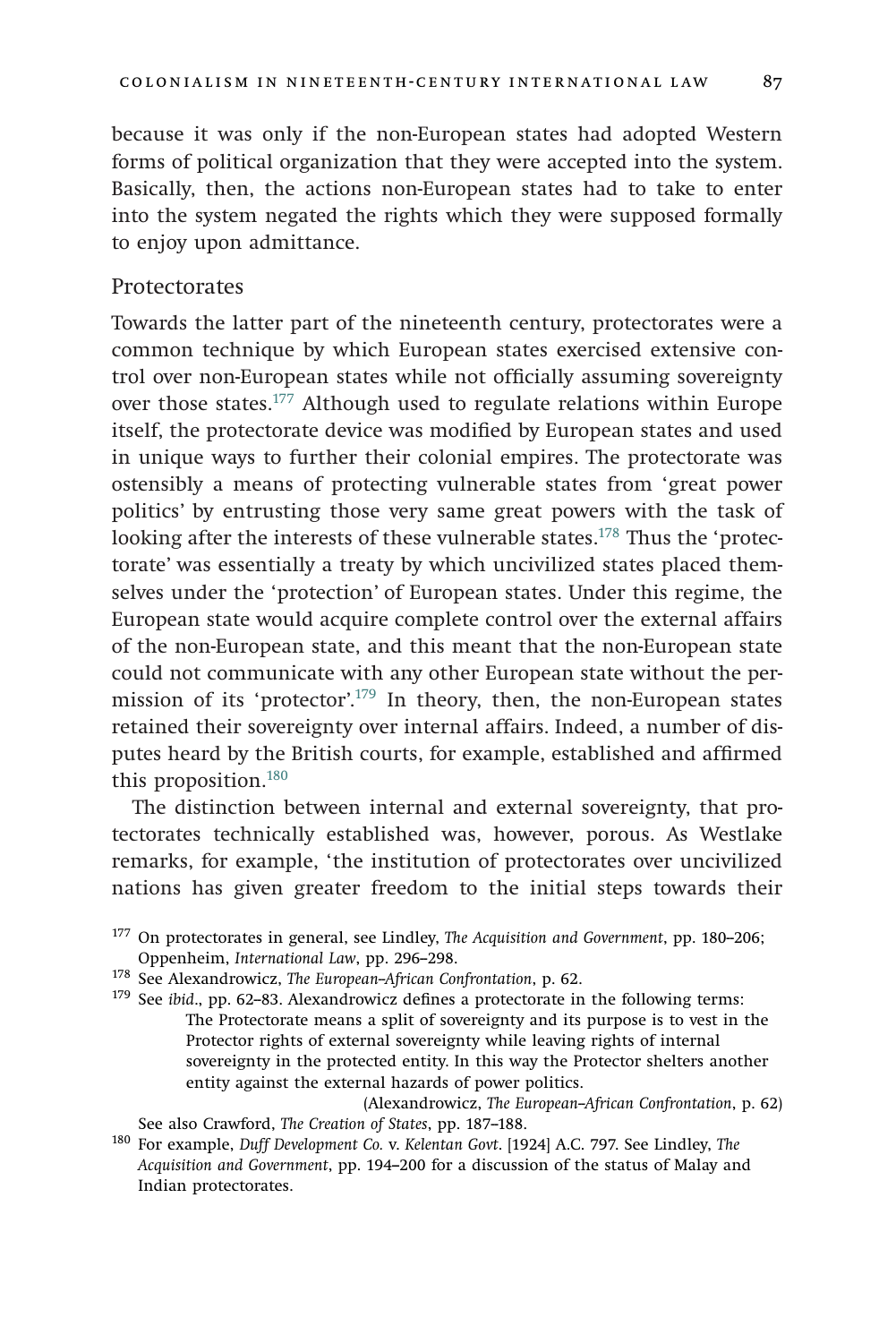because it was only if the non-European states had adopted Western forms of political organization that they were accepted into the system. Basically, then, the actions non-European states had to take to enter into the system negated the rights which they were supposed formally to enjoy upon admittance.

### Protectorates

Towards the latter part of the nineteenth century, protectorates were a common technique by which European states exercised extensive control over non-European states while not officially assuming sovereignty over those states.[177] Although used to regulate relations within Europe itself, the protectorate device was modified by European states and used in unique ways to further their colonial empires. The protectorate was ostensibly a means of protecting vulnerable states from 'great power politics' by entrusting those very same great powers with the task of looking after the interests of these vulnerable states.[178] Thus the 'protectorate' was essentially a treaty by which uncivilized states placed themselves under the 'protection' of European states. Under this regime, the European state would acquire complete control over the external affairs of the non-European state, and this meant that the non-European state could not communicate with any other European state without the permission of its 'protector'.[179] In theory, then, the non-European states retained their sovereignty over internal affairs. Indeed, a number of disputes heard by the British courts, for example, established and affirmed this proposition.[180]

The distinction between internal and external sovereignty, that protectorates technically established was, however, porous. As Westlake remarks, for example, 'the institution of protectorates over uncivilized nations has given greater freedom to the initial steps towards their

---

[177] On protectorates in general, see Lindley, *The Acquisition and Government*, pp. 180–206; Oppenheim, *International Law*, pp. 296–298.

[178] See Alexandrowicz, *The European–African Confrontation*, p. 62.

[179] See *ibid*., pp. 62–83. Alexandrowicz defines a protectorate in the following terms:

> The Protectorate means a split of sovereignty and its purpose is to vest in the Protector rights of external sovereignty while leaving rights of internal sovereignty in the protected entity. In this way the Protector shelters another entity against the external hazards of power politics.
>
> (Alexandrowicz, *The European–African Confrontation*, p. 62)

See also Crawford, *The Creation of States*, pp. 187–188.

[180] For example, *Duff Development Co.* v. *Kelentan Govt*. [1924] A.C. 797. See Lindley, *The Acquisition and Government*, pp. 194–200 for a discussion of the status of Malay and Indian protectorates.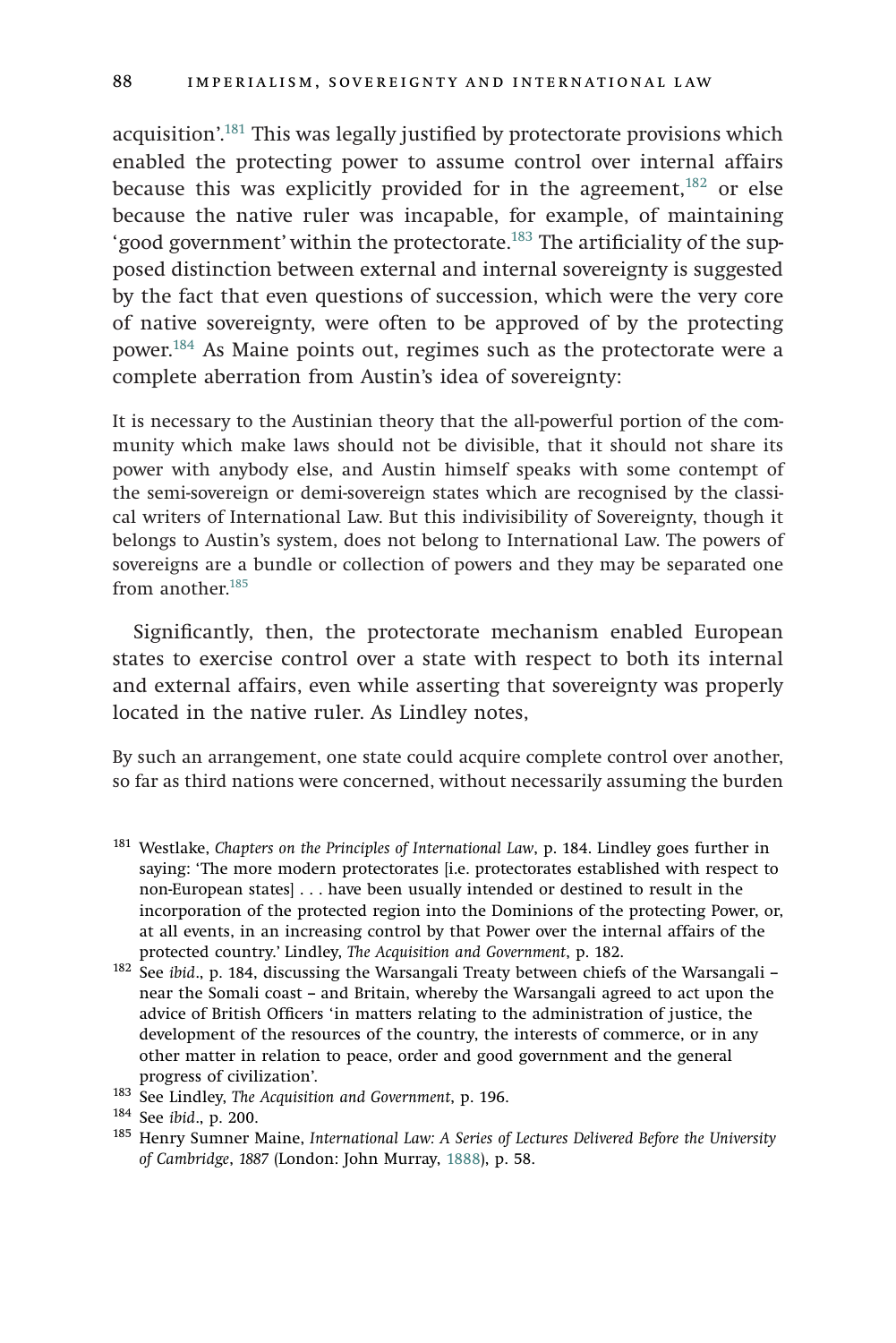acquisition'.[181] This was legally justified by protectorate provisions which enabled the protecting power to assume control over internal affairs because this was explicitly provided for in the agreement,[182] or else because the native ruler was incapable, for example, of maintaining 'good government' within the protectorate.[183] The artificiality of the supposed distinction between external and internal sovereignty is suggested by the fact that even questions of succession, which were the very core of native sovereignty, were often to be approved of by the protecting power.[184] As Maine points out, regimes such as the protectorate were a complete aberration from Austin's idea of sovereignty:

> It is necessary to the Austinian theory that the all-powerful portion of the community which make laws should not be divisible, that it should not share its power with anybody else, and Austin himself speaks with some contempt of the semi-sovereign or demi-sovereign states which are recognised by the classical writers of International Law. But this indivisibility of Sovereignty, though it belongs to Austin's system, does not belong to International Law. The powers of sovereigns are a bundle or collection of powers and they may be separated one from another.[185]

Significantly, then, the protectorate mechanism enabled European states to exercise control over a state with respect to both its internal and external affairs, even while asserting that sovereignty was properly located in the native ruler. As Lindley notes,

> By such an arrangement, one state could acquire complete control over another, so far as third nations were concerned, without necessarily assuming the burden

---

[181] Westlake, *Chapters on the Principles of International Law*, p. 184. Lindley goes further in saying: 'The more modern protectorates [i.e. protectorates established with respect to non-European states] . . . have been usually intended or destined to result in the incorporation of the protected region into the Dominions of the protecting Power, or, at all events, in an increasing control by that Power over the internal affairs of the protected country.' Lindley, *The Acquisition and Government*, p. 182.

[182] See *ibid*., p. 184, discussing the Warsangali Treaty between chiefs of the Warsangali – near the Somali coast – and Britain, whereby the Warsangali agreed to act upon the advice of British Officers 'in matters relating to the administration of justice, the development of the resources of the country, the interests of commerce, or in any other matter in relation to peace, order and good government and the general progress of civilization'.

[183] See Lindley, *The Acquisition and Government*, p. 196.

[184] See *ibid*., p. 200.

[185] Henry Sumner Maine, *International Law: A Series of Lectures Delivered Before the University of Cambridge, 1887* (London: John Murray, 1888), p. 58.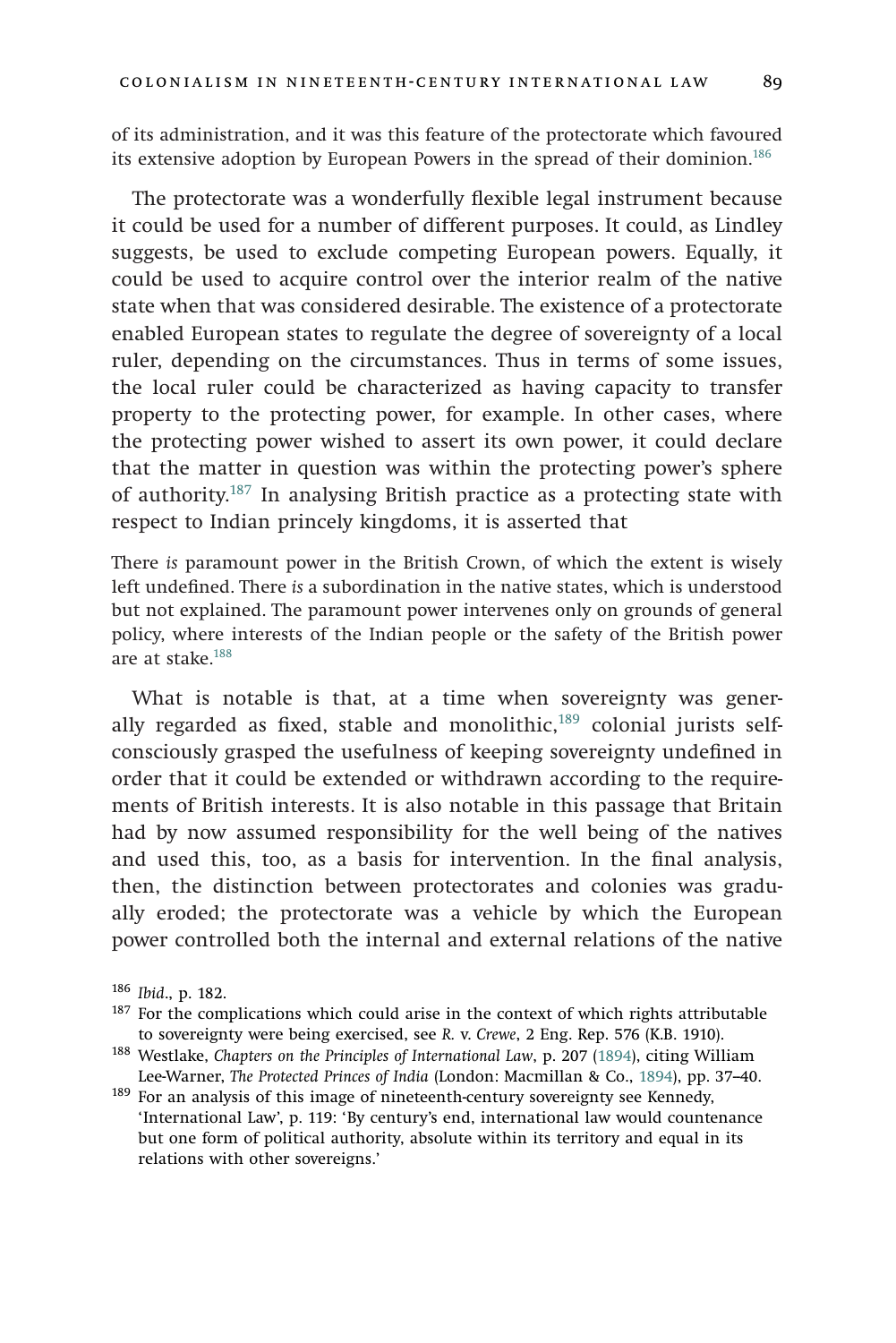of its administration, and it was this feature of the protectorate which favoured its extensive adoption by European Powers in the spread of their dominion.[186]

The protectorate was a wonderfully flexible legal instrument because it could be used for a number of different purposes. It could, as Lindley suggests, be used to exclude competing European powers. Equally, it could be used to acquire control over the interior realm of the native state when that was considered desirable. The existence of a protectorate enabled European states to regulate the degree of sovereignty of a local ruler, depending on the circumstances. Thus in terms of some issues, the local ruler could be characterized as having capacity to transfer property to the protecting power, for example. In other cases, where the protecting power wished to assert its own power, it could declare that the matter in question was within the protecting power's sphere of authority.[187] In analysing British practice as a protecting state with respect to Indian princely kingdoms, it is asserted that

> There *is* paramount power in the British Crown, of which the extent is wisely left undefined. There *is* a subordination in the native states, which is understood but not explained. The paramount power intervenes only on grounds of general policy, where interests of the Indian people or the safety of the British power are at stake.[188]

What is notable is that, at a time when sovereignty was generally regarded as fixed, stable and monolithic,[189] colonial jurists self-consciously grasped the usefulness of keeping sovereignty undefined in order that it could be extended or withdrawn according to the requirements of British interests. It is also notable in this passage that Britain had by now assumed responsibility for the well being of the natives and used this, too, as a basis for intervention. In the final analysis, then, the distinction between protectorates and colonies was gradually eroded; the protectorate was a vehicle by which the European power controlled both the internal and external relations of the native

[186] *Ibid*., p. 182.

[187] For the complications which could arise in the context of which rights attributable to sovereignty were being exercised, see *R.* v. *Crewe*, 2 Eng. Rep. 576 (K.B. 1910).

[188] Westlake, *Chapters on the Principles of International Law*, p. 207 (1894), citing William Lee-Warner, *The Protected Princes of India* (London: Macmillan & Co., 1894), pp. 37–40.

[189] For an analysis of this image of nineteenth-century sovereignty see Kennedy, 'International Law', p. 119: 'By century's end, international law would countenance but one form of political authority, absolute within its territory and equal in its relations with other sovereigns.'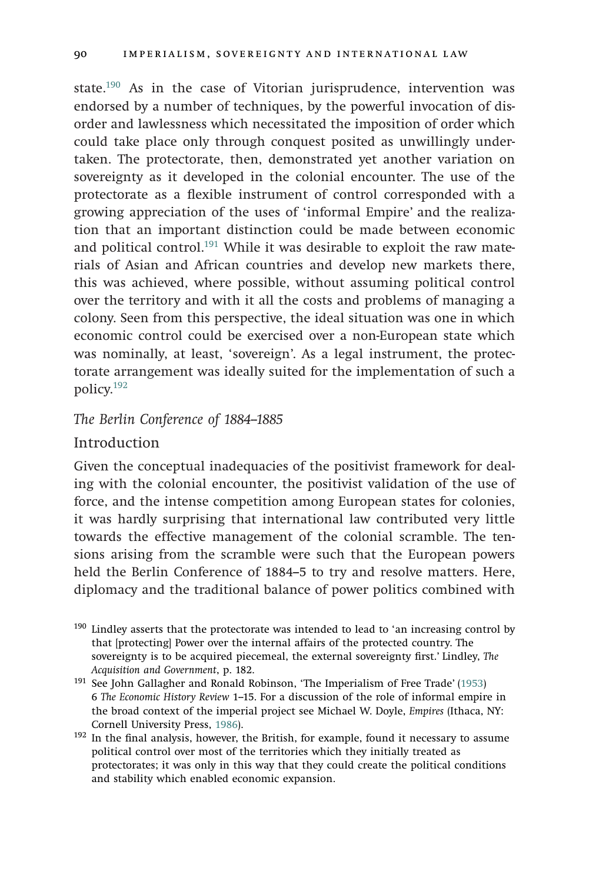state.[190] As in the case of Vitorian jurisprudence, intervention was endorsed by a number of techniques, by the powerful invocation of disorder and lawlessness which necessitated the imposition of order which could take place only through conquest posited as unwillingly undertaken. The protectorate, then, demonstrated yet another variation on sovereignty as it developed in the colonial encounter. The use of the protectorate as a flexible instrument of control corresponded with a growing appreciation of the uses of 'informal Empire' and the realization that an important distinction could be made between economic and political control.[191] While it was desirable to exploit the raw materials of Asian and African countries and develop new markets there, this was achieved, where possible, without assuming political control over the territory and with it all the costs and problems of managing a colony. Seen from this perspective, the ideal situation was one in which economic control could be exercised over a non-European state which was nominally, at least, 'sovereign'. As a legal instrument, the protectorate arrangement was ideally suited for the implementation of such a policy.[192]

### *The Berlin Conference of 1884–1885*

#### Introduction

Given the conceptual inadequacies of the positivist framework for dealing with the colonial encounter, the positivist validation of the use of force, and the intense competition among European states for colonies, it was hardly surprising that international law contributed very little towards the effective management of the colonial scramble. The tensions arising from the scramble were such that the European powers held the Berlin Conference of 1884–5 to try and resolve matters. Here, diplomacy and the traditional balance of power politics combined with

---

[190] Lindley asserts that the protectorate was intended to lead to 'an increasing control by that [protecting] Power over the internal affairs of the protected country. The sovereignty is to be acquired piecemeal, the external sovereignty first.' Lindley, *The Acquisition and Government*, p. 182.

[191] See John Gallagher and Ronald Robinson, 'The Imperialism of Free Trade' (1953) 6 *The Economic History Review* 1–15. For a discussion of the role of informal empire in the broad context of the imperial project see Michael W. Doyle, *Empires* (Ithaca, NY: Cornell University Press, 1986).

[192] In the final analysis, however, the British, for example, found it necessary to assume political control over most of the territories which they initially treated as protectorates; it was only in this way that they could create the political conditions and stability which enabled economic expansion.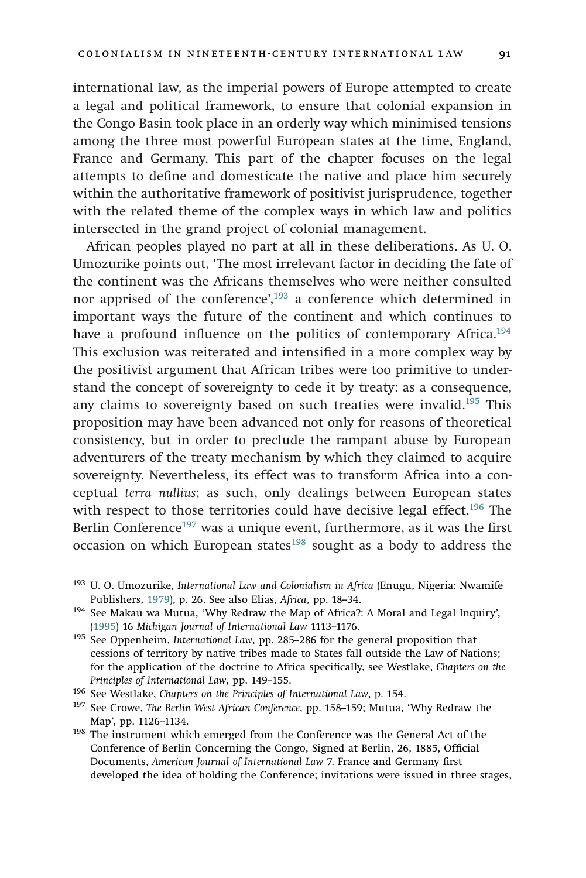international law, as the imperial powers of Europe attempted to create a legal and political framework, to ensure that colonial expansion in the Congo Basin took place in an orderly way which minimised tensions among the three most powerful European states at the time, England, France and Germany. This part of the chapter focuses on the legal attempts to define and domesticate the native and place him securely within the authoritative framework of positivist jurisprudence, together with the related theme of the complex ways in which law and politics intersected in the grand project of colonial management.

African peoples played no part at all in these deliberations. As U. O. Umozurike points out, 'The most irrelevant factor in deciding the fate of the continent was the Africans themselves who were neither consulted nor apprised of the conference',[193] a conference which determined in important ways the future of the continent and which continues to have a profound influence on the politics of contemporary Africa.[194] This exclusion was reiterated and intensified in a more complex way by the positivist argument that African tribes were too primitive to understand the concept of sovereignty to cede it by treaty: as a consequence, any claims to sovereignty based on such treaties were invalid.[195] This proposition may have been advanced not only for reasons of theoretical consistency, but in order to preclude the rampant abuse by European adventurers of the treaty mechanism by which they claimed to acquire sovereignty. Nevertheless, its effect was to transform Africa into a conceptual *terra nullius*; as such, only dealings between European states with respect to those territories could have decisive legal effect.[196] The Berlin Conference[197] was a unique event, furthermore, as it was the first occasion on which European states[198] sought as a body to address the

[193] U. O. Umozurike, *International Law and Colonialism in Africa* (Enugu, Nigeria: Nwamife Publishers, 1979), p. 26. See also Elias, *Africa*, pp. 18–34.

[194] See Makau wa Mutua, 'Why Redraw the Map of Africa?: A Moral and Legal Inquiry', (1995) 16 *Michigan Journal of International Law* 1113–1176.

[195] See Oppenheim, *International Law*, pp. 285–286 for the general proposition that cessions of territory by native tribes made to States fall outside the Law of Nations; for the application of the doctrine to Africa specifically, see Westlake, *Chapters on the Principles of International Law*, pp. 149–155.

[196] See Westlake, *Chapters on the Principles of International Law*, p. 154.

[197] See Crowe, *The Berlin West African Conference*, pp. 158–159; Mutua, 'Why Redraw the Map', pp. 1126–1134.

[198] The instrument which emerged from the Conference was the General Act of the Conference of Berlin Concerning the Congo, Signed at Berlin, 26, 1885, Official Documents, *American Journal of International Law* 7. France and Germany first developed the idea of holding the Conference; invitations were issued in three stages,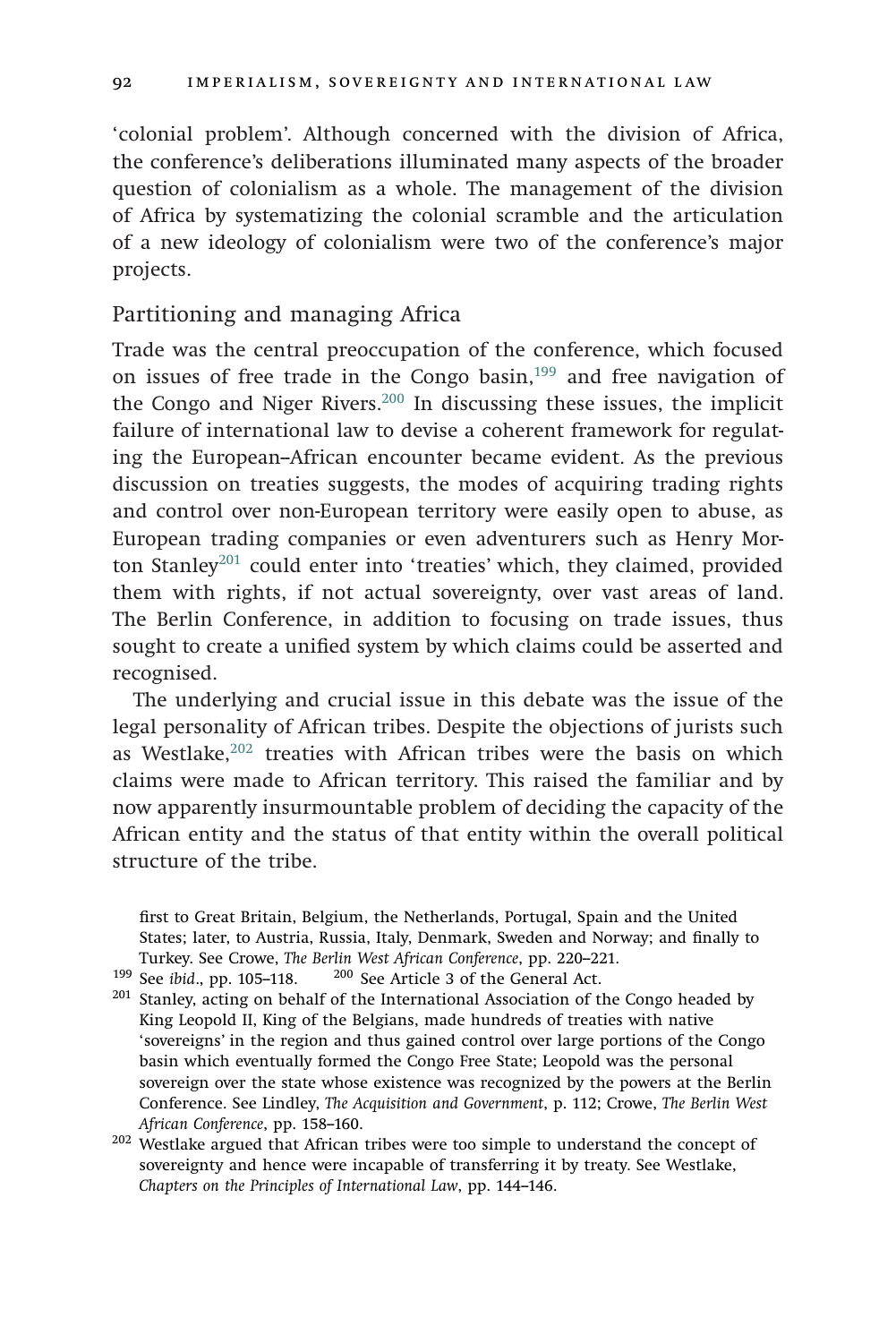'colonial problem'. Although concerned with the division of Africa, the conference's deliberations illuminated many aspects of the broader question of colonialism as a whole. The management of the division of Africa by systematizing the colonial scramble and the articulation of a new ideology of colonialism were two of the conference's major projects.

## Partitioning and managing Africa

Trade was the central preoccupation of the conference, which focused on issues of free trade in the Congo basin,[199] and free navigation of the Congo and Niger Rivers.[200] In discussing these issues, the implicit failure of international law to devise a coherent framework for regulating the European–African encounter became evident. As the previous discussion on treaties suggests, the modes of acquiring trading rights and control over non-European territory were easily open to abuse, as European trading companies or even adventurers such as Henry Morton Stanley[201] could enter into 'treaties' which, they claimed, provided them with rights, if not actual sovereignty, over vast areas of land. The Berlin Conference, in addition to focusing on trade issues, thus sought to create a unified system by which claims could be asserted and recognised.

The underlying and crucial issue in this debate was the issue of the legal personality of African tribes. Despite the objections of jurists such as Westlake,[202] treaties with African tribes were the basis on which claims were made to African territory. This raised the familiar and by now apparently insurmountable problem of deciding the capacity of the African entity and the status of that entity within the overall political structure of the tribe.

first to Great Britain, Belgium, the Netherlands, Portugal, Spain and the United States; later, to Austria, Russia, Italy, Denmark, Sweden and Norway; and finally to Turkey. See Crowe, *The Berlin West African Conference*, pp. 220–221.

[199] See *ibid*., pp. 105–118.

[200] See Article 3 of the General Act.

[201] Stanley, acting on behalf of the International Association of the Congo headed by King Leopold II, King of the Belgians, made hundreds of treaties with native 'sovereigns' in the region and thus gained control over large portions of the Congo basin which eventually formed the Congo Free State; Leopold was the personal sovereign over the state whose existence was recognized by the powers at the Berlin Conference. See Lindley, *The Acquisition and Government*, p. 112; Crowe, *The Berlin West African Conference*, pp. 158–160.

[202] Westlake argued that African tribes were too simple to understand the concept of sovereignty and hence were incapable of transferring it by treaty. See Westlake, *Chapters on the Principles of International Law*, pp. 144–146.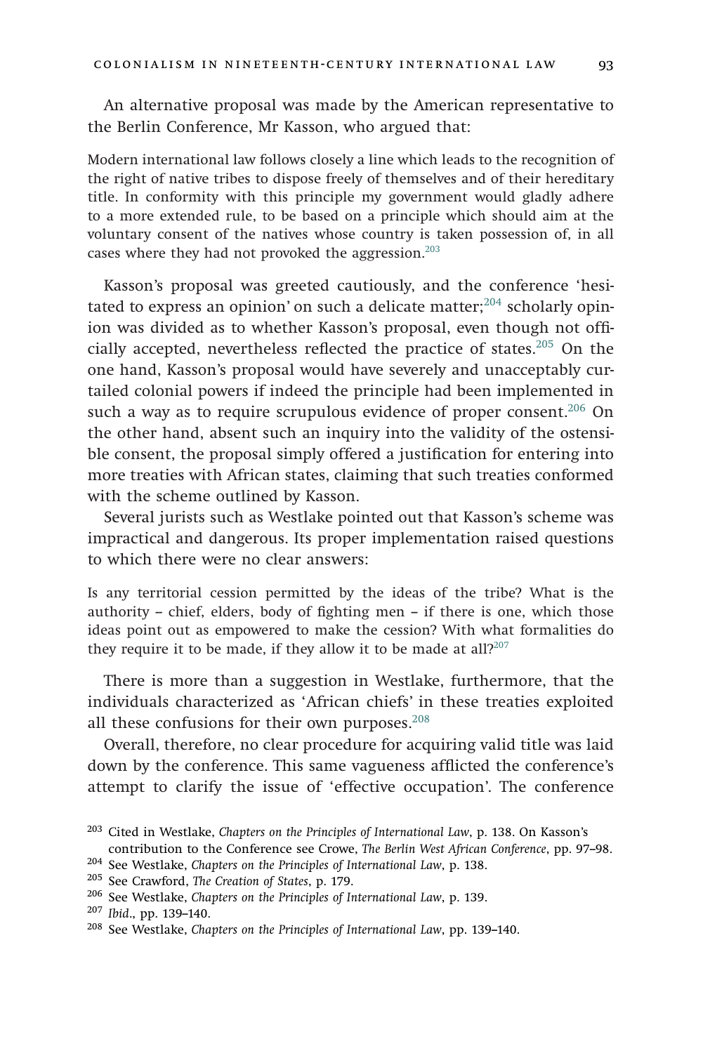An alternative proposal was made by the American representative to the Berlin Conference, Mr Kasson, who argued that:

> Modern international law follows closely a line which leads to the recognition of the right of native tribes to dispose freely of themselves and of their hereditary title. In conformity with this principle my government would gladly adhere to a more extended rule, to be based on a principle which should aim at the voluntary consent of the natives whose country is taken possession of, in all cases where they had not provoked the aggression.[203]

Kasson's proposal was greeted cautiously, and the conference 'hesitated to express an opinion' on such a delicate matter;[204] scholarly opinion was divided as to whether Kasson's proposal, even though not officially accepted, nevertheless reflected the practice of states.[205] On the one hand, Kasson's proposal would have severely and unacceptably curtailed colonial powers if indeed the principle had been implemented in such a way as to require scrupulous evidence of proper consent.[206] On the other hand, absent such an inquiry into the validity of the ostensible consent, the proposal simply offered a justification for entering into more treaties with African states, claiming that such treaties conformed with the scheme outlined by Kasson.

Several jurists such as Westlake pointed out that Kasson's scheme was impractical and dangerous. Its proper implementation raised questions to which there were no clear answers:

> Is any territorial cession permitted by the ideas of the tribe? What is the authority – chief, elders, body of fighting men – if there is one, which those ideas point out as empowered to make the cession? With what formalities do they require it to be made, if they allow it to be made at all?[207]

There is more than a suggestion in Westlake, furthermore, that the individuals characterized as 'African chiefs' in these treaties exploited all these confusions for their own purposes.[208]

Overall, therefore, no clear procedure for acquiring valid title was laid down by the conference. This same vagueness afflicted the conference's attempt to clarify the issue of 'effective occupation'. The conference

[203] Cited in Westlake, *Chapters on the Principles of International Law*, p. 138. On Kasson's contribution to the Conference see Crowe, *The Berlin West African Conference*, pp. 97–98.

[204] See Westlake, *Chapters on the Principles of International Law*, p. 138.

[205] See Crawford, *The Creation of States*, p. 179.

[206] See Westlake, *Chapters on the Principles of International Law*, p. 139.

[207] *Ibid*., pp. 139–140.

[208] See Westlake, *Chapters on the Principles of International Law*, pp. 139–140.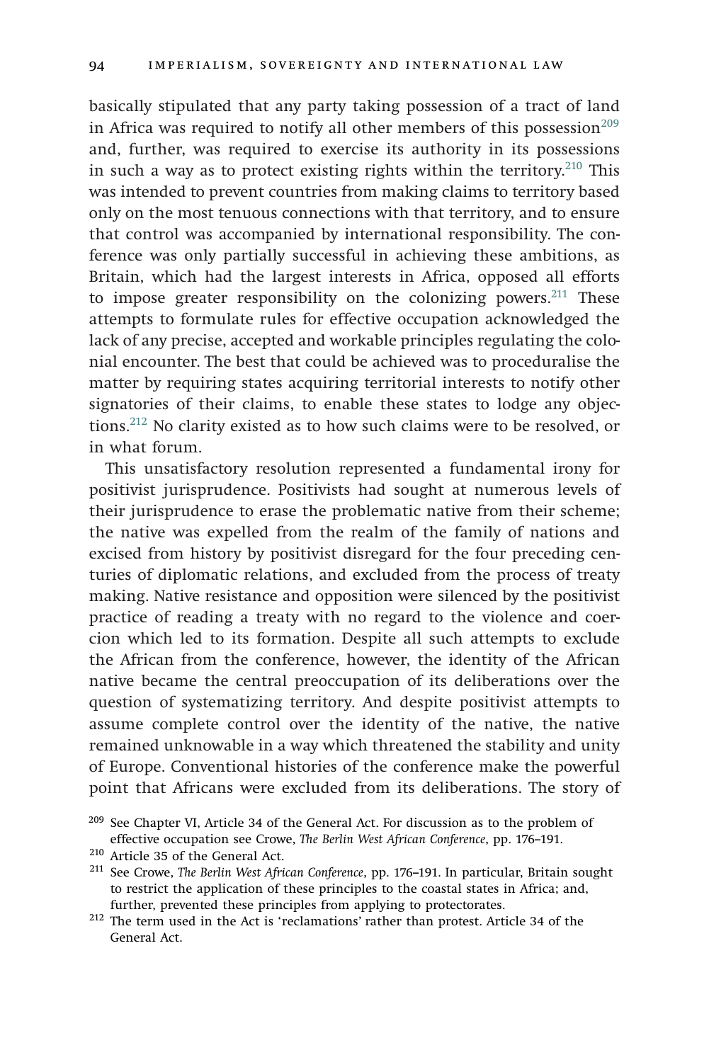basically stipulated that any party taking possession of a tract of land in Africa was required to notify all other members of this possession[209] and, further, was required to exercise its authority in its possessions in such a way as to protect existing rights within the territory.[210] This was intended to prevent countries from making claims to territory based only on the most tenuous connections with that territory, and to ensure that control was accompanied by international responsibility. The conference was only partially successful in achieving these ambitions, as Britain, which had the largest interests in Africa, opposed all efforts to impose greater responsibility on the colonizing powers.[211] These attempts to formulate rules for effective occupation acknowledged the lack of any precise, accepted and workable principles regulating the colonial encounter. The best that could be achieved was to proceduralise the matter by requiring states acquiring territorial interests to notify other signatories of their claims, to enable these states to lodge any objections.[212] No clarity existed as to how such claims were to be resolved, or in what forum.

This unsatisfactory resolution represented a fundamental irony for positivist jurisprudence. Positivists had sought at numerous levels of their jurisprudence to erase the problematic native from their scheme; the native was expelled from the realm of the family of nations and excised from history by positivist disregard for the four preceding centuries of diplomatic relations, and excluded from the process of treaty making. Native resistance and opposition were silenced by the positivist practice of reading a treaty with no regard to the violence and coercion which led to its formation. Despite all such attempts to exclude the African from the conference, however, the identity of the African native became the central preoccupation of its deliberations over the question of systematizing territory. And despite positivist attempts to assume complete control over the identity of the native, the native remained unknowable in a way which threatened the stability and unity of Europe. Conventional histories of the conference make the powerful point that Africans were excluded from its deliberations. The story of

[209] See Chapter VI, Article 34 of the General Act. For discussion as to the problem of effective occupation see Crowe, *The Berlin West African Conference*, pp. 176–191.

[210] Article 35 of the General Act.

[211] See Crowe, *The Berlin West African Conference*, pp. 176–191. In particular, Britain sought to restrict the application of these principles to the coastal states in Africa; and, further, prevented these principles from applying to protectorates.

[212] The term used in the Act is 'reclamations' rather than protest. Article 34 of the General Act.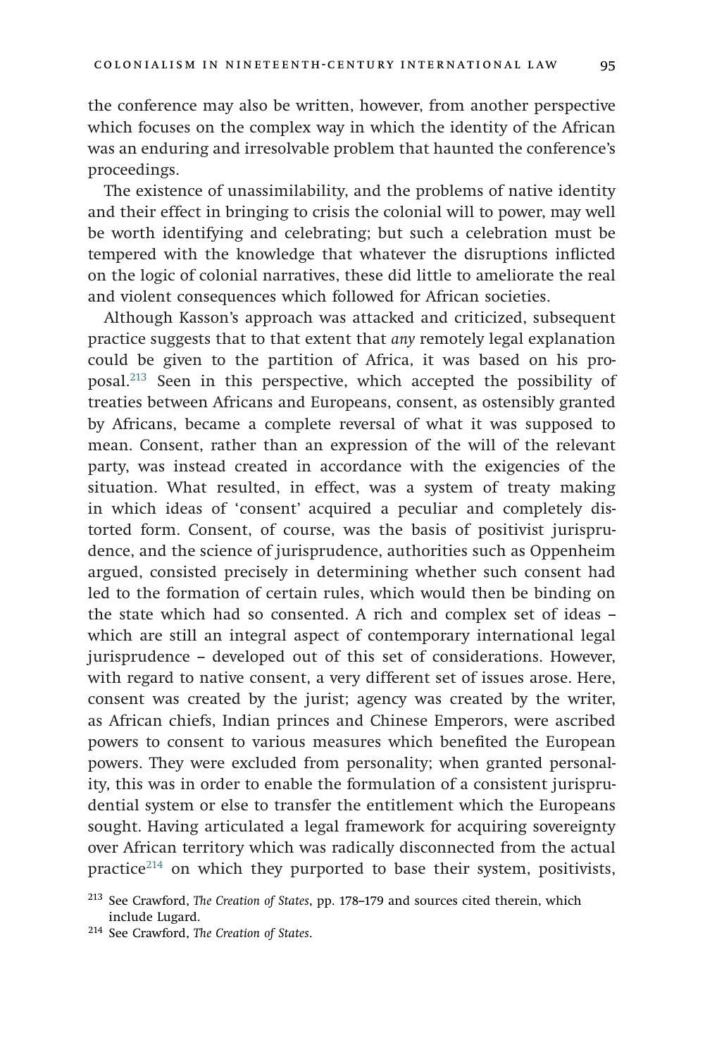the conference may also be written, however, from another perspective which focuses on the complex way in which the identity of the African was an enduring and irresolvable problem that haunted the conference's proceedings.

The existence of unassimilability, and the problems of native identity and their effect in bringing to crisis the colonial will to power, may well be worth identifying and celebrating; but such a celebration must be tempered with the knowledge that whatever the disruptions inflicted on the logic of colonial narratives, these did little to ameliorate the real and violent consequences which followed for African societies.

Although Kasson's approach was attacked and criticized, subsequent practice suggests that to that extent that *any* remotely legal explanation could be given to the partition of Africa, it was based on his proposal.[213] Seen in this perspective, which accepted the possibility of treaties between Africans and Europeans, consent, as ostensibly granted by Africans, became a complete reversal of what it was supposed to mean. Consent, rather than an expression of the will of the relevant party, was instead created in accordance with the exigencies of the situation. What resulted, in effect, was a system of treaty making in which ideas of 'consent' acquired a peculiar and completely distorted form. Consent, of course, was the basis of positivist jurisprudence, and the science of jurisprudence, authorities such as Oppenheim argued, consisted precisely in determining whether such consent had led to the formation of certain rules, which would then be binding on the state which had so consented. A rich and complex set of ideas – which are still an integral aspect of contemporary international legal jurisprudence – developed out of this set of considerations. However, with regard to native consent, a very different set of issues arose. Here, consent was created by the jurist; agency was created by the writer, as African chiefs, Indian princes and Chinese Emperors, were ascribed powers to consent to various measures which benefited the European powers. They were excluded from personality; when granted personality, this was in order to enable the formulation of a consistent jurisprudential system or else to transfer the entitlement which the Europeans sought. Having articulated a legal framework for acquiring sovereignty over African territory which was radically disconnected from the actual practice[214] on which they purported to base their system, positivists,

[213] See Crawford, *The Creation of States*, pp. 178–179 and sources cited therein, which include Lugard.

[214] See Crawford, *The Creation of States*.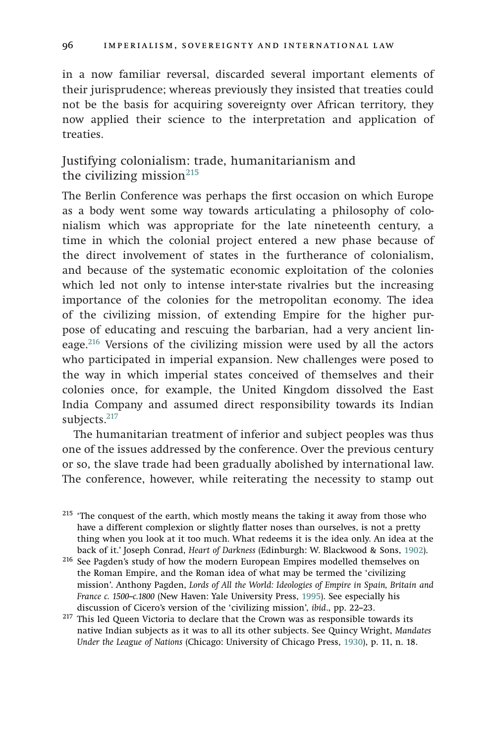in a now familiar reversal, discarded several important elements of their jurisprudence; whereas previously they insisted that treaties could not be the basis for acquiring sovereignty over African territory, they now applied their science to the interpretation and application of treaties.

## Justifying colonialism: trade, humanitarianism and the civilizing mission[215]

The Berlin Conference was perhaps the first occasion on which Europe as a body went some way towards articulating a philosophy of colonialism which was appropriate for the late nineteenth century, a time in which the colonial project entered a new phase because of the direct involvement of states in the furtherance of colonialism, and because of the systematic economic exploitation of the colonies which led not only to intense inter-state rivalries but the increasing importance of the colonies for the metropolitan economy. The idea of the civilizing mission, of extending Empire for the higher purpose of educating and rescuing the barbarian, had a very ancient lineage.[216] Versions of the civilizing mission were used by all the actors who participated in imperial expansion. New challenges were posed to the way in which imperial states conceived of themselves and their colonies once, for example, the United Kingdom dissolved the East India Company and assumed direct responsibility towards its Indian subjects.[217]

The humanitarian treatment of inferior and subject peoples was thus one of the issues addressed by the conference. Over the previous century or so, the slave trade had been gradually abolished by international law. The conference, however, while reiterating the necessity to stamp out

---

[215] 'The conquest of the earth, which mostly means the taking it away from those who have a different complexion or slightly flatter noses than ourselves, is not a pretty thing when you look at it too much. What redeems it is the idea only. An idea at the back of it.' Joseph Conrad, *Heart of Darkness* (Edinburgh: W. Blackwood & Sons, 1902).

[216] See Pagden's study of how the modern European Empires modelled themselves on the Roman Empire, and the Roman idea of what may be termed the 'civilizing mission'. Anthony Pagden, *Lords of All the World: Ideologies of Empire in Spain, Britain and France c. 1500–c.1800* (New Haven: Yale University Press, 1995). See especially his discussion of Cicero's version of the 'civilizing mission', *ibid*., pp. 22–23.

[217] This led Queen Victoria to declare that the Crown was as responsible towards its native Indian subjects as it was to all its other subjects. See Quincy Wright, *Mandates Under the League of Nations* (Chicago: University of Chicago Press, 1930), p. 11, n. 18.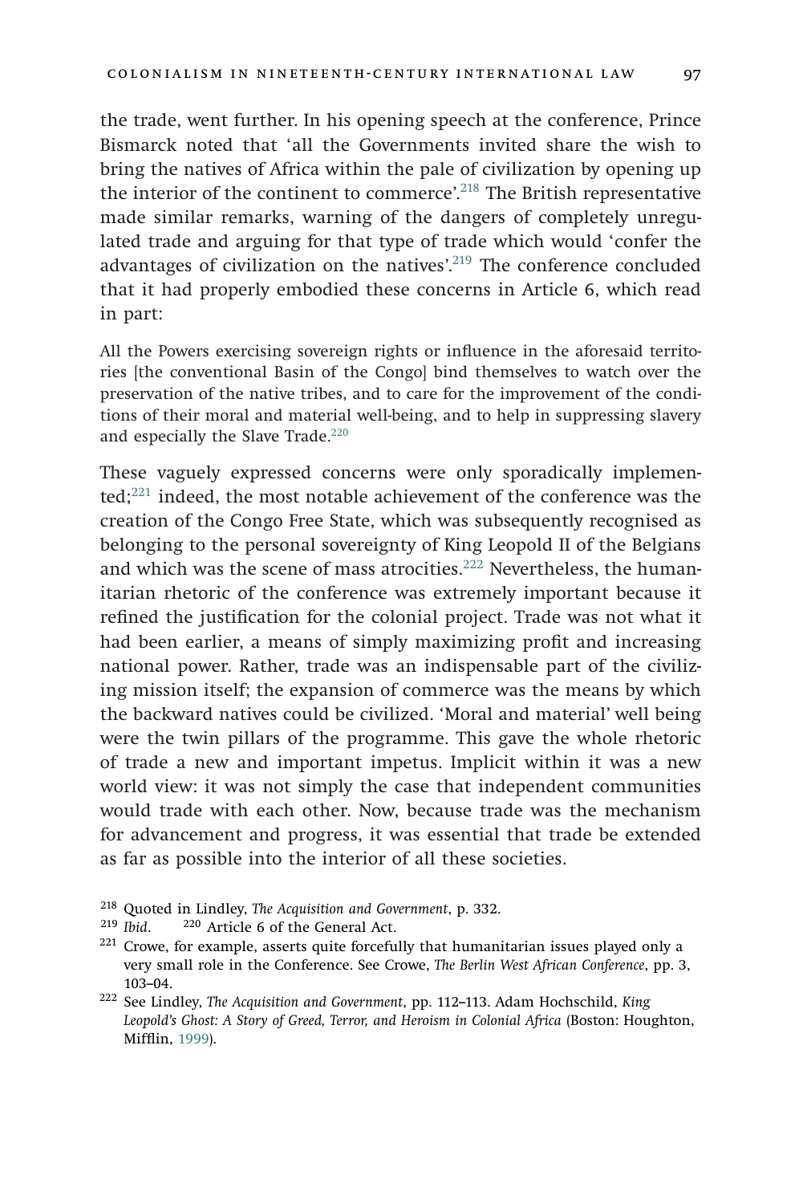the trade, went further. In his opening speech at the conference, Prince Bismarck noted that 'all the Governments invited share the wish to bring the natives of Africa within the pale of civilization by opening up the interior of the continent to commerce'.[218] The British representative made similar remarks, warning of the dangers of completely unregulated trade and arguing for that type of trade which would 'confer the advantages of civilization on the natives'.[219] The conference concluded that it had properly embodied these concerns in Article 6, which read in part:

> All the Powers exercising sovereign rights or influence in the aforesaid territories [the conventional Basin of the Congo] bind themselves to watch over the preservation of the native tribes, and to care for the improvement of the conditions of their moral and material well-being, and to help in suppressing slavery and especially the Slave Trade.[220]

These vaguely expressed concerns were only sporadically implemented;[221] indeed, the most notable achievement of the conference was the creation of the Congo Free State, which was subsequently recognised as belonging to the personal sovereignty of King Leopold II of the Belgians and which was the scene of mass atrocities.[222] Nevertheless, the humanitarian rhetoric of the conference was extremely important because it refined the justification for the colonial project. Trade was not what it had been earlier, a means of simply maximizing profit and increasing national power. Rather, trade was an indispensable part of the civilizing mission itself; the expansion of commerce was the means by which the backward natives could be civilized. 'Moral and material' well being were the twin pillars of the programme. This gave the whole rhetoric of trade a new and important impetus. Implicit within it was a new world view: it was not simply the case that independent communities would trade with each other. Now, because trade was the mechanism for advancement and progress, it was essential that trade be extended as far as possible into the interior of all these societies.

---

[218] Quoted in Lindley, *The Acquisition and Government*, p. 332.

[219] *Ibid.*

[220] Article 6 of the General Act.

[221] Crowe, for example, asserts quite forcefully that humanitarian issues played only a very small role in the Conference. See Crowe, *The Berlin West African Conference*, pp. 3, 103–04.

[222] See Lindley, *The Acquisition and Government*, pp. 112–113. Adam Hochschild, *King Leopold's Ghost: A Story of Greed, Terror, and Heroism in Colonial Africa* (Boston: Houghton, Mifflin, 1999).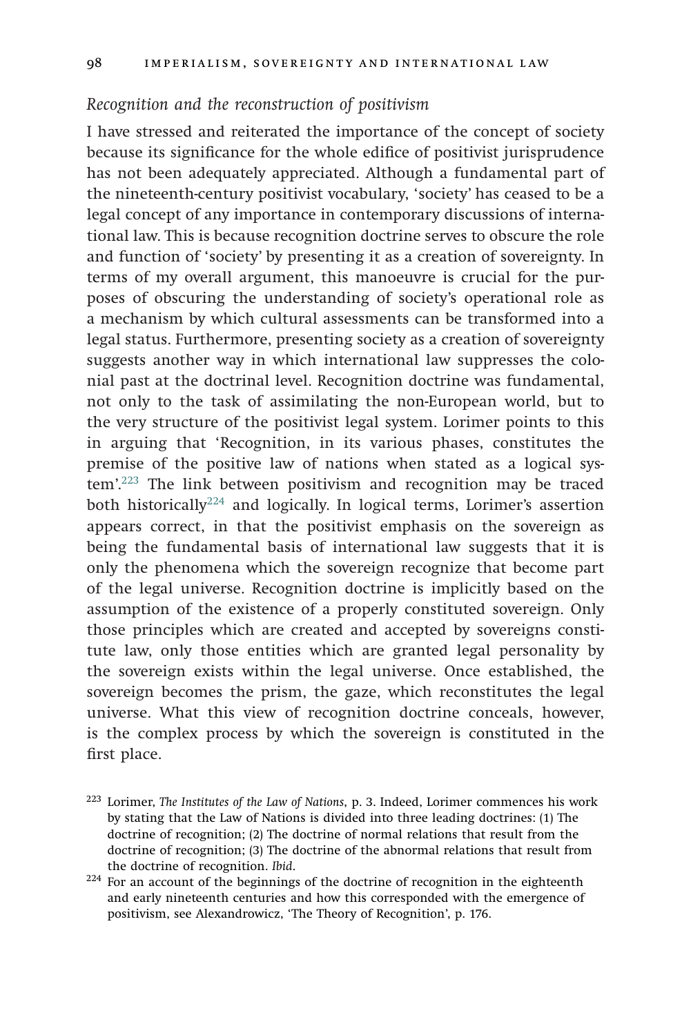*Recognition and the reconstruction of positivism*

I have stressed and reiterated the importance of the concept of society because its significance for the whole edifice of positivist jurisprudence has not been adequately appreciated. Although a fundamental part of the nineteenth-century positivist vocabulary, 'society' has ceased to be a legal concept of any importance in contemporary discussions of international law. This is because recognition doctrine serves to obscure the role and function of 'society' by presenting it as a creation of sovereignty. In terms of my overall argument, this manoeuvre is crucial for the purposes of obscuring the understanding of society's operational role as a mechanism by which cultural assessments can be transformed into a legal status. Furthermore, presenting society as a creation of sovereignty suggests another way in which international law suppresses the colonial past at the doctrinal level. Recognition doctrine was fundamental, not only to the task of assimilating the non-European world, but to the very structure of the positivist legal system. Lorimer points to this in arguing that 'Recognition, in its various phases, constitutes the premise of the positive law of nations when stated as a logical system'.[223] The link between positivism and recognition may be traced both historically[224] and logically. In logical terms, Lorimer's assertion appears correct, in that the positivist emphasis on the sovereign as being the fundamental basis of international law suggests that it is only the phenomena which the sovereign recognize that become part of the legal universe. Recognition doctrine is implicitly based on the assumption of the existence of a properly constituted sovereign. Only those principles which are created and accepted by sovereigns constitute law, only those entities which are granted legal personality by the sovereign exists within the legal universe. Once established, the sovereign becomes the prism, the gaze, which reconstitutes the legal universe. What this view of recognition doctrine conceals, however, is the complex process by which the sovereign is constituted in the first place.

[223] Lorimer, *The Institutes of the Law of Nations*, p. 3. Indeed, Lorimer commences his work by stating that the Law of Nations is divided into three leading doctrines: (1) The doctrine of recognition; (2) The doctrine of normal relations that result from the doctrine of recognition; (3) The doctrine of the abnormal relations that result from the doctrine of recognition. *Ibid*.

[224] For an account of the beginnings of the doctrine of recognition in the eighteenth and early nineteenth centuries and how this corresponded with the emergence of positivism, see Alexandrowicz, 'The Theory of Recognition', p. 176.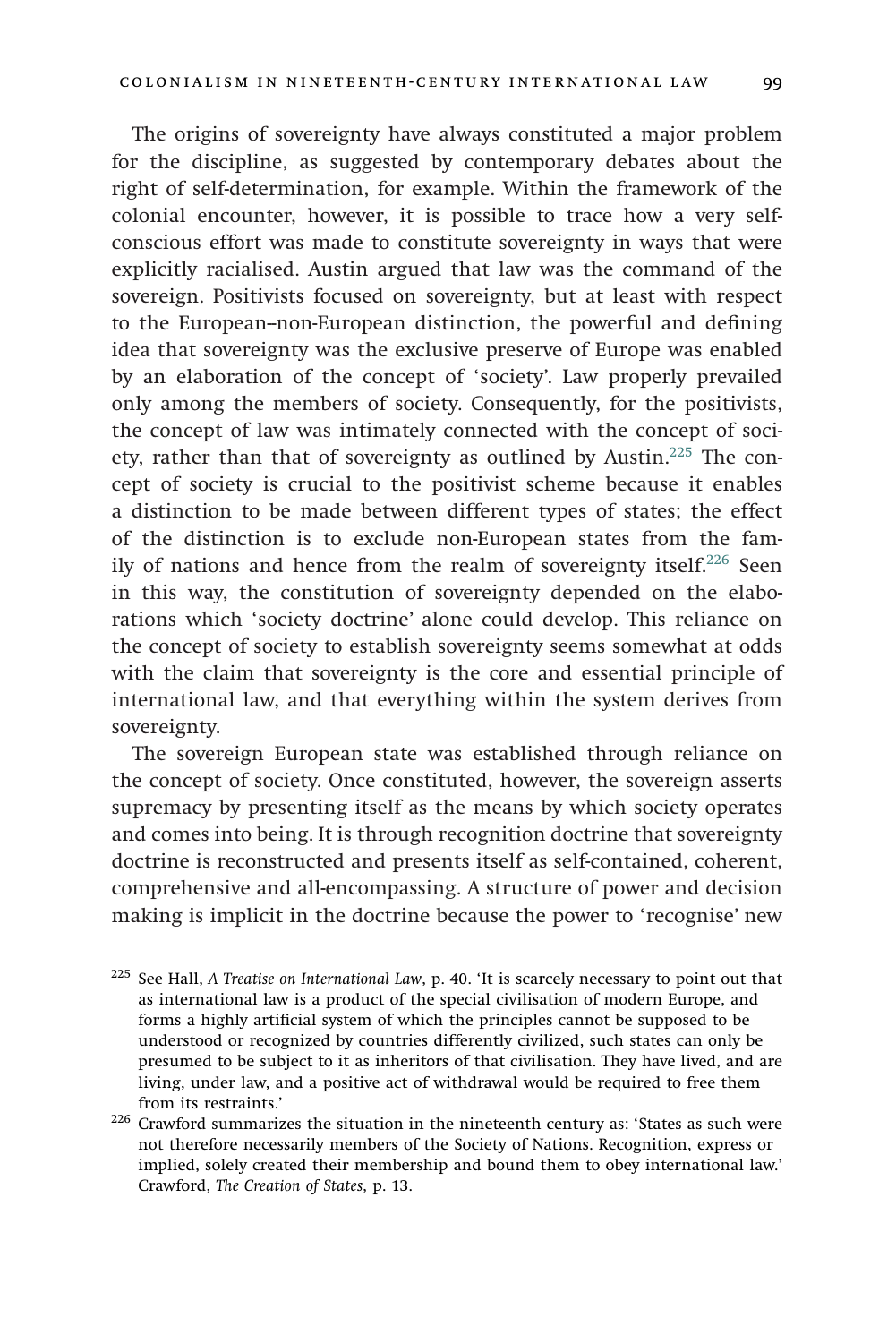The origins of sovereignty have always constituted a major problem for the discipline, as suggested by contemporary debates about the right of self-determination, for example. Within the framework of the colonial encounter, however, it is possible to trace how a very self-conscious effort was made to constitute sovereignty in ways that were explicitly racialised. Austin argued that law was the command of the sovereign. Positivists focused on sovereignty, but at least with respect to the European–non-European distinction, the powerful and defining idea that sovereignty was the exclusive preserve of Europe was enabled by an elaboration of the concept of 'society'. Law properly prevailed only among the members of society. Consequently, for the positivists, the concept of law was intimately connected with the concept of society, rather than that of sovereignty as outlined by Austin.[225] The concept of society is crucial to the positivist scheme because it enables a distinction to be made between different types of states; the effect of the distinction is to exclude non-European states from the family of nations and hence from the realm of sovereignty itself.[226] Seen in this way, the constitution of sovereignty depended on the elaborations which 'society doctrine' alone could develop. This reliance on the concept of society to establish sovereignty seems somewhat at odds with the claim that sovereignty is the core and essential principle of international law, and that everything within the system derives from sovereignty.

The sovereign European state was established through reliance on the concept of society. Once constituted, however, the sovereign asserts supremacy by presenting itself as the means by which society operates and comes into being. It is through recognition doctrine that sovereignty doctrine is reconstructed and presents itself as self-contained, coherent, comprehensive and all-encompassing. A structure of power and decision making is implicit in the doctrine because the power to 'recognise' new

[225] See Hall, *A Treatise on International Law*, p. 40. 'It is scarcely necessary to point out that as international law is a product of the special civilisation of modern Europe, and forms a highly artificial system of which the principles cannot be supposed to be understood or recognized by countries differently civilized, such states can only be presumed to be subject to it as inheritors of that civilisation. They have lived, and are living, under law, and a positive act of withdrawal would be required to free them from its restraints.'

[226] Crawford summarizes the situation in the nineteenth century as: 'States as such were not therefore necessarily members of the Society of Nations. Recognition, express or implied, solely created their membership and bound them to obey international law.' Crawford, *The Creation of States*, p. 13.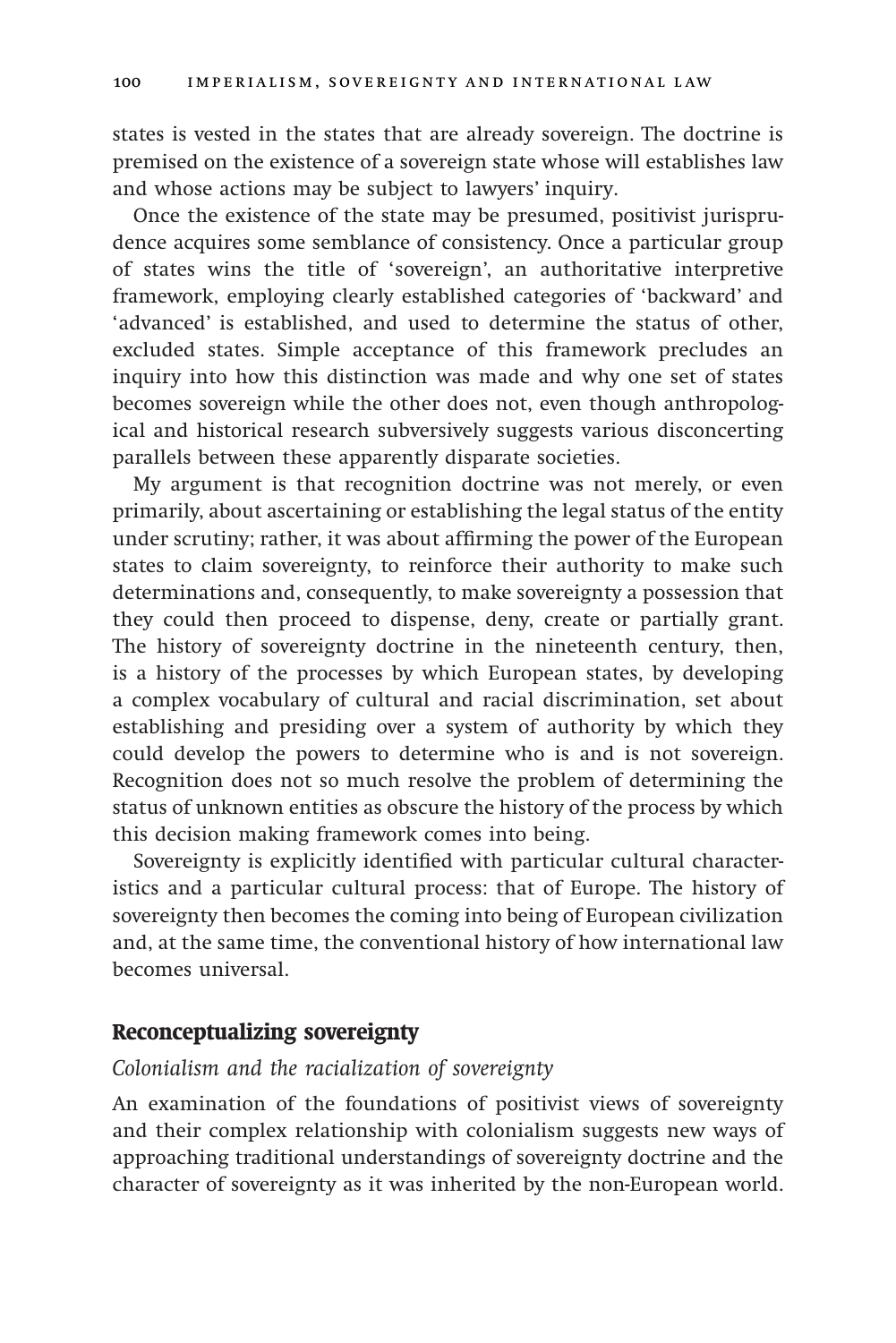states is vested in the states that are already sovereign. The doctrine is premised on the existence of a sovereign state whose will establishes law and whose actions may be subject to lawyers' inquiry.

Once the existence of the state may be presumed, positivist jurisprudence acquires some semblance of consistency. Once a particular group of states wins the title of 'sovereign', an authoritative interpretive framework, employing clearly established categories of 'backward' and 'advanced' is established, and used to determine the status of other, excluded states. Simple acceptance of this framework precludes an inquiry into how this distinction was made and why one set of states becomes sovereign while the other does not, even though anthropological and historical research subversively suggests various disconcerting parallels between these apparently disparate societies.

My argument is that recognition doctrine was not merely, or even primarily, about ascertaining or establishing the legal status of the entity under scrutiny; rather, it was about affirming the power of the European states to claim sovereignty, to reinforce their authority to make such determinations and, consequently, to make sovereignty a possession that they could then proceed to dispense, deny, create or partially grant. The history of sovereignty doctrine in the nineteenth century, then, is a history of the processes by which European states, by developing a complex vocabulary of cultural and racial discrimination, set about establishing and presiding over a system of authority by which they could develop the powers to determine who is and is not sovereign. Recognition does not so much resolve the problem of determining the status of unknown entities as obscure the history of the process by which this decision making framework comes into being.

Sovereignty is explicitly identified with particular cultural characteristics and a particular cultural process: that of Europe. The history of sovereignty then becomes the coming into being of European civilization and, at the same time, the conventional history of how international law becomes universal.

## Reconceptualizing sovereignty

### *Colonialism and the racialization of sovereignty*

An examination of the foundations of positivist views of sovereignty and their complex relationship with colonialism suggests new ways of approaching traditional understandings of sovereignty doctrine and the character of sovereignty as it was inherited by the non-European world.